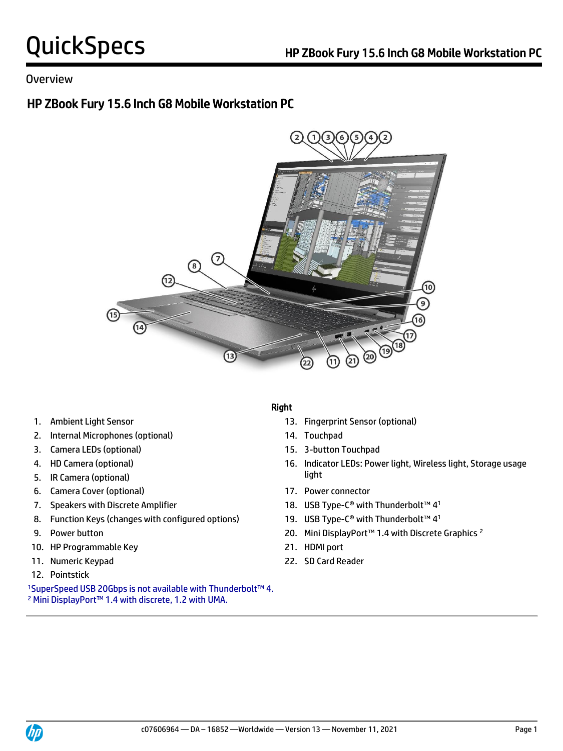# QuickSpecs

## HP ZBook Fury 15.6 Inch G8 Mobile Workstation PC

Overview

### HP ZBook Fury 15.6 Inch G8 Mobile Workstation PC

1. Ambient Light Sensor
2. Internal Microphones (optional)
3. Camera LEDs (optional)
4. HD Camera (optional)
5. IR Camera (optional)
6. Camera Cover (optional)
7. Speakers with Discrete Amplifier
8. Function Keys (changes with configured options)
9. Power button
10. HP Programmable Key
11. Numeric Keypad
12. Pointstick

**Right**

13. Fingerprint Sensor (optional)
14. Touchpad
15. 3-button Touchpad
16. Indicator LEDs: Power light, Wireless light, Storage usage light
17. Power connector
18. USB Type-C® with Thunderbolt™ 4[1]
19. USB Type-C® with Thunderbolt™ 4[1]
20. Mini DisplayPort™ 1.4 with Discrete Graphics [2]
21. HDMI port
22. SD Card Reader

[1]SuperSpeed USB 20Gbps is not available with Thunderbolt™ 4.
[2] Mini DisplayPort™ 1.4 with discrete, 1.2 with UMA.

c07606964 — DA – 16852 —Worldwide — Version 13 — November 11, 2021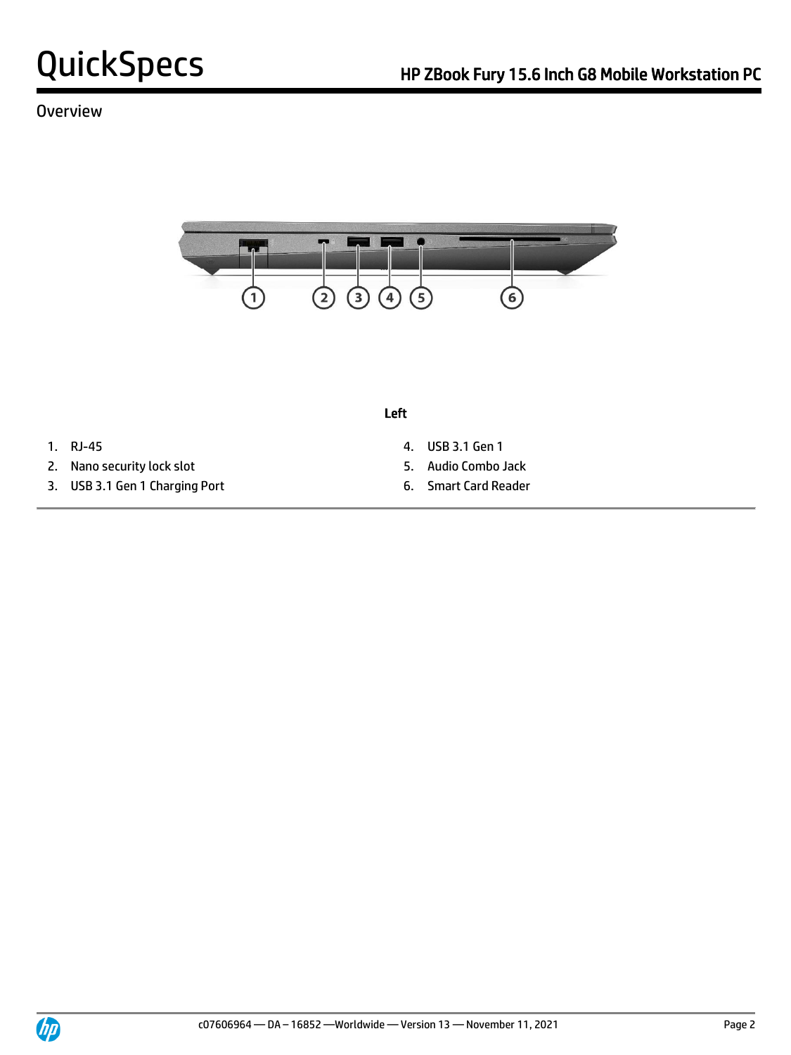## Overview

**Left**

1. RJ-45
2. Nano security lock slot
3. USB 3.1 Gen 1 Charging Port
4. USB 3.1 Gen 1
5. Audio Combo Jack
6. Smart Card Reader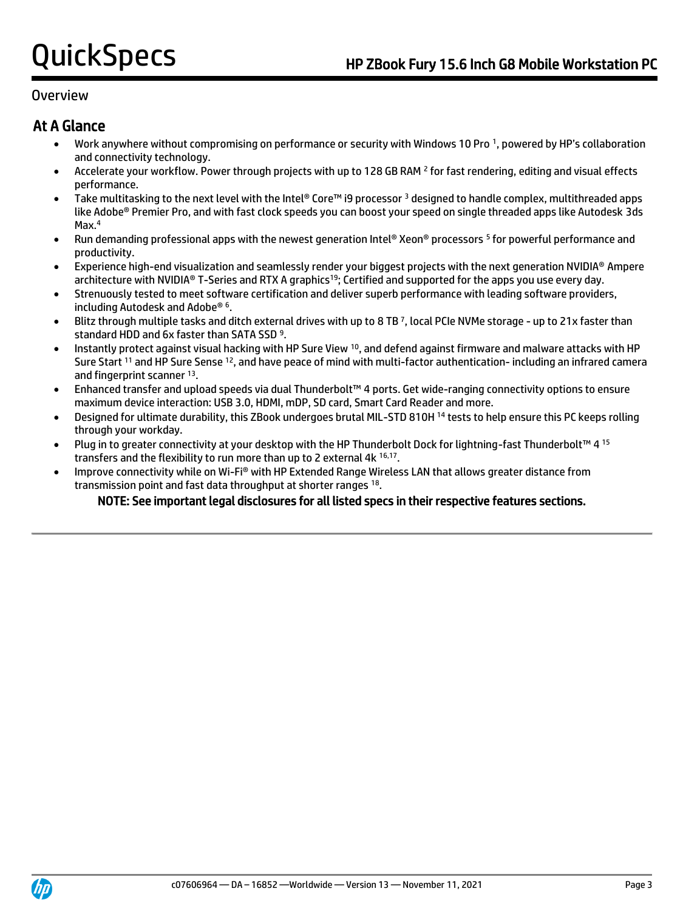## Overview

### At A Glance

- Work anywhere without compromising on performance or security with Windows 10 Pro [1], powered by HP's collaboration and connectivity technology.
- Accelerate your workflow. Power through projects with up to 128 GB RAM [2] for fast rendering, editing and visual effects performance.
- Take multitasking to the next level with the Intel® Core™ i9 processor [3] designed to handle complex, multithreaded apps like Adobe® Premier Pro, and with fast clock speeds you can boost your speed on single threaded apps like Autodesk 3ds Max.[4]
- Run demanding professional apps with the newest generation Intel® Xeon® processors [5] for powerful performance and productivity.
- Experience high-end visualization and seamlessly render your biggest projects with the next generation NVIDIA® Ampere architecture with NVIDIA® T-Series and RTX A graphics[19]; Certified and supported for the apps you use every day.
- Strenuously tested to meet software certification and deliver superb performance with leading software providers, including Autodesk and Adobe® [6].
- Blitz through multiple tasks and ditch external drives with up to 8 TB [7], local PCIe NVMe storage - up to 21x faster than standard HDD and 6x faster than SATA SSD [9].
- Instantly protect against visual hacking with HP Sure View [10], and defend against firmware and malware attacks with HP Sure Start [11] and HP Sure Sense [12], and have peace of mind with multi-factor authentication- including an infrared camera and fingerprint scanner [13].
- Enhanced transfer and upload speeds via dual Thunderbolt™ 4 ports. Get wide-ranging connectivity options to ensure maximum device interaction: USB 3.0, HDMI, mDP, SD card, Smart Card Reader and more.
- Designed for ultimate durability, this ZBook undergoes brutal MIL-STD 810H [14] tests to help ensure this PC keeps rolling through your workday.
- Plug in to greater connectivity at your desktop with the HP Thunderbolt Dock for lightning-fast Thunderbolt™ 4 [15] transfers and the flexibility to run more than up to 2 external 4k [16,17].
- Improve connectivity while on Wi-Fi® with HP Extended Range Wireless LAN that allows greater distance from transmission point and fast data throughput at shorter ranges [18].

**NOTE: See important legal disclosures for all listed specs in their respective features sections.**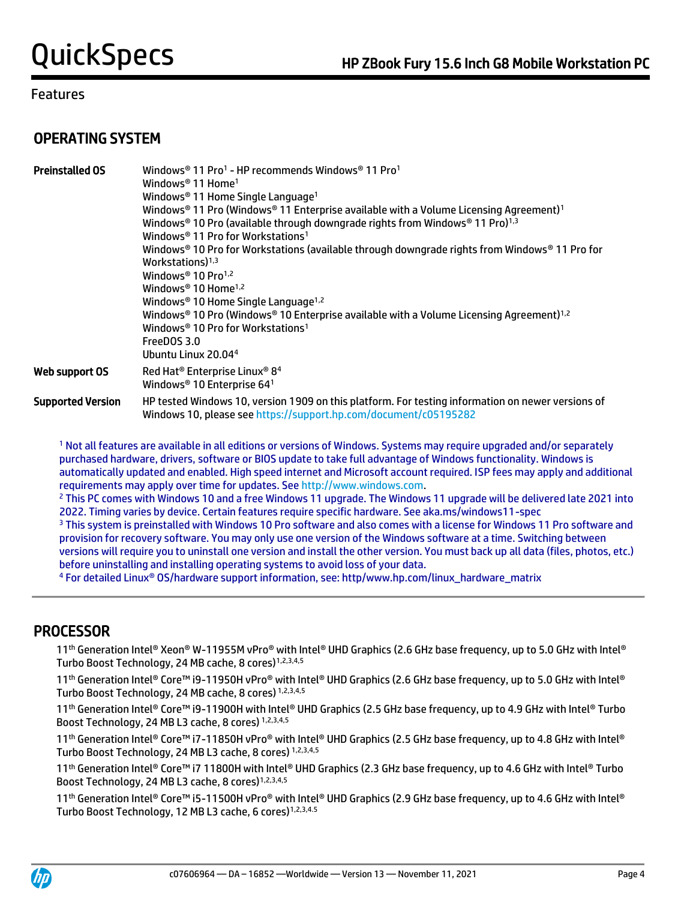## Features

### OPERATING SYSTEM

| | |
|---|---|
| **Preinstalled OS** | Windows® 11 Pro[1] - HP recommends Windows® 11 Pro[1]<br>Windows® 11 Home[1]<br>Windows® 11 Home Single Language[1]<br>Windows® 11 Pro (Windows® 11 Enterprise available with a Volume Licensing Agreement)[1]<br>Windows® 10 Pro (available through downgrade rights from Windows® 11 Pro)[1,3]<br>Windows® 11 Pro for Workstations[1]<br>Windows® 10 Pro for Workstations (available through downgrade rights from Windows® 11 Pro for Workstations)[1,3]<br>Windows® 10 Pro[1,2]<br>Windows® 10 Home[1,2]<br>Windows® 10 Home Single Language[1,2]<br>Windows® 10 Pro (Windows® 10 Enterprise available with a Volume Licensing Agreement)[1,2]<br>Windows® 10 Pro for Workstations[1]<br>FreeDOS 3.0<br>Ubuntu Linux 20.04[4] |
| **Web support OS** | Red Hat® Enterprise Linux® 8[4]<br>Windows® 10 Enterprise 64[1] |
| **Supported Version** | HP tested Windows 10, version 1909 on this platform. For testing information on newer versions of Windows 10, please see https://support.hp.com/document/c05195282 |

[1] Not all features are available in all editions or versions of Windows. Systems may require upgraded and/or separately purchased hardware, drivers, software or BIOS update to take full advantage of Windows functionality. Windows is automatically updated and enabled. High speed internet and Microsoft account required. ISP fees may apply and additional requirements may apply over time for updates. See http://www.windows.com.

[2] This PC comes with Windows 10 and a free Windows 11 upgrade. The Windows 11 upgrade will be delivered late 2021 into 2022. Timing varies by device. Certain features require specific hardware. See aka.ms/windows11-spec

[3] This system is preinstalled with Windows 10 Pro software and also comes with a license for Windows 11 Pro software and provision for recovery software. You may only use one version of the Windows software at a time. Switching between versions will require you to uninstall one version and install the other version. You must back up all data (files, photos, etc.) before uninstalling and installing operating systems to avoid loss of your data.

[4] For detailed Linux® OS/hardware support information, see: http/www.hp.com/linux_hardware_matrix

### PROCESSOR

11th Generation Intel® Xeon® W-11955M vPro® with Intel® UHD Graphics (2.6 GHz base frequency, up to 5.0 GHz with Intel® Turbo Boost Technology, 24 MB cache, 8 cores)[1,2,3,4,5]

11th Generation Intel® Core™ i9-11950H vPro® with Intel® UHD Graphics (2.6 GHz base frequency, up to 5.0 GHz with Intel® Turbo Boost Technology, 24 MB cache, 8 cores) [1,2,3,4,5]

11th Generation Intel® Core™ i9-11900H with Intel® UHD Graphics (2.5 GHz base frequency, up to 4.9 GHz with Intel® Turbo Boost Technology, 24 MB L3 cache, 8 cores) [1,2,3,4,5]

11th Generation Intel® Core™ i7-11850H vPro® with Intel® UHD Graphics (2.5 GHz base frequency, up to 4.8 GHz with Intel® Turbo Boost Technology, 24 MB L3 cache, 8 cores) [1,2,3,4,5]

11th Generation Intel® Core™ i7 11800H with Intel® UHD Graphics (2.3 GHz base frequency, up to 4.6 GHz with Intel® Turbo Boost Technology, 24 MB L3 cache, 8 cores)[1,2,3,4,5]

11th Generation Intel® Core™ i5-11500H vPro® with Intel® UHD Graphics (2.9 GHz base frequency, up to 4.6 GHz with Intel® Turbo Boost Technology, 12 MB L3 cache, 6 cores)[1,2,3,4,5]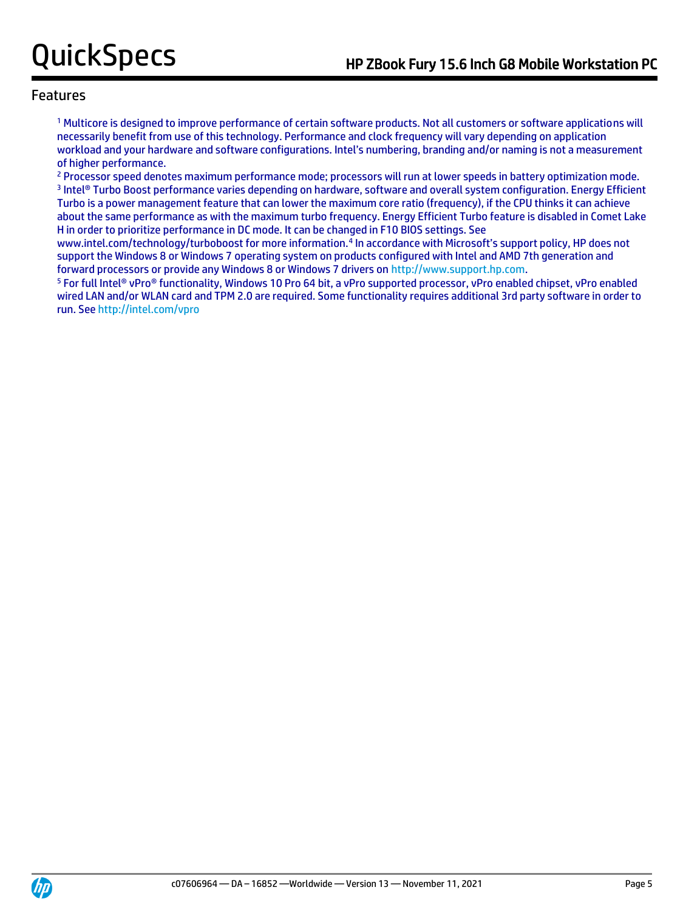## Features

[1] Multicore is designed to improve performance of certain software products. Not all customers or software applications will necessarily benefit from use of this technology. Performance and clock frequency will vary depending on application workload and your hardware and software configurations. Intel's numbering, branding and/or naming is not a measurement of higher performance.

[2] Processor speed denotes maximum performance mode; processors will run at lower speeds in battery optimization mode.

[3] Intel® Turbo Boost performance varies depending on hardware, software and overall system configuration. Energy Efficient Turbo is a power management feature that can lower the maximum core ratio (frequency), if the CPU thinks it can achieve about the same performance as with the maximum turbo frequency. Energy Efficient Turbo feature is disabled in Comet Lake H in order to prioritize performance in DC mode. It can be changed in F10 BIOS settings. See www.intel.com/technology/turboboost for more information.[4] In accordance with Microsoft's support policy, HP does not support the Windows 8 or Windows 7 operating system on products configured with Intel and AMD 7th generation and forward processors or provide any Windows 8 or Windows 7 drivers on http://www.support.hp.com.

[5] For full Intel® vPro® functionality, Windows 10 Pro 64 bit, a vPro supported processor, vPro enabled chipset, vPro enabled wired LAN and/or WLAN card and TPM 2.0 are required. Some functionality requires additional 3rd party software in order to run. See http://intel.com/vpro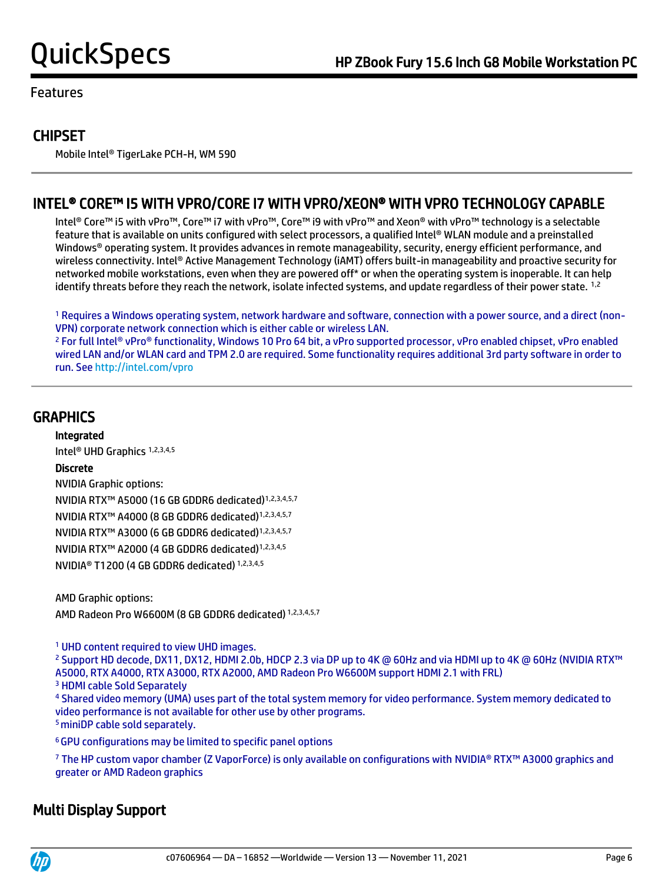Features

## CHIPSET

Mobile Intel® TigerLake PCH-H, WM 590

## INTEL® CORE™ I5 WITH VPRO/CORE I7 WITH VPRO/XEON® WITH VPRO TECHNOLOGY CAPABLE

Intel® Core™ i5 with vPro™, Core™ i7 with vPro™, Core™ i9 with vPro™ and Xeon® with vPro™ technology is a selectable feature that is available on units configured with select processors, a qualified Intel® WLAN module and a preinstalled Windows® operating system. It provides advances in remote manageability, security, energy efficient performance, and wireless connectivity. Intel® Active Management Technology (iAMT) offers built-in manageability and proactive security for networked mobile workstations, even when they are powered off* or when the operating system is inoperable. It can help identify threats before they reach the network, isolate infected systems, and update regardless of their power state. [1,2]

[1] Requires a Windows operating system, network hardware and software, connection with a power source, and a direct (non-VPN) corporate network connection which is either cable or wireless LAN.
[2] For full Intel® vPro® functionality, Windows 10 Pro 64 bit, a vPro supported processor, vPro enabled chipset, vPro enabled wired LAN and/or WLAN card and TPM 2.0 are required. Some functionality requires additional 3rd party software in order to run. See http://intel.com/vpro

## GRAPHICS

**Integrated**

Intel® UHD Graphics [1,2,3,4,5]

**Discrete**

NVIDIA Graphic options:

NVIDIA RTX™ A5000 (16 GB GDDR6 dedicated)[1,2,3,4,5,7]

NVIDIA RTX™ A4000 (8 GB GDDR6 dedicated)[1,2,3,4,5,7]

NVIDIA RTX™ A3000 (6 GB GDDR6 dedicated)[1,2,3,4,5,7]

NVIDIA RTX™ A2000 (4 GB GDDR6 dedicated)[1,2,3,4,5]

NVIDIA® T1200 (4 GB GDDR6 dedicated) [1,2,3,4,5]

AMD Graphic options:

AMD Radeon Pro W6600M (8 GB GDDR6 dedicated) [1,2,3,4,5,7]

[1] UHD content required to view UHD images.
[2] Support HD decode, DX11, DX12, HDMI 2.0b, HDCP 2.3 via DP up to 4K @ 60Hz and via HDMI up to 4K @ 60Hz (NVIDIA RTX™ A5000, RTX A4000, RTX A3000, RTX A2000, AMD Radeon Pro W6600M support HDMI 2.1 with FRL)
[3] HDMI cable Sold Separately
[4] Shared video memory (UMA) uses part of the total system memory for video performance. System memory dedicated to video performance is not available for other use by other programs.
[5] miniDP cable sold separately.
[6] GPU configurations may be limited to specific panel options
[7] The HP custom vapor chamber (Z VaporForce) is only available on configurations with NVIDIA® RTX™ A3000 graphics and greater or AMD Radeon graphics

## Multi Display Support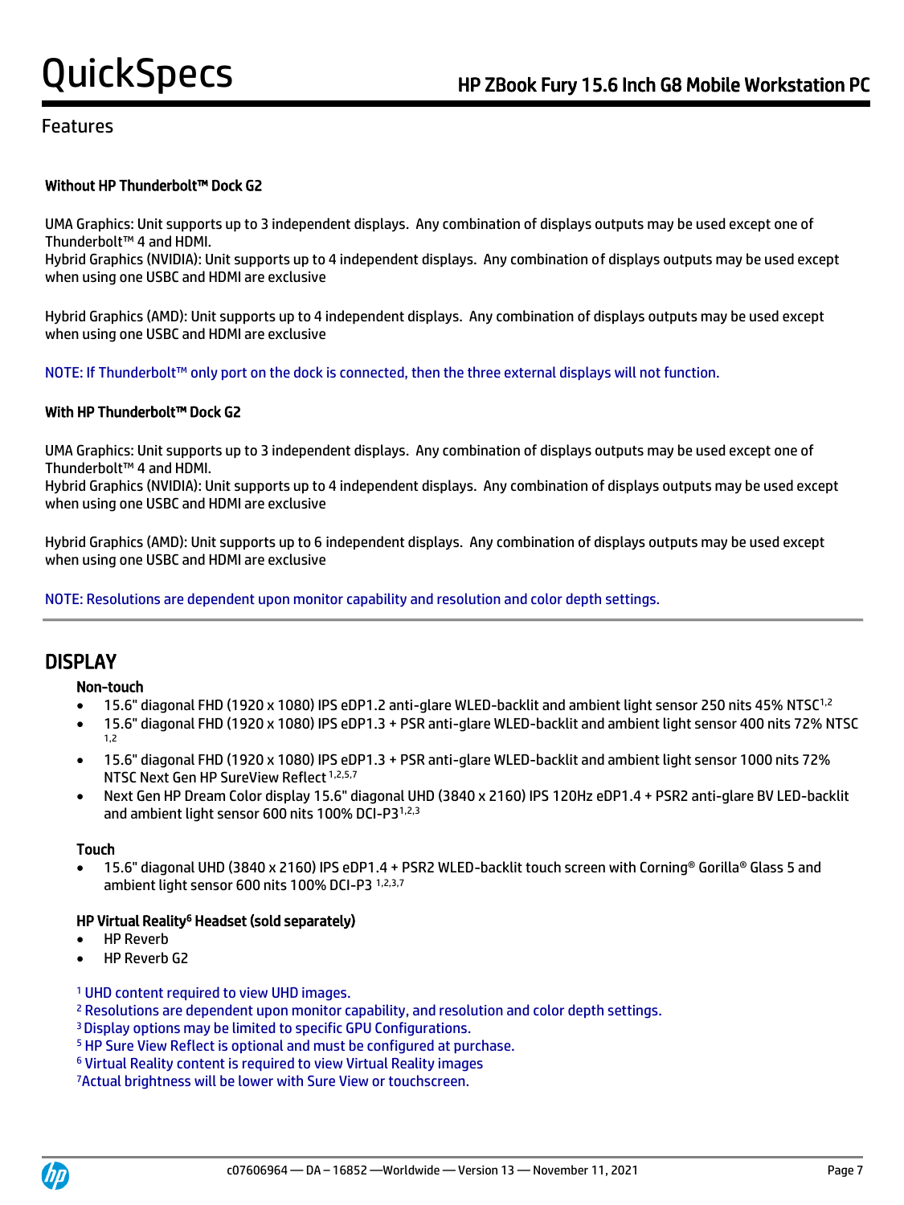## Features

**Without HP Thunderbolt™ Dock G2**

UMA Graphics: Unit supports up to 3 independent displays. Any combination of displays outputs may be used except one of Thunderbolt™ 4 and HDMI.
Hybrid Graphics (NVIDIA): Unit supports up to 4 independent displays. Any combination of displays outputs may be used except when using one USBC and HDMI are exclusive

Hybrid Graphics (AMD): Unit supports up to 4 independent displays. Any combination of displays outputs may be used except when using one USBC and HDMI are exclusive

NOTE: If Thunderbolt™ only port on the dock is connected, then the three external displays will not function.

**With HP Thunderbolt™ Dock G2**

UMA Graphics: Unit supports up to 3 independent displays. Any combination of displays outputs may be used except one of Thunderbolt™ 4 and HDMI.
Hybrid Graphics (NVIDIA): Unit supports up to 4 independent displays. Any combination of displays outputs may be used except when using one USBC and HDMI are exclusive

Hybrid Graphics (AMD): Unit supports up to 6 independent displays. Any combination of displays outputs may be used except when using one USBC and HDMI are exclusive

NOTE: Resolutions are dependent upon monitor capability and resolution and color depth settings.

## DISPLAY

**Non-touch**

- 15.6" diagonal FHD (1920 x 1080) IPS eDP1.2 anti-glare WLED-backlit and ambient light sensor 250 nits 45% NTSC[1,2]
- 15.6" diagonal FHD (1920 x 1080) IPS eDP1.3 + PSR anti-glare WLED-backlit and ambient light sensor 400 nits 72% NTSC [1,2]
- 15.6" diagonal FHD (1920 x 1080) IPS eDP1.3 + PSR anti-glare WLED-backlit and ambient light sensor 1000 nits 72% NTSC Next Gen HP SureView Reflect [1,2,5,7]
- Next Gen HP Dream Color display 15.6" diagonal UHD (3840 x 2160) IPS 120Hz eDP1.4 + PSR2 anti-glare BV LED-backlit and ambient light sensor 600 nits 100% DCI-P3[1,2,3]

**Touch**

- 15.6" diagonal UHD (3840 x 2160) IPS eDP1.4 + PSR2 WLED-backlit touch screen with Corning® Gorilla® Glass 5 and ambient light sensor 600 nits 100% DCI-P3 [1,2,3,7]

**HP Virtual Reality[6] Headset (sold separately)**

- HP Reverb
- HP Reverb G2

[1] UHD content required to view UHD images.
[2] Resolutions are dependent upon monitor capability, and resolution and color depth settings.
[3] Display options may be limited to specific GPU Configurations.
[5] HP Sure View Reflect is optional and must be configured at purchase.
[6] Virtual Reality content is required to view Virtual Reality images
[7] Actual brightness will be lower with Sure View or touchscreen.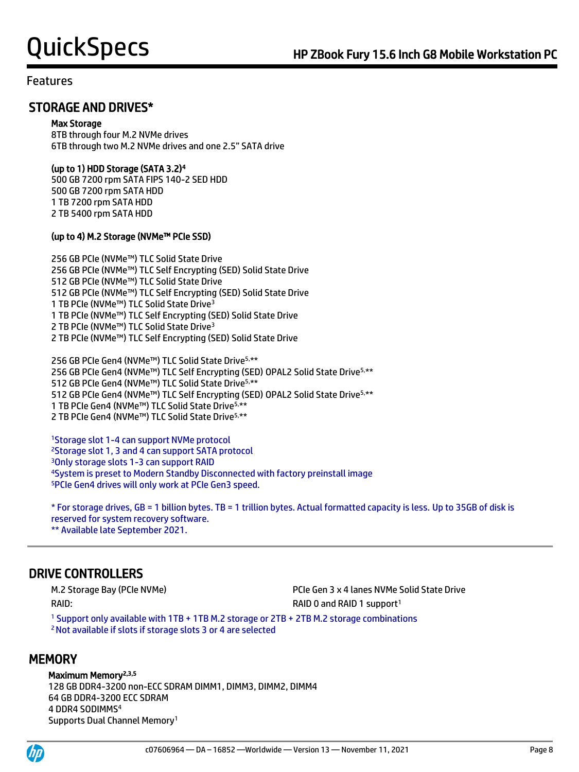## Features

## STORAGE AND DRIVES*

**Max Storage**
8TB through four M.2 NVMe drives
6TB through two M.2 NVMe drives and one 2.5" SATA drive

**(up to 1) HDD Storage (SATA 3.2)[4]**
500 GB 7200 rpm SATA FIPS 140-2 SED HDD
500 GB 7200 rpm SATA HDD
1 TB 7200 rpm SATA HDD
2 TB 5400 rpm SATA HDD

**(up to 4) M.2 Storage (NVMe™ PCIe SSD)**

256 GB PCIe (NVMe™) TLC Solid State Drive
256 GB PCIe (NVMe™) TLC Self Encrypting (SED) Solid State Drive
512 GB PCIe (NVMe™) TLC Solid State Drive
512 GB PCIe (NVMe™) TLC Self Encrypting (SED) Solid State Drive
1 TB PCIe (NVMe™) TLC Solid State Drive[3]
1 TB PCIe (NVMe™) TLC Self Encrypting (SED) Solid State Drive
2 TB PCIe (NVMe™) TLC Solid State Drive[3]
2 TB PCIe (NVMe™) TLC Self Encrypting (SED) Solid State Drive

256 GB PCIe Gen4 (NVMe™) TLC Solid State Drive[5,**]
256 GB PCIe Gen4 (NVMe™) TLC Self Encrypting (SED) OPAL2 Solid State Drive[5,**]
512 GB PCIe Gen4 (NVMe™) TLC Solid State Drive[5,**]
512 GB PCIe Gen4 (NVMe™) TLC Self Encrypting (SED) OPAL2 Solid State Drive[5,**]
1 TB PCIe Gen4 (NVMe™) TLC Solid State Drive[5,**]
2 TB PCIe Gen4 (NVMe™) TLC Solid State Drive[5,**]

[1] Storage slot 1-4 can support NVMe protocol
[2] Storage slot 1, 3 and 4 can support SATA protocol
[3] Only storage slots 1-3 can support RAID
[4] System is preset to Modern Standby Disconnected with factory preinstall image
[5] PCIe Gen4 drives will only work at PCIe Gen3 speed.

* For storage drives, GB = 1 billion bytes. TB = 1 trillion bytes. Actual formatted capacity is less. Up to 35GB of disk is reserved for system recovery software.
** Available late September 2021.

## DRIVE CONTROLLERS

| | |
|---|---|
| M.2 Storage Bay (PCIe NVMe) | PCIe Gen 3 x 4 lanes NVMe Solid State Drive |
| RAID: | RAID 0 and RAID 1 support[1] |

[1] Support only available with 1TB + 1TB M.2 storage or 2TB + 2TB M.2 storage combinations
[2] Not available if slots if storage slots 3 or 4 are selected

## MEMORY

**Maximum Memory[2,3,5]**
128 GB DDR4-3200 non-ECC SDRAM DIMM1, DIMM3, DIMM2, DIMM4
64 GB DDR4-3200 ECC SDRAM
4 DDR4 SODIMMS[4]
Supports Dual Channel Memory[1]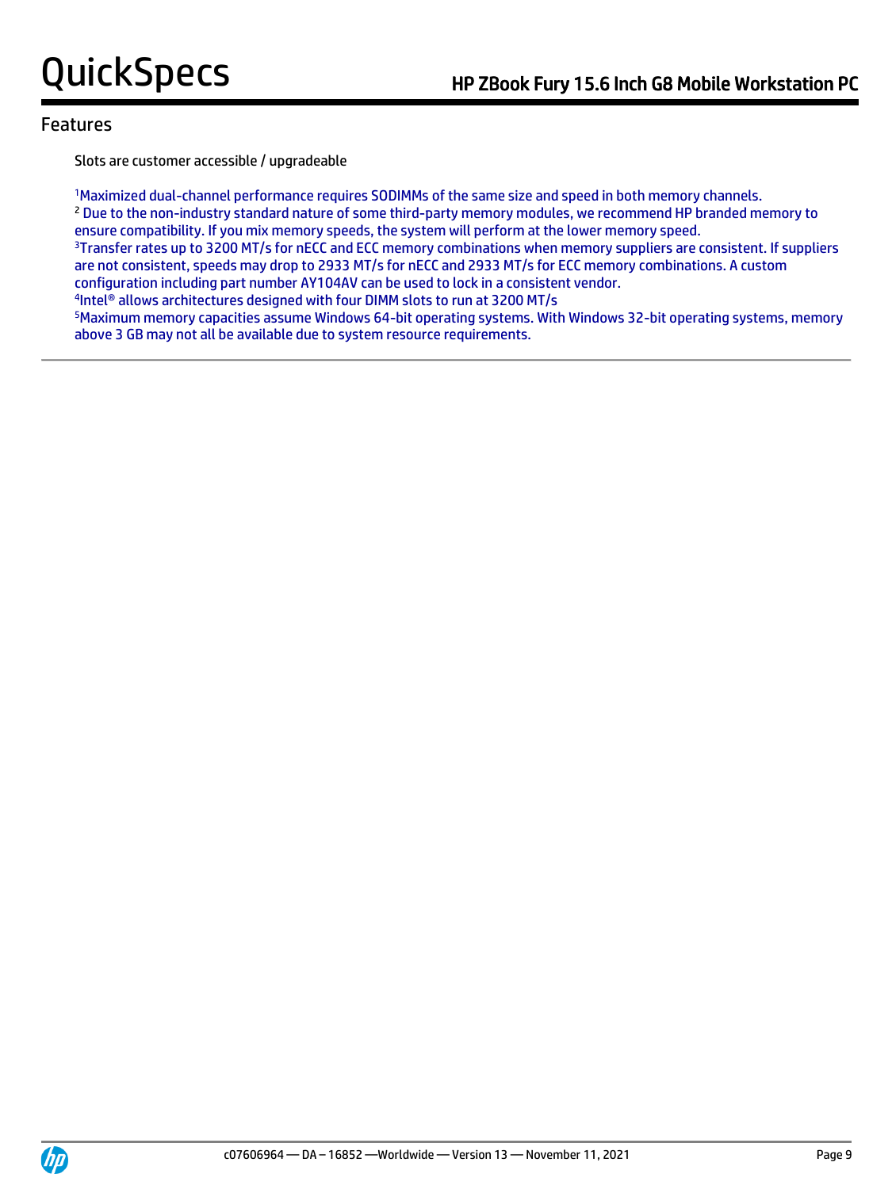## Features

Slots are customer accessible / upgradeable

[1]Maximized dual-channel performance requires SODIMMs of the same size and speed in both memory channels.
[2] Due to the non-industry standard nature of some third-party memory modules, we recommend HP branded memory to ensure compatibility. If you mix memory speeds, the system will perform at the lower memory speed.
[3]Transfer rates up to 3200 MT/s for nECC and ECC memory combinations when memory suppliers are consistent. If suppliers are not consistent, speeds may drop to 2933 MT/s for nECC and 2933 MT/s for ECC memory combinations. A custom configuration including part number AY104AV can be used to lock in a consistent vendor.
[4]Intel® allows architectures designed with four DIMM slots to run at 3200 MT/s
[5]Maximum memory capacities assume Windows 64-bit operating systems. With Windows 32-bit operating systems, memory above 3 GB may not all be available due to system resource requirements.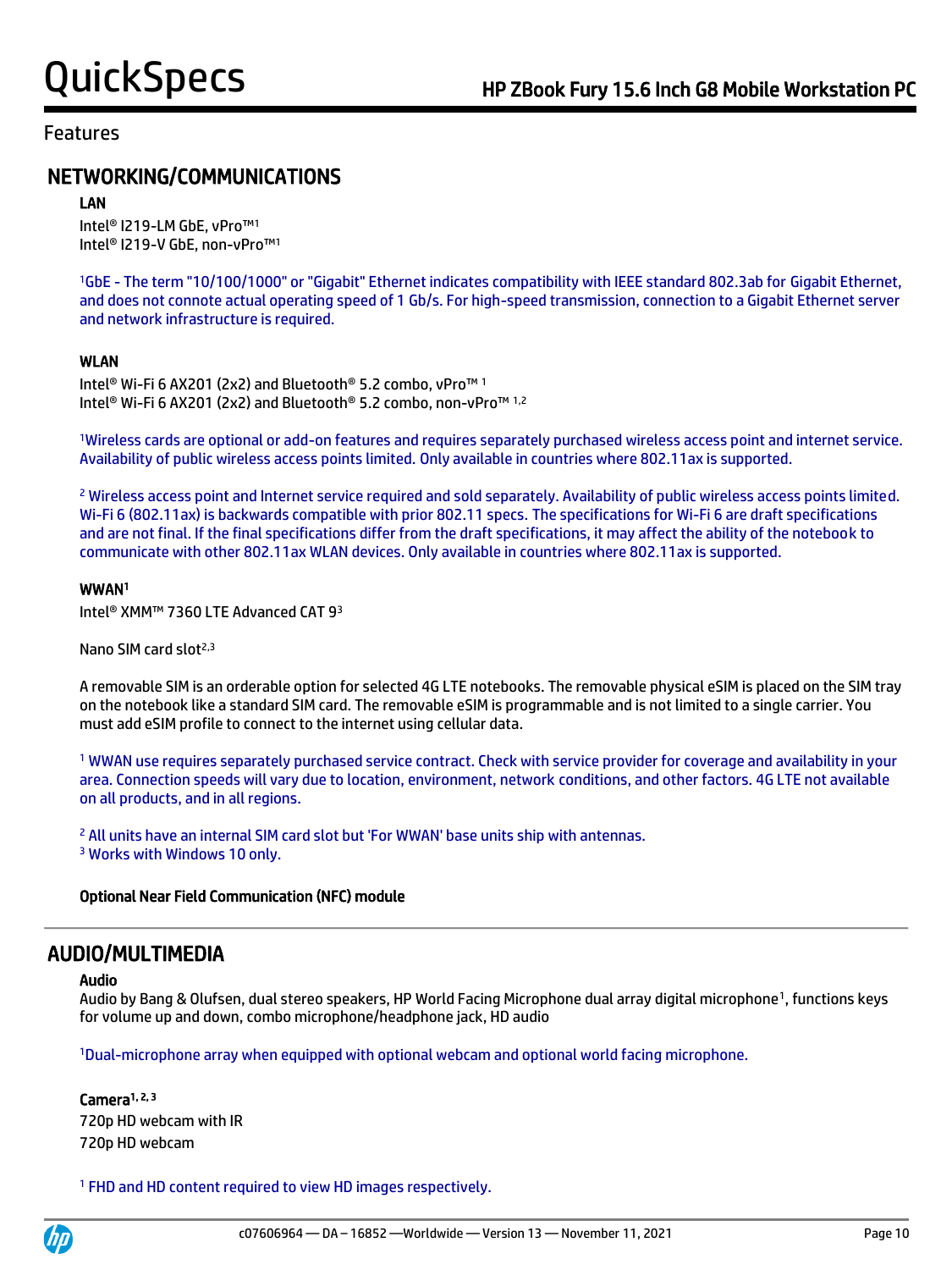## Features

## NETWORKING/COMMUNICATIONS

### LAN

Intel® I219-LM GbE, vPro™[1]
Intel® I219-V GbE, non-vPro™[1]

[1]GbE - The term "10/100/1000" or "Gigabit" Ethernet indicates compatibility with IEEE standard 802.3ab for Gigabit Ethernet, and does not connote actual operating speed of 1 Gb/s. For high-speed transmission, connection to a Gigabit Ethernet server and network infrastructure is required.

### WLAN

Intel® Wi-Fi 6 AX201 (2x2) and Bluetooth® 5.2 combo, vPro™ [1]
Intel® Wi-Fi 6 AX201 (2x2) and Bluetooth® 5.2 combo, non-vPro™ [1,2]

[1]Wireless cards are optional or add-on features and requires separately purchased wireless access point and internet service. Availability of public wireless access points limited. Only available in countries where 802.11ax is supported.

[2] Wireless access point and Internet service required and sold separately. Availability of public wireless access points limited. Wi-Fi 6 (802.11ax) is backwards compatible with prior 802.11 specs. The specifications for Wi-Fi 6 are draft specifications and are not final. If the final specifications differ from the draft specifications, it may affect the ability of the notebook to communicate with other 802.11ax WLAN devices. Only available in countries where 802.11ax is supported.

### WWAN[1]

Intel® XMM™ 7360 LTE Advanced CAT 9[3]

Nano SIM card slot[2,3]

A removable SIM is an orderable option for selected 4G LTE notebooks. The removable physical eSIM is placed on the SIM tray on the notebook like a standard SIM card. The removable eSIM is programmable and is not limited to a single carrier. You must add eSIM profile to connect to the internet using cellular data.

[1] WWAN use requires separately purchased service contract. Check with service provider for coverage and availability in your area. Connection speeds will vary due to location, environment, network conditions, and other factors. 4G LTE not available on all products, and in all regions.

[2] All units have an internal SIM card slot but 'For WWAN' base units ship with antennas.
[3] Works with Windows 10 only.

**Optional Near Field Communication (NFC) module**

## AUDIO/MULTIMEDIA

### Audio

Audio by Bang & Olufsen, dual stereo speakers, HP World Facing Microphone dual array digital microphone[1], functions keys for volume up and down, combo microphone/headphone jack, HD audio

[1]Dual-microphone array when equipped with optional webcam and optional world facing microphone.

### Camera[1, 2, 3]

720p HD webcam with IR
720p HD webcam

[1] FHD and HD content required to view HD images respectively.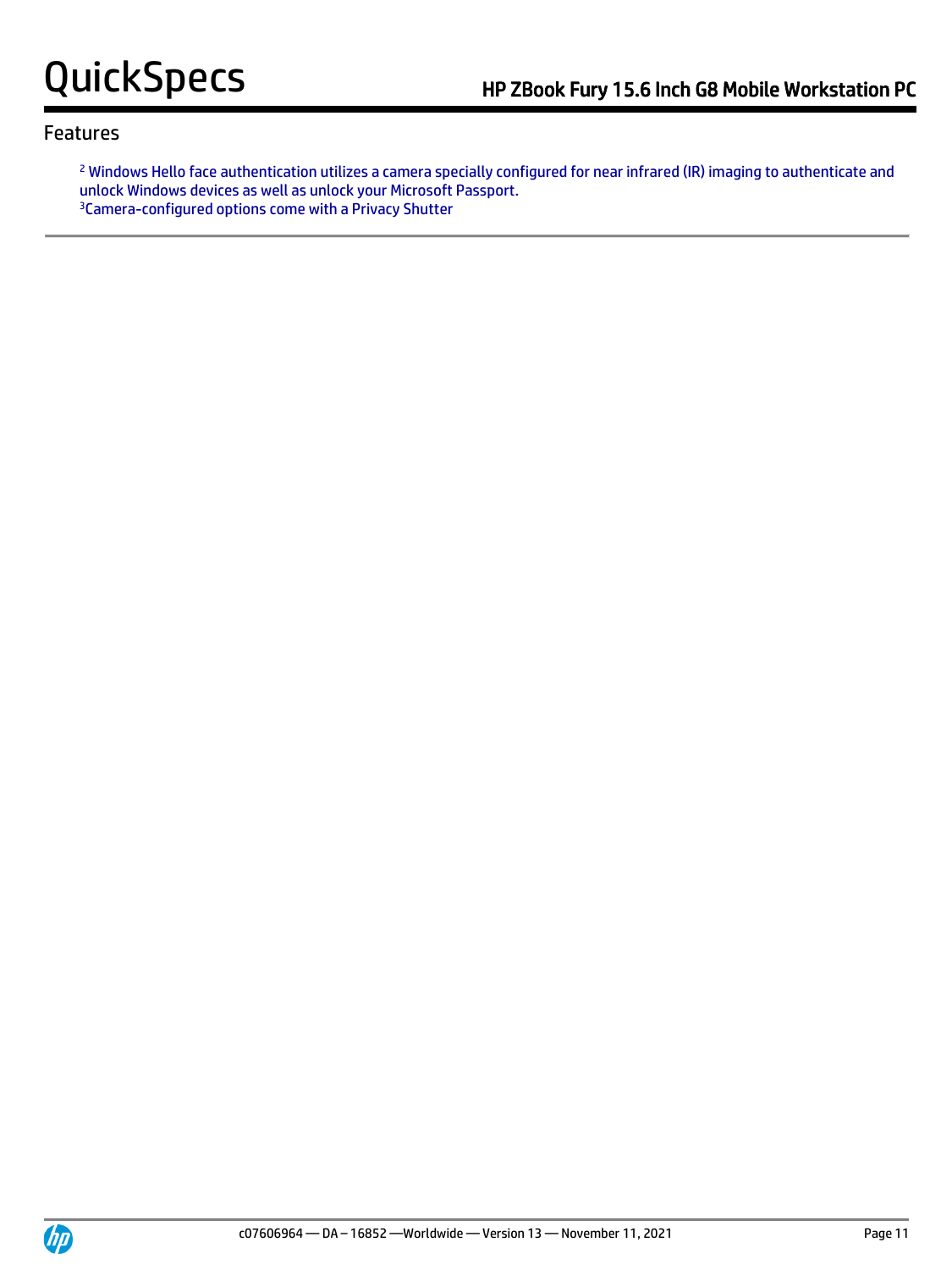## Features

[2] Windows Hello face authentication utilizes a camera specially configured for near infrared (IR) imaging to authenticate and unlock Windows devices as well as unlock your Microsoft Passport.
[3]Camera-configured options come with a Privacy Shutter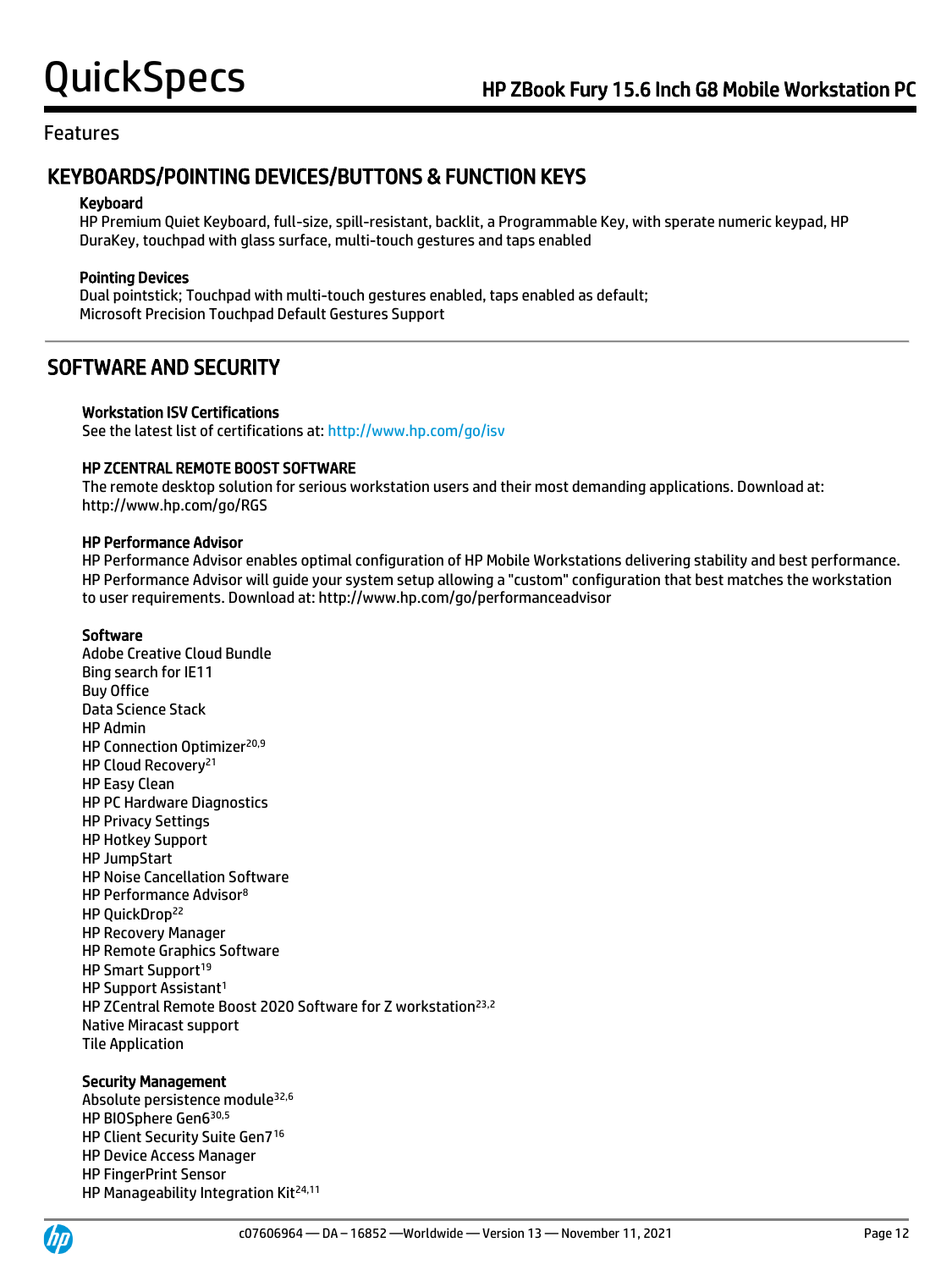## Features

## KEYBOARDS/POINTING DEVICES/BUTTONS & FUNCTION KEYS

**Keyboard**

HP Premium Quiet Keyboard, full-size, spill-resistant, backlit, a Programmable Key, with sperate numeric keypad, HP DuraKey, touchpad with glass surface, multi-touch gestures and taps enabled

**Pointing Devices**

Dual pointstick; Touchpad with multi-touch gestures enabled, taps enabled as default;
Microsoft Precision Touchpad Default Gestures Support

## SOFTWARE AND SECURITY

**Workstation ISV Certifications**

See the latest list of certifications at: http://www.hp.com/go/isv

**HP ZCENTRAL REMOTE BOOST SOFTWARE**

The remote desktop solution for serious workstation users and their most demanding applications. Download at: http://www.hp.com/go/RGS

**HP Performance Advisor**

HP Performance Advisor enables optimal configuration of HP Mobile Workstations delivering stability and best performance. HP Performance Advisor will guide your system setup allowing a "custom" configuration that best matches the workstation to user requirements. Download at: http://www.hp.com/go/performanceadvisor

**Software**

Adobe Creative Cloud Bundle
Bing search for IE11
Buy Office
Data Science Stack
HP Admin
HP Connection Optimizer[20,9]
HP Cloud Recovery[21]
HP Easy Clean
HP PC Hardware Diagnostics
HP Privacy Settings
HP Hotkey Support
HP JumpStart
HP Noise Cancellation Software
HP Performance Advisor[8]
HP QuickDrop[22]
HP Recovery Manager
HP Remote Graphics Software
HP Smart Support[19]
HP Support Assistant[1]
HP ZCentral Remote Boost 2020 Software for Z workstation[23,2]
Native Miracast support
Tile Application

**Security Management**

Absolute persistence module[32,6]
HP BIOSphere Gen6[30,5]
HP Client Security Suite Gen7[16]
HP Device Access Manager
HP FingerPrint Sensor
HP Manageability Integration Kit[24,11]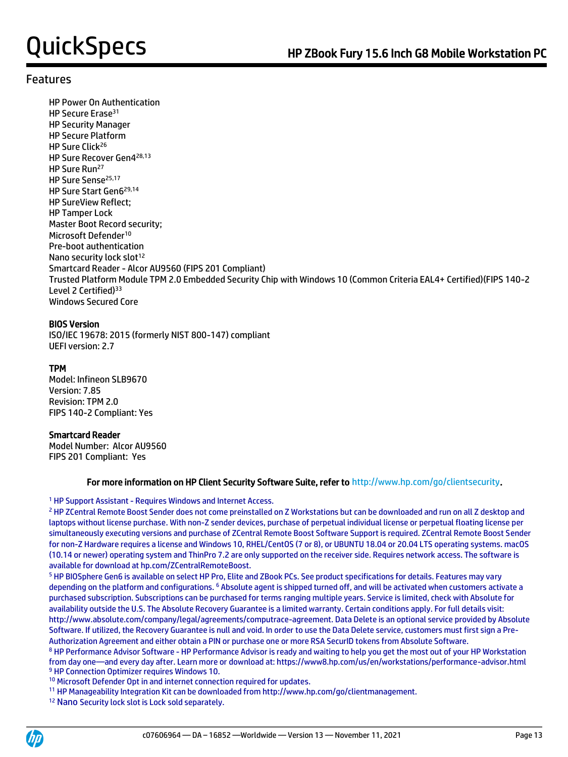## Features

HP Power On Authentication
HP Secure Erase[31]
HP Security Manager
HP Secure Platform
HP Sure Click[26]
HP Sure Recover Gen4[28,13]
HP Sure Run[27]
HP Sure Sense[25,17]
HP Sure Start Gen6[29,14]
HP SureView Reflect;
HP Tamper Lock
Master Boot Record security;
Microsoft Defender[10]
Pre-boot authentication
Nano security lock slot[12]
Smartcard Reader - Alcor AU9560 (FIPS 201 Compliant)
Trusted Platform Module TPM 2.0 Embedded Security Chip with Windows 10 (Common Criteria EAL4+ Certified)(FIPS 140-2 Level 2 Certified)[33]
Windows Secured Core

**BIOS Version**
ISO/IEC 19678: 2015 (formerly NIST 800-147) compliant
UEFI version: 2.7

**TPM**
Model: Infineon SLB9670
Version: 7.85
Revision: TPM 2.0
FIPS 140-2 Compliant: Yes

**Smartcard Reader**
Model Number: Alcor AU9560
FIPS 201 Compliant: Yes

**For more information on HP Client Security Software Suite, refer to** http://www.hp.com/go/clientsecurity.

[1] HP Support Assistant - Requires Windows and Internet Access.
[2] HP ZCentral Remote Boost Sender does not come preinstalled on Z Workstations but can be downloaded and run on all Z desktop and laptops without license purchase. With non-Z sender devices, purchase of perpetual individual license or perpetual floating license per simultaneously executing versions and purchase of ZCentral Remote Boost Software Support is required. ZCentral Remote Boost Sender for non-Z Hardware requires a license and Windows 10, RHEL/CentOS (7 or 8), or UBUNTU 18.04 or 20.04 LTS operating systems. macOS (10.14 or newer) operating system and ThinPro 7.2 are only supported on the receiver side. Requires network access. The software is available for download at hp.com/ZCentralRemoteBoost.
[5] HP BIOSphere Gen6 is available on select HP Pro, Elite and ZBook PCs. See product specifications for details. Features may vary depending on the platform and configurations. [6] Absolute agent is shipped turned off, and will be activated when customers activate a purchased subscription. Subscriptions can be purchased for terms ranging multiple years. Service is limited, check with Absolute for availability outside the U.S. The Absolute Recovery Guarantee is a limited warranty. Certain conditions apply. For full details visit: http://www.absolute.com/company/legal/agreements/computrace-agreement. Data Delete is an optional service provided by Absolute Software. If utilized, the Recovery Guarantee is null and void. In order to use the Data Delete service, customers must first sign a Pre-Authorization Agreement and either obtain a PIN or purchase one or more RSA SecurID tokens from Absolute Software.
[8] HP Performance Advisor Software - HP Performance Advisor is ready and waiting to help you get the most out of your HP Workstation from day one—and every day after. Learn more or download at: https://www8.hp.com/us/en/workstations/performance-advisor.html
[9] HP Connection Optimizer requires Windows 10.
[10] Microsoft Defender Opt in and internet connection required for updates.
[11] HP Manageability Integration Kit can be downloaded from http://www.hp.com/go/clientmanagement.
[12] Nano Security lock slot is Lock sold separately.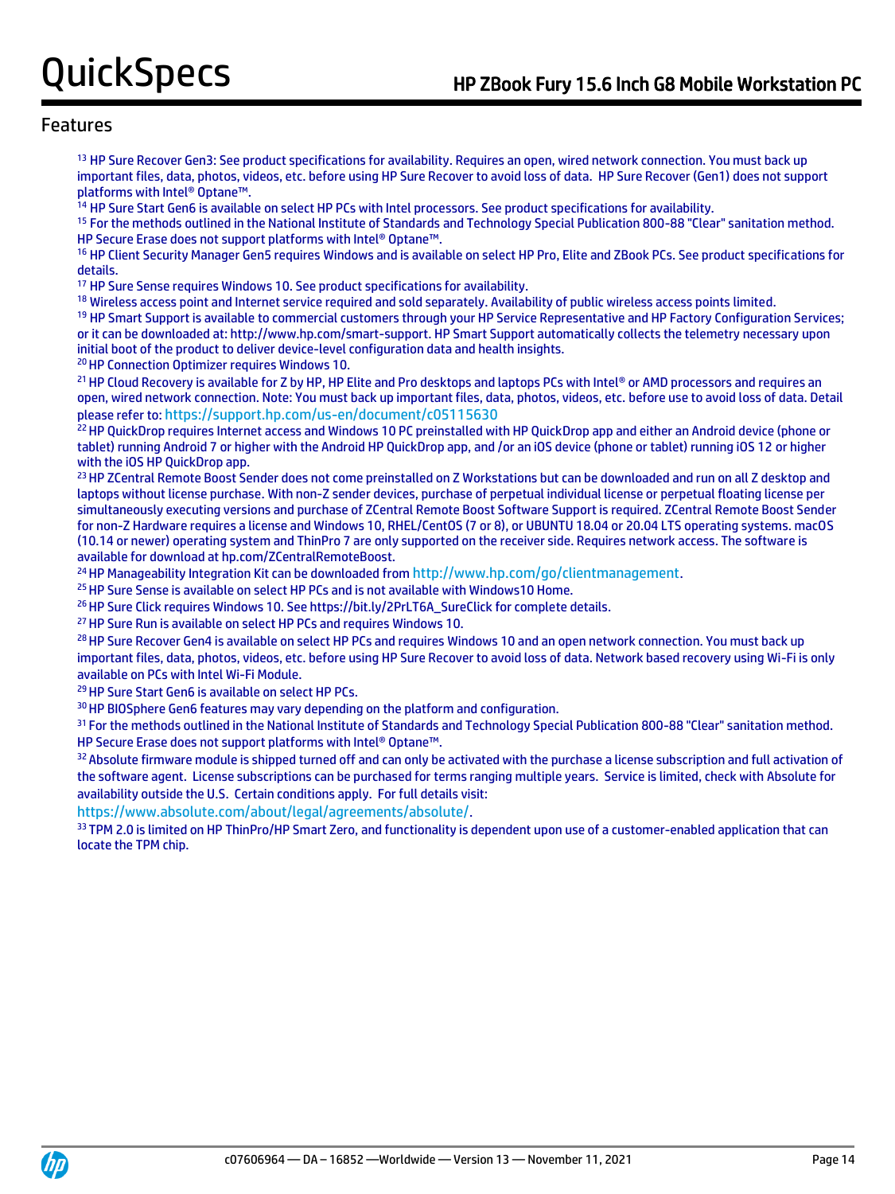## Features

[13] HP Sure Recover Gen3: See product specifications for availability. Requires an open, wired network connection. You must back up important files, data, photos, videos, etc. before using HP Sure Recover to avoid loss of data. HP Sure Recover (Gen1) does not support platforms with Intel® Optane™.

[14] HP Sure Start Gen6 is available on select HP PCs with Intel processors. See product specifications for availability.

[15] For the methods outlined in the National Institute of Standards and Technology Special Publication 800-88 "Clear" sanitation method. HP Secure Erase does not support platforms with Intel® Optane™.

[16] HP Client Security Manager Gen5 requires Windows and is available on select HP Pro, Elite and ZBook PCs. See product specifications for details.

[17] HP Sure Sense requires Windows 10. See product specifications for availability.

[18] Wireless access point and Internet service required and sold separately. Availability of public wireless access points limited.

[19] HP Smart Support is available to commercial customers through your HP Service Representative and HP Factory Configuration Services; or it can be downloaded at: http://www.hp.com/smart-support. HP Smart Support automatically collects the telemetry necessary upon initial boot of the product to deliver device-level configuration data and health insights.

[20] HP Connection Optimizer requires Windows 10.

[21] HP Cloud Recovery is available for Z by HP, HP Elite and Pro desktops and laptops PCs with Intel® or AMD processors and requires an open, wired network connection. Note: You must back up important files, data, photos, videos, etc. before use to avoid loss of data. Detail please refer to: https://support.hp.com/us-en/document/c05115630

[22] HP QuickDrop requires Internet access and Windows 10 PC preinstalled with HP QuickDrop app and either an Android device (phone or tablet) running Android 7 or higher with the Android HP QuickDrop app, and /or an iOS device (phone or tablet) running iOS 12 or higher with the iOS HP QuickDrop app.

[23] HP ZCentral Remote Boost Sender does not come preinstalled on Z Workstations but can be downloaded and run on all Z desktop and laptops without license purchase. With non-Z sender devices, purchase of perpetual individual license or perpetual floating license per simultaneously executing versions and purchase of ZCentral Remote Boost Software Support is required. ZCentral Remote Boost Sender for non-Z Hardware requires a license and Windows 10, RHEL/CentOS (7 or 8), or UBUNTU 18.04 or 20.04 LTS operating systems. macOS (10.14 or newer) operating system and ThinPro 7 are only supported on the receiver side. Requires network access. The software is available for download at hp.com/ZCentralRemoteBoost.

[24] HP Manageability Integration Kit can be downloaded from http://www.hp.com/go/clientmanagement.

[25] HP Sure Sense is available on select HP PCs and is not available with Windows10 Home.

[26] HP Sure Click requires Windows 10. See https://bit.ly/2PrLT6A_SureClick for complete details.

[27] HP Sure Run is available on select HP PCs and requires Windows 10.

[28] HP Sure Recover Gen4 is available on select HP PCs and requires Windows 10 and an open network connection. You must back up important files, data, photos, videos, etc. before using HP Sure Recover to avoid loss of data. Network based recovery using Wi-Fi is only available on PCs with Intel Wi-Fi Module.

[29] HP Sure Start Gen6 is available on select HP PCs.

[30] HP BIOSphere Gen6 features may vary depending on the platform and configuration.

[31] For the methods outlined in the National Institute of Standards and Technology Special Publication 800-88 "Clear" sanitation method. HP Secure Erase does not support platforms with Intel® Optane™.

[32] Absolute firmware module is shipped turned off and can only be activated with the purchase a license subscription and full activation of the software agent. License subscriptions can be purchased for terms ranging multiple years. Service is limited, check with Absolute for availability outside the U.S. Certain conditions apply. For full details visit: https://www.absolute.com/about/legal/agreements/absolute/.

[33] TPM 2.0 is limited on HP ThinPro/HP Smart Zero, and functionality is dependent upon use of a customer-enabled application that can locate the TPM chip.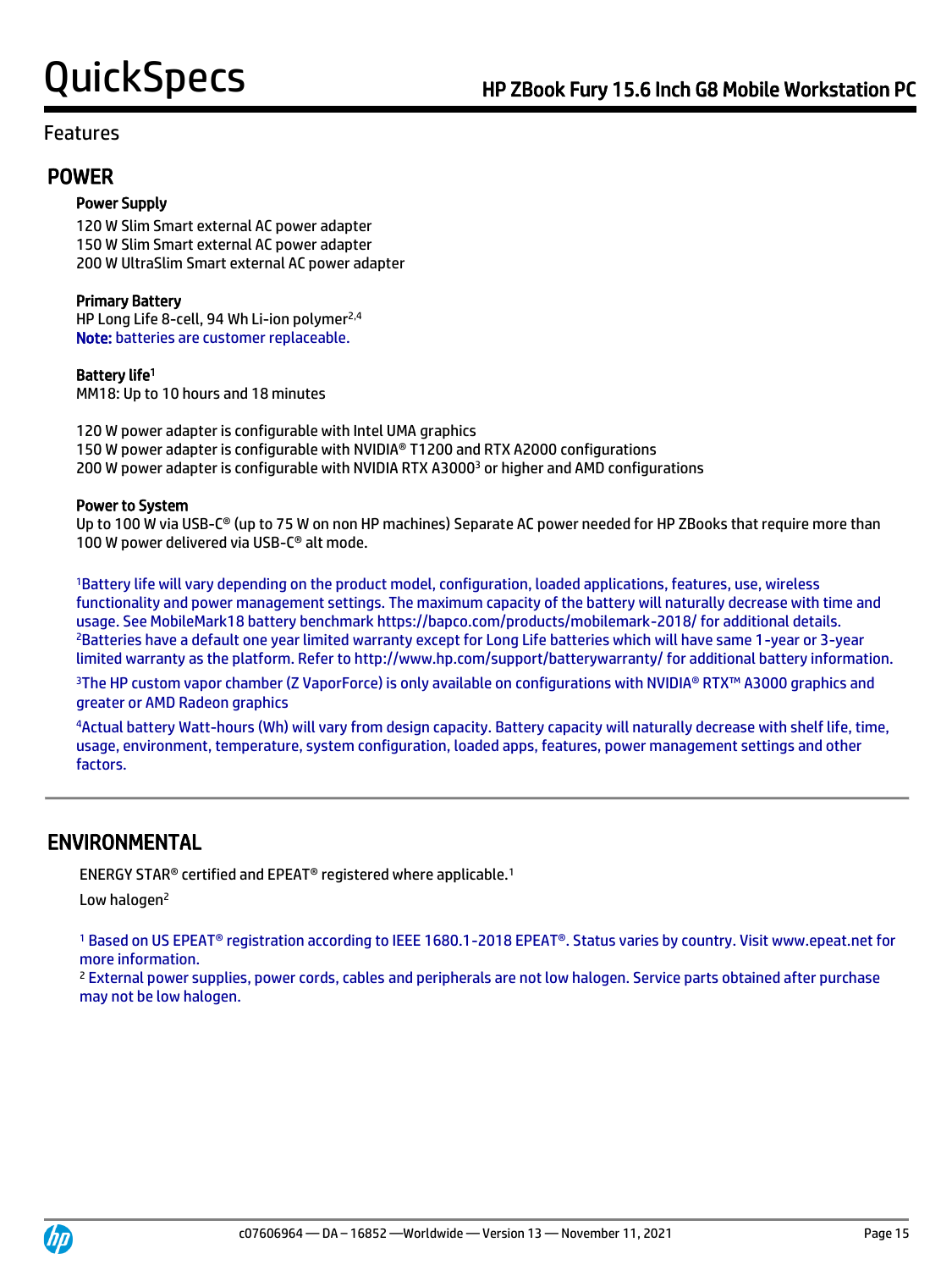## Features

## POWER

### Power Supply

120 W Slim Smart external AC power adapter
150 W Slim Smart external AC power adapter
200 W UltraSlim Smart external AC power adapter

### Primary Battery

HP Long Life 8-cell, 94 Wh Li-ion polymer[2,4]
**Note:** batteries are customer replaceable.

### Battery life[1]

MM18: Up to 10 hours and 18 minutes

120 W power adapter is configurable with Intel UMA graphics
150 W power adapter is configurable with NVIDIA® T1200 and RTX A2000 configurations
200 W power adapter is configurable with NVIDIA RTX A3000[3] or higher and AMD configurations

### Power to System

Up to 100 W via USB-C® (up to 75 W on non HP machines) Separate AC power needed for HP ZBooks that require more than 100 W power delivered via USB-C® alt mode.

[1]Battery life will vary depending on the product model, configuration, loaded applications, features, use, wireless functionality and power management settings. The maximum capacity of the battery will naturally decrease with time and usage. See MobileMark18 battery benchmark https://bapco.com/products/mobilemark-2018/ for additional details.
[2]Batteries have a default one year limited warranty except for Long Life batteries which will have same 1-year or 3-year limited warranty as the platform. Refer to http://www.hp.com/support/batterywarranty/ for additional battery information.

[3]The HP custom vapor chamber (Z VaporForce) is only available on configurations with NVIDIA® RTX™ A3000 graphics and greater or AMD Radeon graphics

[4]Actual battery Watt-hours (Wh) will vary from design capacity. Battery capacity will naturally decrease with shelf life, time, usage, environment, temperature, system configuration, loaded apps, features, power management settings and other factors.

## ENVIRONMENTAL

ENERGY STAR® certified and EPEAT® registered where applicable.[1]

Low halogen[2]

[1] Based on US EPEAT® registration according to IEEE 1680.1-2018 EPEAT®. Status varies by country. Visit www.epeat.net for more information.
[2] External power supplies, power cords, cables and peripherals are not low halogen. Service parts obtained after purchase may not be low halogen.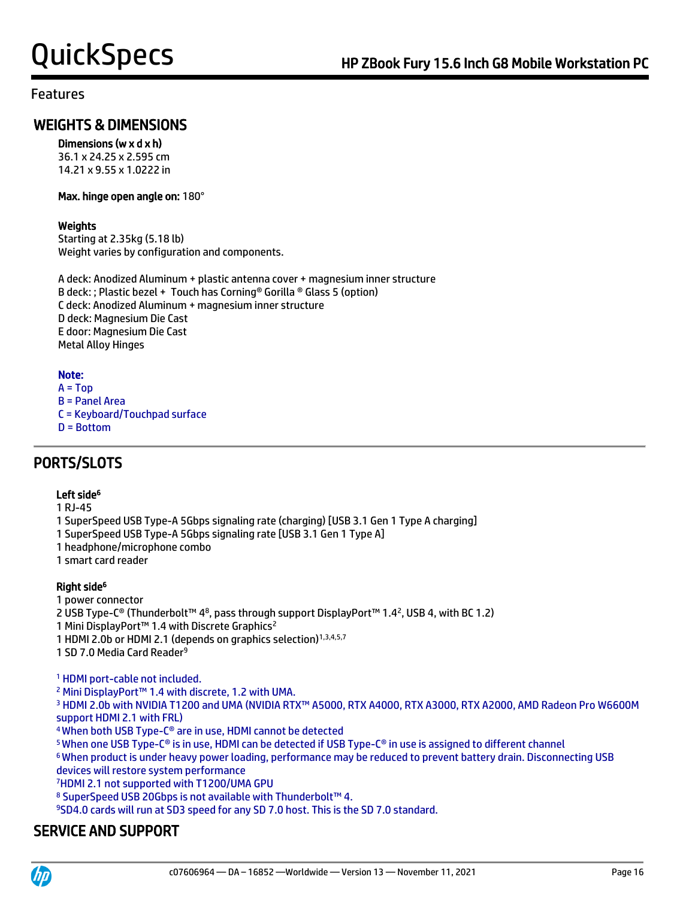## Features

## WEIGHTS & DIMENSIONS

**Dimensions (w x d x h)**
36.1 x 24.25 x 2.595 cm
14.21 x 9.55 x 1.0222 in

**Max. hinge open angle on:** 180°

**Weights**
Starting at 2.35kg (5.18 lb)
Weight varies by configuration and components.

A deck: Anodized Aluminum + plastic antenna cover + magnesium inner structure
B deck: ; Plastic bezel + Touch has Corning® Gorilla ® Glass 5 (option)
C deck: Anodized Aluminum + magnesium inner structure
D deck: Magnesium Die Cast
E door: Magnesium Die Cast
Metal Alloy Hinges

**Note:**
A = Top
B = Panel Area
C = Keyboard/Touchpad surface
D = Bottom

## PORTS/SLOTS

**Left side[6]**
1 RJ-45
1 SuperSpeed USB Type-A 5Gbps signaling rate (charging) [USB 3.1 Gen 1 Type A charging]
1 SuperSpeed USB Type-A 5Gbps signaling rate [USB 3.1 Gen 1 Type A]
1 headphone/microphone combo
1 smart card reader

**Right side[6]**
1 power connector
2 USB Type-C® (Thunderbolt™ 4[8], pass through support DisplayPort™ 1.4[2], USB 4, with BC 1.2)
1 Mini DisplayPort™ 1.4 with Discrete Graphics[2]
1 HDMI 2.0b or HDMI 2.1 (depends on graphics selection)[1,3,4,5,7]
1 SD 7.0 Media Card Reader[9]

[1] HDMI port-cable not included.
[2] Mini DisplayPort™ 1.4 with discrete, 1.2 with UMA.
[3] HDMI 2.0b with NVIDIA T1200 and UMA (NVIDIA RTX™ A5000, RTX A4000, RTX A3000, RTX A2000, AMD Radeon Pro W6600M support HDMI 2.1 with FRL)
[4] When both USB Type-C® are in use, HDMI cannot be detected
[5] When one USB Type-C® is in use, HDMI can be detected if USB Type-C® in use is assigned to different channel
[6] When product is under heavy power loading, performance may be reduced to prevent battery drain. Disconnecting USB devices will restore system performance
[7] HDMI 2.1 not supported with T1200/UMA GPU
[8] SuperSpeed USB 20Gbps is not available with Thunderbolt™ 4.
[9] SD4.0 cards will run at SD3 speed for any SD 7.0 host. This is the SD 7.0 standard.

## SERVICE AND SUPPORT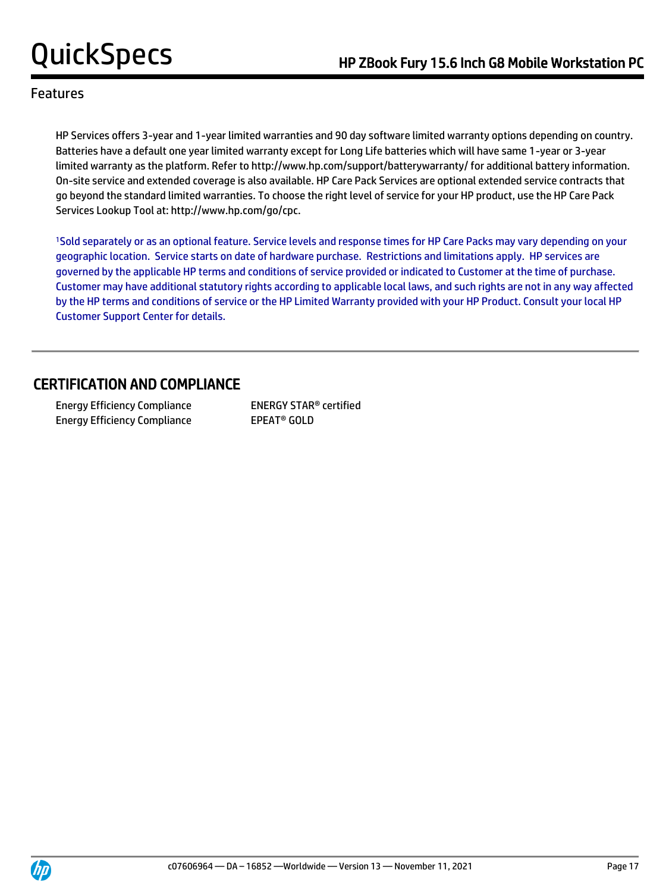## Features

HP Services offers 3-year and 1-year limited warranties and 90 day software limited warranty options depending on country. Batteries have a default one year limited warranty except for Long Life batteries which will have same 1-year or 3-year limited warranty as the platform. Refer to http://www.hp.com/support/batterywarranty/ for additional battery information. On-site service and extended coverage is also available. HP Care Pack Services are optional extended service contracts that go beyond the standard limited warranties. To choose the right level of service for your HP product, use the HP Care Pack Services Lookup Tool at: http://www.hp.com/go/cpc.

[1]Sold separately or as an optional feature. Service levels and response times for HP Care Packs may vary depending on your geographic location. Service starts on date of hardware purchase. Restrictions and limitations apply. HP services are governed by the applicable HP terms and conditions of service provided or indicated to Customer at the time of purchase. Customer may have additional statutory rights according to applicable local laws, and such rights are not in any way affected by the HP terms and conditions of service or the HP Limited Warranty provided with your HP Product. Consult your local HP Customer Support Center for details.

## CERTIFICATION AND COMPLIANCE

| | |
|---|---|
| Energy Efficiency Compliance | ENERGY STAR® certified |
| Energy Efficiency Compliance | EPEAT® GOLD |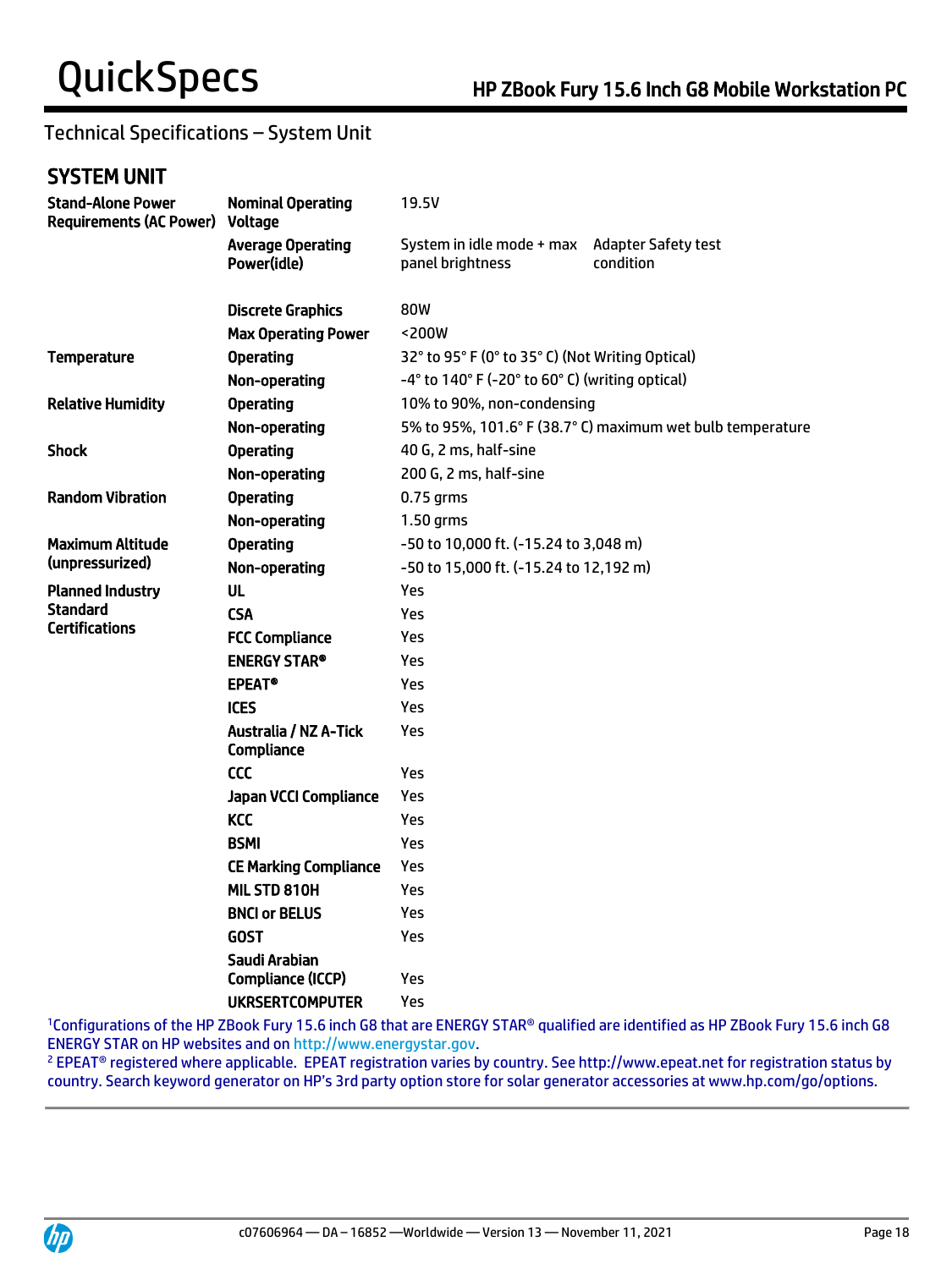## Technical Specifications – System Unit

### SYSTEM UNIT

| | | | |
|---|---|---|---|
| **Stand-Alone Power Requirements (AC Power)** | **Nominal Operating Voltage** | 19.5V | |
| | **Average Operating Power(idle)** | System in idle mode + max panel brightness | Adapter Safety test condition |
| | **Discrete Graphics** | 80W | |
| | **Max Operating Power** | <200W | |
| **Temperature** | **Operating** | 32° to 95° F (0° to 35° C) (Not Writing Optical) | |
| | **Non-operating** | -4° to 140° F (-20° to 60° C) (writing optical) | |
| **Relative Humidity** | **Operating** | 10% to 90%, non-condensing | |
| | **Non-operating** | 5% to 95%, 101.6° F (38.7° C) maximum wet bulb temperature | |
| **Shock** | **Operating** | 40 G, 2 ms, half-sine | |
| | **Non-operating** | 200 G, 2 ms, half-sine | |
| **Random Vibration** | **Operating** | 0.75 grms | |
| | **Non-operating** | 1.50 grms | |
| **Maximum Altitude (unpressurized)** | **Operating** | -50 to 10,000 ft. (-15.24 to 3,048 m) | |
| | **Non-operating** | -50 to 15,000 ft. (-15.24 to 12,192 m) | |
| **Planned Industry Standard Certifications** | **UL** | Yes | |
| | **CSA** | Yes | |
| | **FCC Compliance** | Yes | |
| | **ENERGY STAR®** | Yes | |
| | **EPEAT®** | Yes | |
| | **ICES** | Yes | |
| | **Australia / NZ A-Tick Compliance** | Yes | |
| | **CCC** | Yes | |
| | **Japan VCCI Compliance** | Yes | |
| | **KCC** | Yes | |
| | **BSMI** | Yes | |
| | **CE Marking Compliance** | Yes | |
| | **MIL STD 810H** | Yes | |
| | **BNCI or BELUS** | Yes | |
| | **GOST** | Yes | |
| | **Saudi Arabian Compliance (ICCP)** | Yes | |
| | **UKRSERTCOMPUTER** | Yes | |

[1]Configurations of the HP ZBook Fury 15.6 inch G8 that are ENERGY STAR® qualified are identified as HP ZBook Fury 15.6 inch G8 ENERGY STAR on HP websites and on http://www.energystar.gov.

[2] EPEAT® registered where applicable. EPEAT registration varies by country. See http://www.epeat.net for registration status by country. Search keyword generator on HP's 3rd party option store for solar generator accessories at www.hp.com/go/options.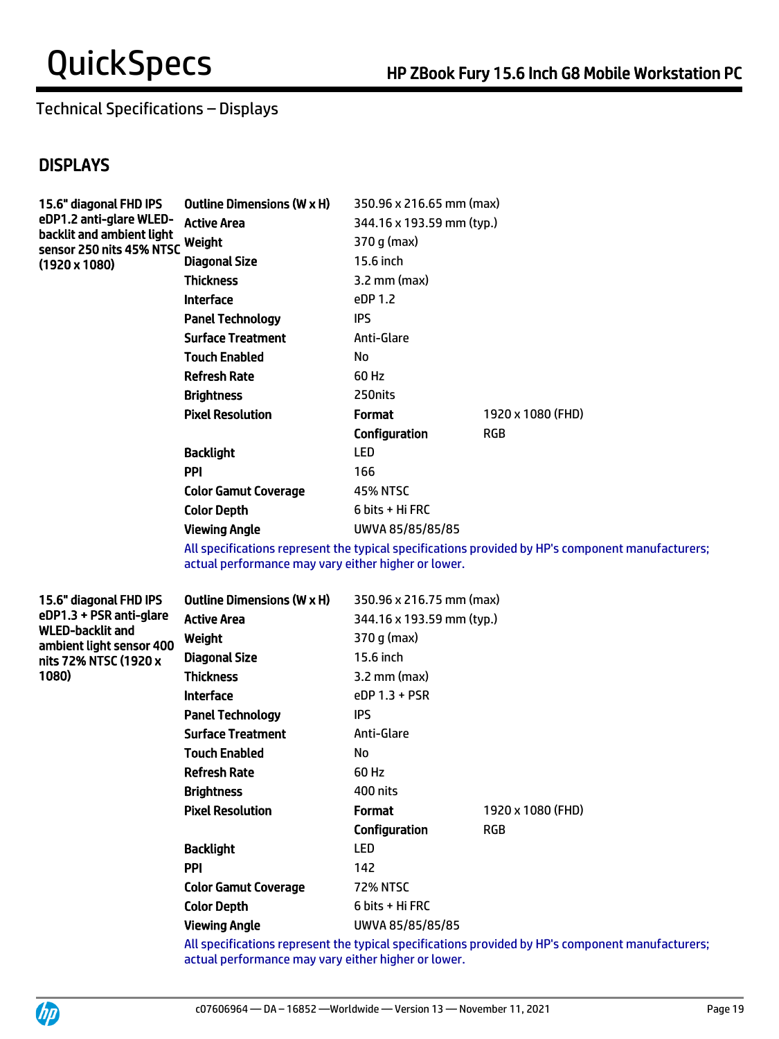Technical Specifications – Displays

## DISPLAYS

| 15.6" diagonal FHD IPS eDP1.2 anti-glare WLED-backlit and ambient light sensor 250 nits 45% NTSC (1920 x 1080) | | | |
|---|---|---|---|
| | **Outline Dimensions (W x H)** | 350.96 x 216.65 mm (max) | |
| | **Active Area** | 344.16 x 193.59 mm (typ.) | |
| | **Weight** | 370 g (max) | |
| | **Diagonal Size** | 15.6 inch | |
| | **Thickness** | 3.2 mm (max) | |
| | **Interface** | eDP 1.2 | |
| | **Panel Technology** | IPS | |
| | **Surface Treatment** | Anti-Glare | |
| | **Touch Enabled** | No | |
| | **Refresh Rate** | 60 Hz | |
| | **Brightness** | 250nits | |
| | **Pixel Resolution** | **Format** | 1920 x 1080 (FHD) |
| | | **Configuration** | RGB |
| | **Backlight** | LED | |
| | **PPI** | 166 | |
| | **Color Gamut Coverage** | 45% NTSC | |
| | **Color Depth** | 6 bits + Hi FRC | |
| | **Viewing Angle** | UWVA 85/85/85/85 | |

All specifications represent the typical specifications provided by HP's component manufacturers; actual performance may vary either higher or lower.

| 15.6" diagonal FHD IPS eDP1.3 + PSR anti-glare WLED-backlit and ambient light sensor 400 nits 72% NTSC (1920 x 1080) | | | |
|---|---|---|---|
| | **Outline Dimensions (W x H)** | 350.96 x 216.75 mm (max) | |
| | **Active Area** | 344.16 x 193.59 mm (typ.) | |
| | **Weight** | 370 g (max) | |
| | **Diagonal Size** | 15.6 inch | |
| | **Thickness** | 3.2 mm (max) | |
| | **Interface** | eDP 1.3 + PSR | |
| | **Panel Technology** | IPS | |
| | **Surface Treatment** | Anti-Glare | |
| | **Touch Enabled** | No | |
| | **Refresh Rate** | 60 Hz | |
| | **Brightness** | 400 nits | |
| | **Pixel Resolution** | **Format** | 1920 x 1080 (FHD) |
| | | **Configuration** | RGB |
| | **Backlight** | LED | |
| | **PPI** | 142 | |
| | **Color Gamut Coverage** | 72% NTSC | |
| | **Color Depth** | 6 bits + Hi FRC | |
| | **Viewing Angle** | UWVA 85/85/85/85 | |

All specifications represent the typical specifications provided by HP's component manufacturers; actual performance may vary either higher or lower.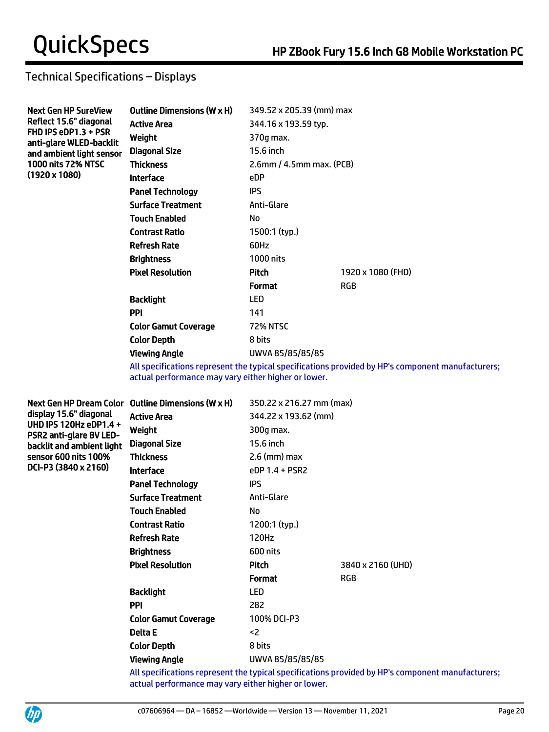## Technical Specifications – Displays

| Display | Specification | Value | |
|---|---|---|---|
| **Next Gen HP SureView Reflect 15.6" diagonal FHD IPS eDP1.3 + PSR anti-glare WLED-backlit and ambient light sensor 1000 nits 72% NTSC (1920 x 1080)** | **Outline Dimensions (W x H)** | 349.52 x 205.39 (mm) max | |
| | **Active Area** | 344.16 x 193.59 typ. | |
| | **Weight** | 370g max. | |
| | **Diagonal Size** | 15.6 inch | |
| | **Thickness** | 2.6mm / 4.5mm max. (PCB) | |
| | **Interface** | eDP | |
| | **Panel Technology** | IPS | |
| | **Surface Treatment** | Anti-Glare | |
| | **Touch Enabled** | No | |
| | **Contrast Ratio** | 1500:1 (typ.) | |
| | **Refresh Rate** | 60Hz | |
| | **Brightness** | 1000 nits | |
| | **Pixel Resolution** | **Pitch** | 1920 x 1080 (FHD) |
| | | **Format** | RGB |
| | **Backlight** | LED | |
| | **PPI** | 141 | |
| | **Color Gamut Coverage** | 72% NTSC | |
| | **Color Depth** | 8 bits | |
| | **Viewing Angle** | UWVA 85/85/85/85 | |

All specifications represent the typical specifications provided by HP's component manufacturers; actual performance may vary either higher or lower.

| Display | Specification | Value | |
|---|---|---|---|
| **Next Gen HP Dream Color display 15.6" diagonal UHD IPS 120Hz eDP1.4 + PSR2 anti-glare BV LED-backlit and ambient light sensor 600 nits 100% DCI-P3 (3840 x 2160)** | **Outline Dimensions (W x H)** | 350.22 x 216.27 mm (max) | |
| | **Active Area** | 344.22 x 193.62 (mm) | |
| | **Weight** | 300g max. | |
| | **Diagonal Size** | 15.6 inch | |
| | **Thickness** | 2.6 (mm) max | |
| | **Interface** | eDP 1.4 + PSR2 | |
| | **Panel Technology** | IPS | |
| | **Surface Treatment** | Anti-Glare | |
| | **Touch Enabled** | No | |
| | **Contrast Ratio** | 1200:1 (typ.) | |
| | **Refresh Rate** | 120Hz | |
| | **Brightness** | 600 nits | |
| | **Pixel Resolution** | **Pitch** | 3840 x 2160 (UHD) |
| | | **Format** | RGB |
| | **Backlight** | LED | |
| | **PPI** | 282 | |
| | **Color Gamut Coverage** | 100% DCI-P3 | |
| | **Delta E** | <2 | |
| | **Color Depth** | 8 bits | |
| | **Viewing Angle** | UWVA 85/85/85/85 | |

All specifications represent the typical specifications provided by HP's component manufacturers; actual performance may vary either higher or lower.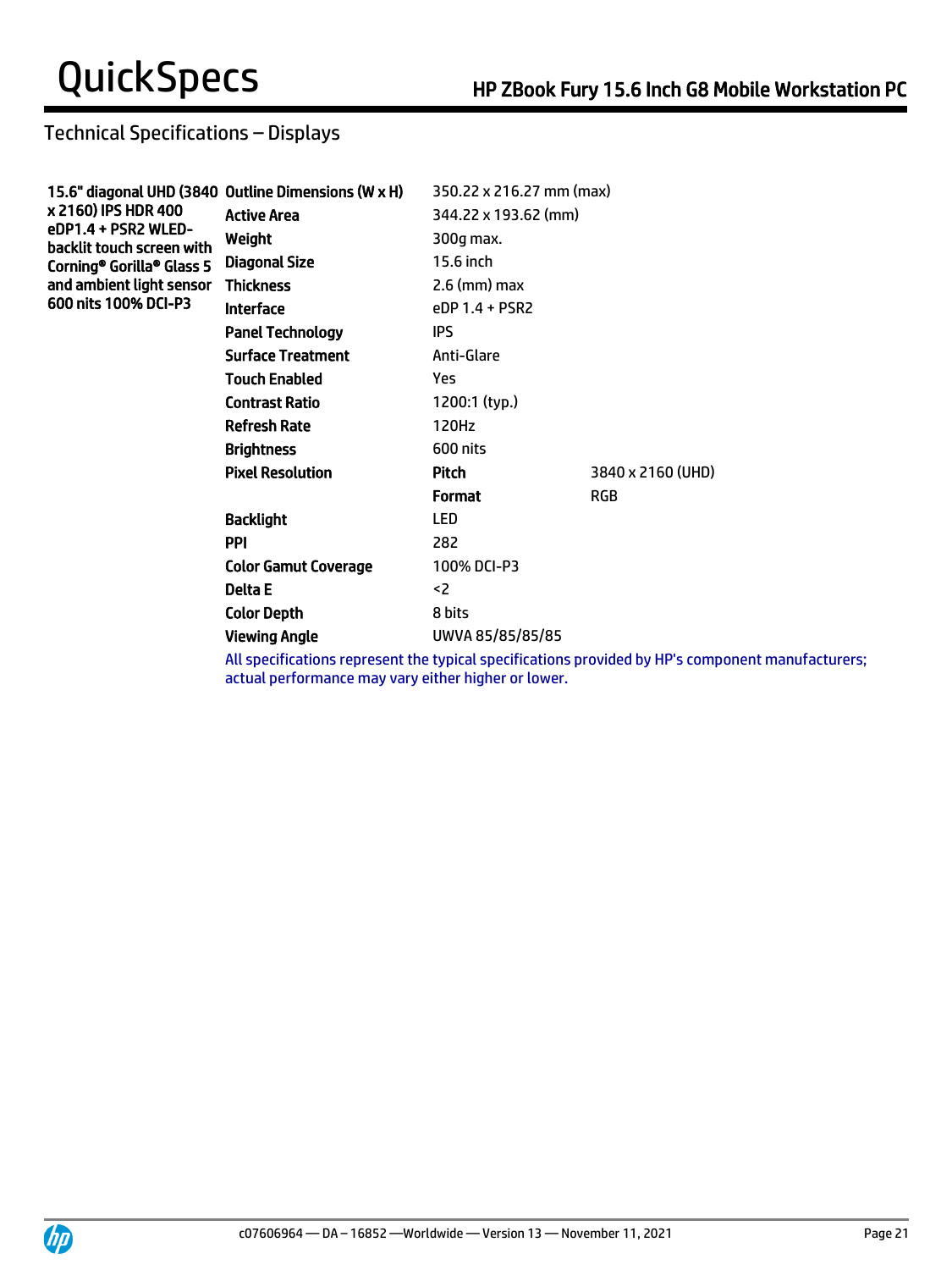## Technical Specifications – Displays

| 15.6" diagonal UHD (3840 x 2160) IPS HDR 400 eDP1.4 + PSR2 WLED-backlit touch screen with Corning® Gorilla® Glass 5 and ambient light sensor 600 nits 100% DCI-P3 | | | |
|---|---|---|---|
| | **Outline Dimensions (W x H)** | 350.22 x 216.27 mm (max) | |
| | **Active Area** | 344.22 x 193.62 (mm) | |
| | **Weight** | 300g max. | |
| | **Diagonal Size** | 15.6 inch | |
| | **Thickness** | 2.6 (mm) max | |
| | **Interface** | eDP 1.4 + PSR2 | |
| | **Panel Technology** | IPS | |
| | **Surface Treatment** | Anti-Glare | |
| | **Touch Enabled** | Yes | |
| | **Contrast Ratio** | 1200:1 (typ.) | |
| | **Refresh Rate** | 120Hz | |
| | **Brightness** | 600 nits | |
| | **Pixel Resolution** | **Pitch** | 3840 x 2160 (UHD) |
| | | **Format** | RGB |
| | **Backlight** | LED | |
| | **PPI** | 282 | |
| | **Color Gamut Coverage** | 100% DCI-P3 | |
| | **Delta E** | <2 | |
| | **Color Depth** | 8 bits | |
| | **Viewing Angle** | UWVA 85/85/85/85 | |

All specifications represent the typical specifications provided by HP's component manufacturers; actual performance may vary either higher or lower.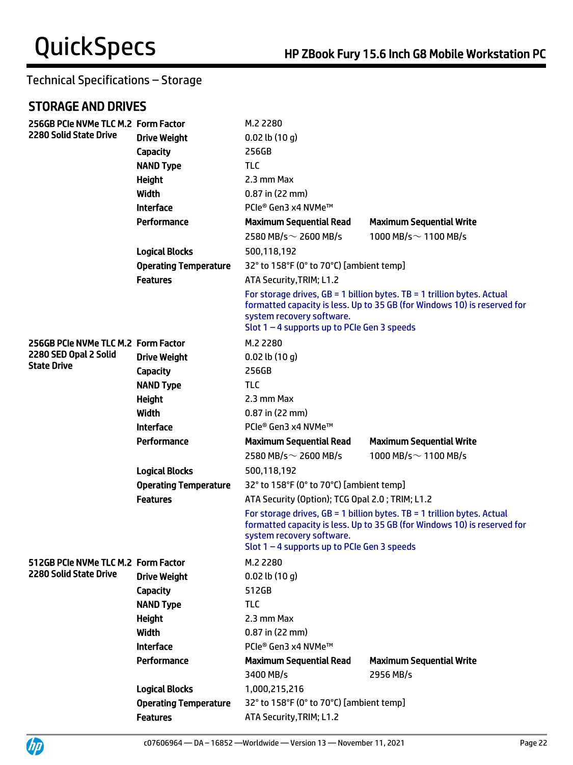## Technical Specifications – Storage

### STORAGE AND DRIVES

| | | | |
|---|---|---|---|
| **256GB PCIe NVMe TLC M.2 2280 Solid State Drive** | **Form Factor** | M.2 2280 | |
| | **Drive Weight** | 0.02 lb (10 g) | |
| | **Capacity** | 256GB | |
| | **NAND Type** | TLC | |
| | **Height** | 2.3 mm Max | |
| | **Width** | 0.87 in (22 mm) | |
| | **Interface** | PCIe® Gen3 x4 NVMe™ | |
| | **Performance** | **Maximum Sequential Read** | **Maximum Sequential Write** |
| | | 2580 MB/s～ 2600 MB/s | 1000 MB/s～ 1100 MB/s |
| | **Logical Blocks** | 500,118,192 | |
| | **Operating Temperature** | 32° to 158°F (0° to 70°C) [ambient temp] | |
| | **Features** | ATA Security,TRIM; L1.2 | |
| | | For storage drives, GB = 1 billion bytes. TB = 1 trillion bytes. Actual formatted capacity is less. Up to 35 GB (for Windows 10) is reserved for system recovery software.<br>Slot 1 – 4 supports up to PCIe Gen 3 speeds | |
| **256GB PCIe NVMe TLC M.2 2280 SED Opal 2 Solid State Drive** | **Form Factor** | M.2 2280 | |
| | **Drive Weight** | 0.02 lb (10 g) | |
| | **Capacity** | 256GB | |
| | **NAND Type** | TLC | |
| | **Height** | 2.3 mm Max | |
| | **Width** | 0.87 in (22 mm) | |
| | **Interface** | PCIe® Gen3 x4 NVMe™ | |
| | **Performance** | **Maximum Sequential Read** | **Maximum Sequential Write** |
| | | 2580 MB/s～ 2600 MB/s | 1000 MB/s～ 1100 MB/s |
| | **Logical Blocks** | 500,118,192 | |
| | **Operating Temperature** | 32° to 158°F (0° to 70°C) [ambient temp] | |
| | **Features** | ATA Security (Option); TCG Opal 2.0 ; TRIM; L1.2 | |
| | | For storage drives, GB = 1 billion bytes. TB = 1 trillion bytes. Actual formatted capacity is less. Up to 35 GB (for Windows 10) is reserved for system recovery software.<br>Slot 1 – 4 supports up to PCIe Gen 3 speeds | |
| **512GB PCIe NVMe TLC M.2 2280 Solid State Drive** | **Form Factor** | M.2 2280 | |
| | **Drive Weight** | 0.02 lb (10 g) | |
| | **Capacity** | 512GB | |
| | **NAND Type** | TLC | |
| | **Height** | 2.3 mm Max | |
| | **Width** | 0.87 in (22 mm) | |
| | **Interface** | PCIe® Gen3 x4 NVMe™ | |
| | **Performance** | **Maximum Sequential Read** | **Maximum Sequential Write** |
| | | 3400 MB/s | 2956 MB/s |
| | **Logical Blocks** | 1,000,215,216 | |
| | **Operating Temperature** | 32° to 158°F (0° to 70°C) [ambient temp] | |
| | **Features** | ATA Security,TRIM; L1.2 | |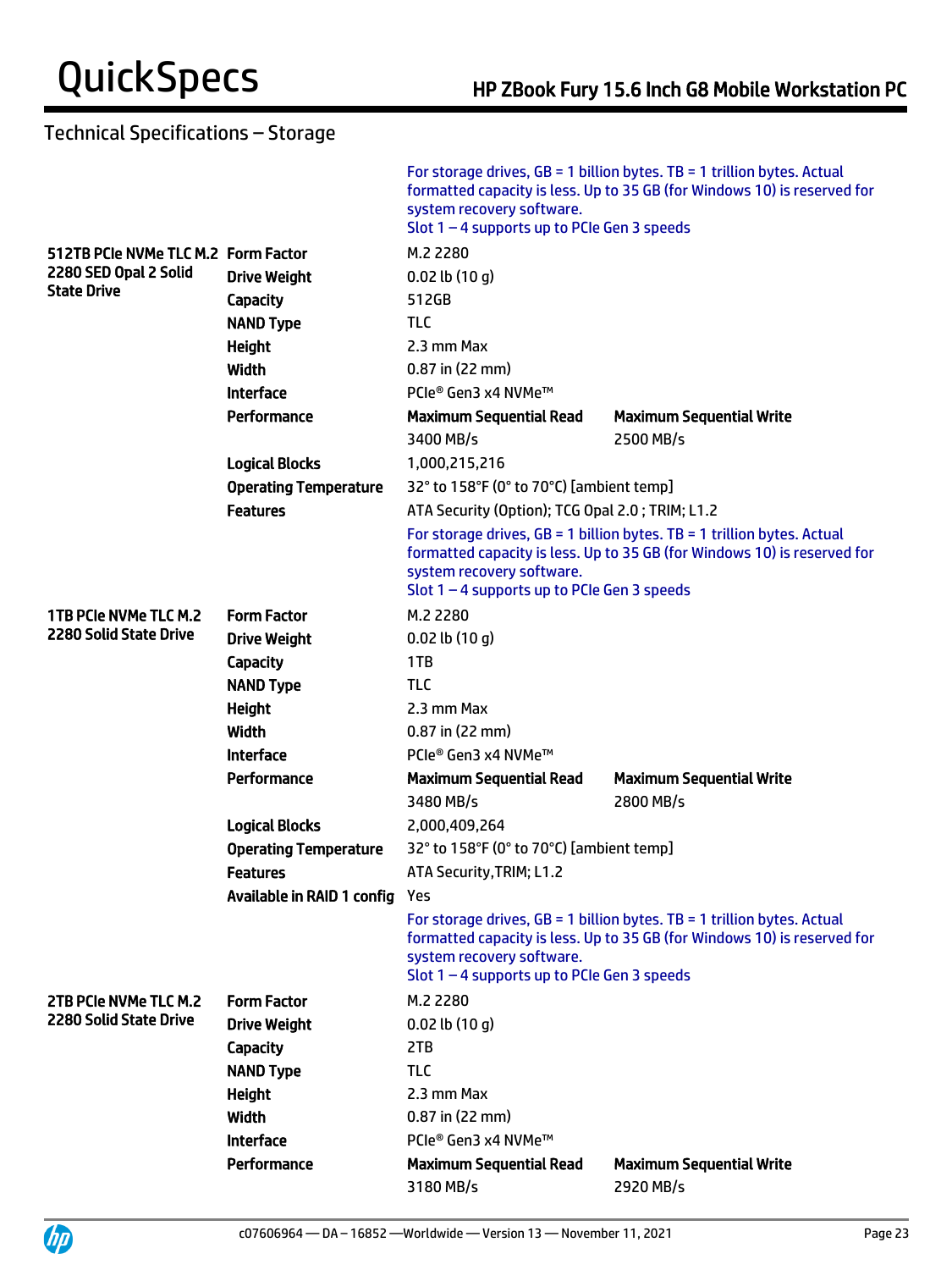## Technical Specifications – Storage

For storage drives, GB = 1 billion bytes. TB = 1 trillion bytes. Actual formatted capacity is less. Up to 35 GB (for Windows 10) is reserved for system recovery software.
Slot 1 – 4 supports up to PCIe Gen 3 speeds

| | | | |
|---|---|---|---|
| **512TB PCIe NVMe TLC M.2 2280 SED Opal 2 Solid State Drive** | **Form Factor** | M.2 2280 | |
| | **Drive Weight** | 0.02 lb (10 g) | |
| | **Capacity** | 512GB | |
| | **NAND Type** | TLC | |
| | **Height** | 2.3 mm Max | |
| | **Width** | 0.87 in (22 mm) | |
| | **Interface** | PCIe® Gen3 x4 NVMe™ | |
| | **Performance** | **Maximum Sequential Read** | **Maximum Sequential Write** |
| | | 3400 MB/s | 2500 MB/s |
| | **Logical Blocks** | 1,000,215,216 | |
| | **Operating Temperature** | 32° to 158°F (0° to 70°C) [ambient temp] | |
| | **Features** | ATA Security (Option); TCG Opal 2.0 ; TRIM; L1.2 | |
| | | For storage drives, GB = 1 billion bytes. TB = 1 trillion bytes. Actual formatted capacity is less. Up to 35 GB (for Windows 10) is reserved for system recovery software. Slot 1 – 4 supports up to PCIe Gen 3 speeds | |
| **1TB PCIe NVMe TLC M.2 2280 Solid State Drive** | **Form Factor** | M.2 2280 | |
| | **Drive Weight** | 0.02 lb (10 g) | |
| | **Capacity** | 1TB | |
| | **NAND Type** | TLC | |
| | **Height** | 2.3 mm Max | |
| | **Width** | 0.87 in (22 mm) | |
| | **Interface** | PCIe® Gen3 x4 NVMe™ | |
| | **Performance** | **Maximum Sequential Read** | **Maximum Sequential Write** |
| | | 3480 MB/s | 2800 MB/s |
| | **Logical Blocks** | 2,000,409,264 | |
| | **Operating Temperature** | 32° to 158°F (0° to 70°C) [ambient temp] | |
| | **Features** | ATA Security,TRIM; L1.2 | |
| | **Available in RAID 1 config** | Yes | |
| | | For storage drives, GB = 1 billion bytes. TB = 1 trillion bytes. Actual formatted capacity is less. Up to 35 GB (for Windows 10) is reserved for system recovery software. Slot 1 – 4 supports up to PCIe Gen 3 speeds | |
| **2TB PCIe NVMe TLC M.2 2280 Solid State Drive** | **Form Factor** | M.2 2280 | |
| | **Drive Weight** | 0.02 lb (10 g) | |
| | **Capacity** | 2TB | |
| | **NAND Type** | TLC | |
| | **Height** | 2.3 mm Max | |
| | **Width** | 0.87 in (22 mm) | |
| | **Interface** | PCIe® Gen3 x4 NVMe™ | |
| | **Performance** | **Maximum Sequential Read** | **Maximum Sequential Write** |
| | | 3180 MB/s | 2920 MB/s |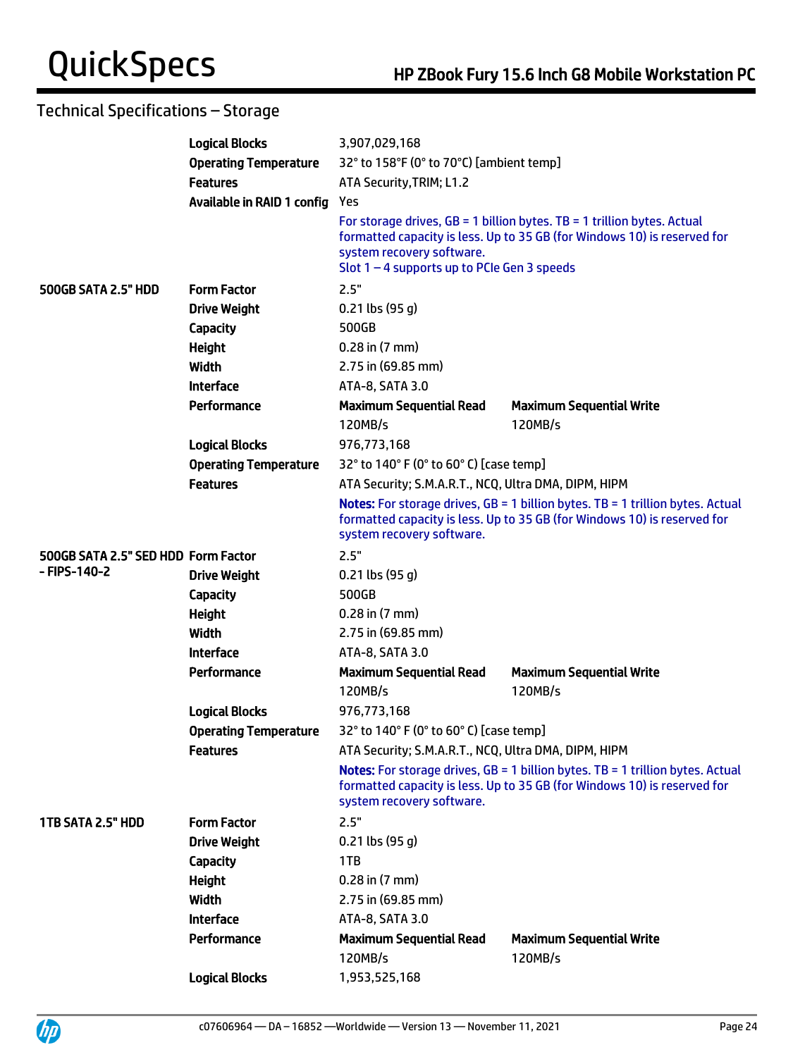## Technical Specifications – Storage

| | | | |
|---|---|---|---|
| | **Logical Blocks** | 3,907,029,168 | |
| | **Operating Temperature** | 32° to 158°F (0° to 70°C) [ambient temp] | |
| | **Features** | ATA Security,TRIM; L1.2 | |
| | **Available in RAID 1 config** | Yes | |
| | | For storage drives, GB = 1 billion bytes. TB = 1 trillion bytes. Actual formatted capacity is less. Up to 35 GB (for Windows 10) is reserved for system recovery software.<br>Slot 1 – 4 supports up to PCIe Gen 3 speeds | |
| **500GB SATA 2.5" HDD** | **Form Factor** | 2.5" | |
| | **Drive Weight** | 0.21 lbs (95 g) | |
| | **Capacity** | 500GB | |
| | **Height** | 0.28 in (7 mm) | |
| | **Width** | 2.75 in (69.85 mm) | |
| | **Interface** | ATA-8, SATA 3.0 | |
| | **Performance** | **Maximum Sequential Read** | **Maximum Sequential Write** |
| | | 120MB/s | 120MB/s |
| | **Logical Blocks** | 976,773,168 | |
| | **Operating Temperature** | 32° to 140° F (0° to 60° C) [case temp] | |
| | **Features** | ATA Security; S.M.A.R.T., NCQ, Ultra DMA, DIPM, HIPM | |
| | | **Notes:** For storage drives, GB = 1 billion bytes. TB = 1 trillion bytes. Actual formatted capacity is less. Up to 35 GB (for Windows 10) is reserved for system recovery software. | |
| **500GB SATA 2.5" SED HDD - FIPS-140-2** | **Form Factor** | 2.5" | |
| | **Drive Weight** | 0.21 lbs (95 g) | |
| | **Capacity** | 500GB | |
| | **Height** | 0.28 in (7 mm) | |
| | **Width** | 2.75 in (69.85 mm) | |
| | **Interface** | ATA-8, SATA 3.0 | |
| | **Performance** | **Maximum Sequential Read** | **Maximum Sequential Write** |
| | | 120MB/s | 120MB/s |
| | **Logical Blocks** | 976,773,168 | |
| | **Operating Temperature** | 32° to 140° F (0° to 60° C) [case temp] | |
| | **Features** | ATA Security; S.M.A.R.T., NCQ, Ultra DMA, DIPM, HIPM | |
| | | **Notes:** For storage drives, GB = 1 billion bytes. TB = 1 trillion bytes. Actual formatted capacity is less. Up to 35 GB (for Windows 10) is reserved for system recovery software. | |
| **1TB SATA 2.5" HDD** | **Form Factor** | 2.5" | |
| | **Drive Weight** | 0.21 lbs (95 g) | |
| | **Capacity** | 1TB | |
| | **Height** | 0.28 in (7 mm) | |
| | **Width** | 2.75 in (69.85 mm) | |
| | **Interface** | ATA-8, SATA 3.0 | |
| | **Performance** | **Maximum Sequential Read** | **Maximum Sequential Write** |
| | | 120MB/s | 120MB/s |
| | **Logical Blocks** | 1,953,525,168 | |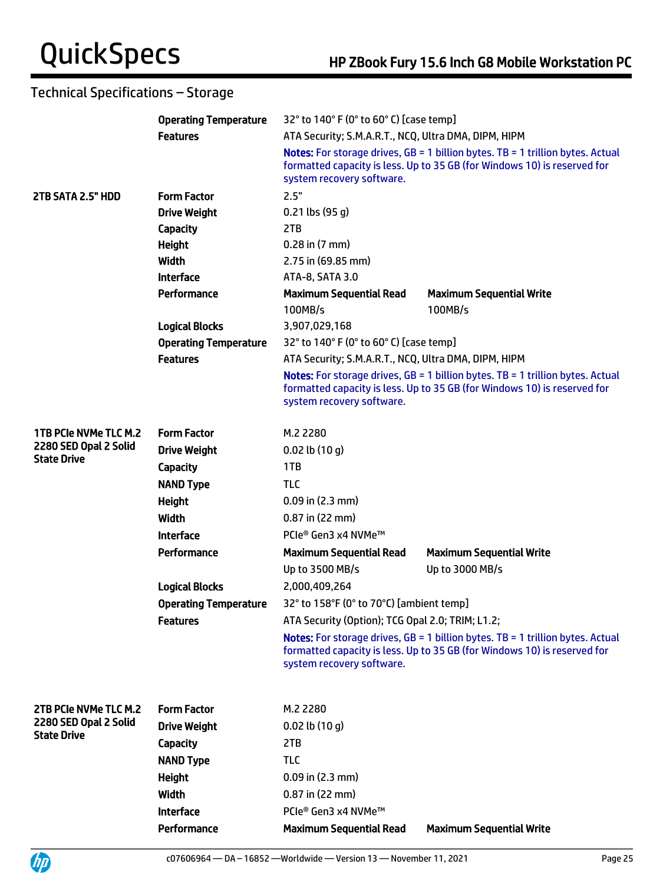## Technical Specifications – Storage

| | | | |
|---|---|---|---|
| | **Operating Temperature** | 32° to 140° F (0° to 60° C) [case temp] | |
| | **Features** | ATA Security; S.M.A.R.T., NCQ, Ultra DMA, DIPM, HIPM | |
| | | **Notes:** For storage drives, GB = 1 billion bytes. TB = 1 trillion bytes. Actual formatted capacity is less. Up to 35 GB (for Windows 10) is reserved for system recovery software. | |
| **2TB SATA 2.5" HDD** | **Form Factor** | 2.5" | |
| | **Drive Weight** | 0.21 lbs (95 g) | |
| | **Capacity** | 2TB | |
| | **Height** | 0.28 in (7 mm) | |
| | **Width** | 2.75 in (69.85 mm) | |
| | **Interface** | ATA-8, SATA 3.0 | |
| | **Performance** | **Maximum Sequential Read** | **Maximum Sequential Write** |
| | | 100MB/s | 100MB/s |
| | **Logical Blocks** | 3,907,029,168 | |
| | **Operating Temperature** | 32° to 140° F (0° to 60° C) [case temp] | |
| | **Features** | ATA Security; S.M.A.R.T., NCQ, Ultra DMA, DIPM, HIPM | |
| | | **Notes:** For storage drives, GB = 1 billion bytes. TB = 1 trillion bytes. Actual formatted capacity is less. Up to 35 GB (for Windows 10) is reserved for system recovery software. | |
| **1TB PCIe NVMe TLC M.2 2280 SED Opal 2 Solid State Drive** | **Form Factor** | M.2 2280 | |
| | **Drive Weight** | 0.02 lb (10 g) | |
| | **Capacity** | 1TB | |
| | **NAND Type** | TLC | |
| | **Height** | 0.09 in (2.3 mm) | |
| | **Width** | 0.87 in (22 mm) | |
| | **Interface** | PCIe® Gen3 x4 NVMe™ | |
| | **Performance** | **Maximum Sequential Read** | **Maximum Sequential Write** |
| | | Up to 3500 MB/s | Up to 3000 MB/s |
| | **Logical Blocks** | 2,000,409,264 | |
| | **Operating Temperature** | 32° to 158°F (0° to 70°C) [ambient temp] | |
| | **Features** | ATA Security (Option); TCG Opal 2.0; TRIM; L1.2; | |
| | | **Notes:** For storage drives, GB = 1 billion bytes. TB = 1 trillion bytes. Actual formatted capacity is less. Up to 35 GB (for Windows 10) is reserved for system recovery software. | |
| **2TB PCIe NVMe TLC M.2 2280 SED Opal 2 Solid State Drive** | **Form Factor** | M.2 2280 | |
| | **Drive Weight** | 0.02 lb (10 g) | |
| | **Capacity** | 2TB | |
| | **NAND Type** | TLC | |
| | **Height** | 0.09 in (2.3 mm) | |
| | **Width** | 0.87 in (22 mm) | |
| | **Interface** | PCIe® Gen3 x4 NVMe™ | |
| | **Performance** | **Maximum Sequential Read** | **Maximum Sequential Write** |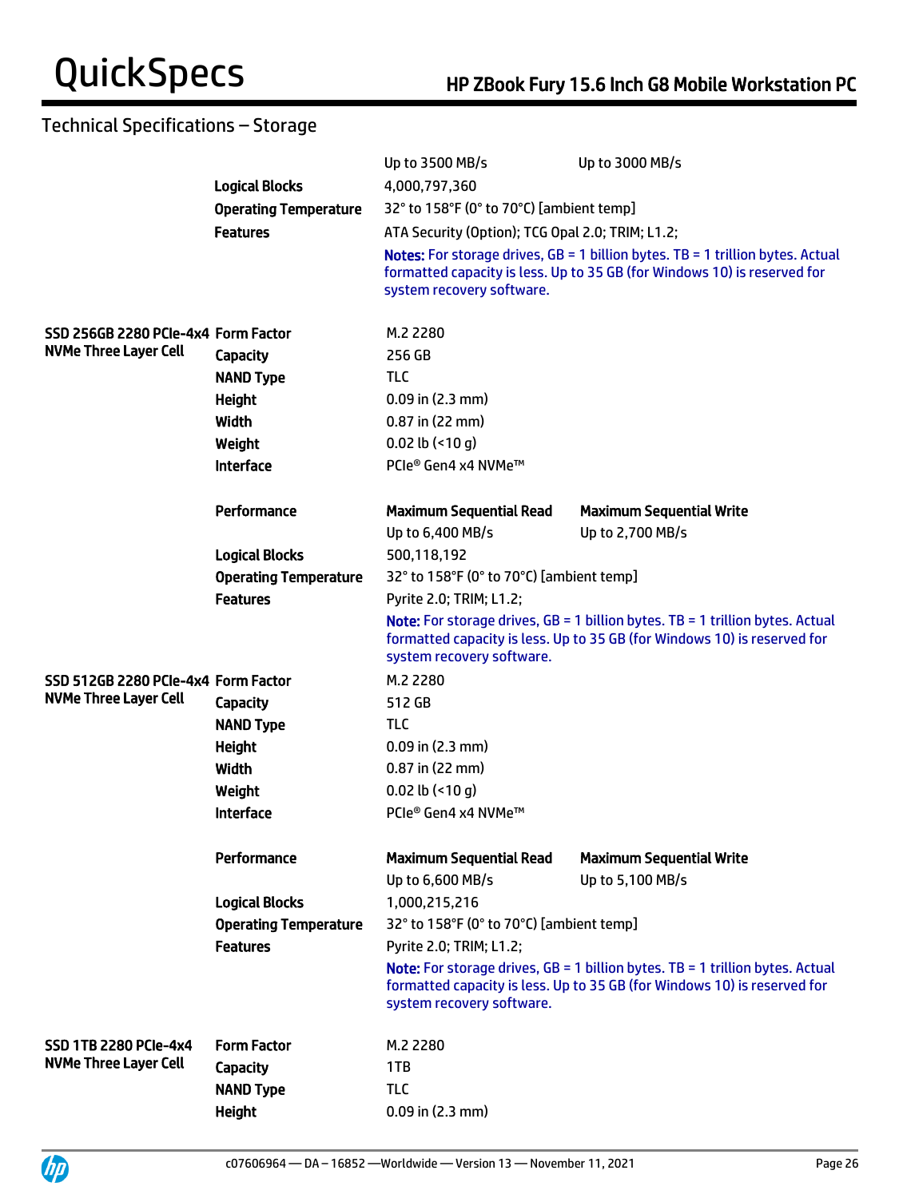## Technical Specifications – Storage

| | | | |
|---|---|---|---|
| | | Up to 3500 MB/s | Up to 3000 MB/s |
| | **Logical Blocks** | 4,000,797,360 | |
| | **Operating Temperature** | 32° to 158°F (0° to 70°C) [ambient temp] | |
| | **Features** | ATA Security (Option); TCG Opal 2.0; TRIM; L1.2; | |
| | | **Notes:** For storage drives, GB = 1 billion bytes. TB = 1 trillion bytes. Actual formatted capacity is less. Up to 35 GB (for Windows 10) is reserved for system recovery software. | |
| **SSD 256GB 2280 PCIe-4x4 NVMe Three Layer Cell** | **Form Factor** | M.2 2280 | |
| | **Capacity** | 256 GB | |
| | **NAND Type** | TLC | |
| | **Height** | 0.09 in (2.3 mm) | |
| | **Width** | 0.87 in (22 mm) | |
| | **Weight** | 0.02 lb (<10 g) | |
| | **Interface** | PCIe® Gen4 x4 NVMe™ | |
| | **Performance** | **Maximum Sequential Read** | **Maximum Sequential Write** |
| | | Up to 6,400 MB/s | Up to 2,700 MB/s |
| | **Logical Blocks** | 500,118,192 | |
| | **Operating Temperature** | 32° to 158°F (0° to 70°C) [ambient temp] | |
| | **Features** | Pyrite 2.0; TRIM; L1.2; | |
| | | **Note:** For storage drives, GB = 1 billion bytes. TB = 1 trillion bytes. Actual formatted capacity is less. Up to 35 GB (for Windows 10) is reserved for system recovery software. | |
| **SSD 512GB 2280 PCIe-4x4 NVMe Three Layer Cell** | **Form Factor** | M.2 2280 | |
| | **Capacity** | 512 GB | |
| | **NAND Type** | TLC | |
| | **Height** | 0.09 in (2.3 mm) | |
| | **Width** | 0.87 in (22 mm) | |
| | **Weight** | 0.02 lb (<10 g) | |
| | **Interface** | PCIe® Gen4 x4 NVMe™ | |
| | **Performance** | **Maximum Sequential Read** | **Maximum Sequential Write** |
| | | Up to 6,600 MB/s | Up to 5,100 MB/s |
| | **Logical Blocks** | 1,000,215,216 | |
| | **Operating Temperature** | 32° to 158°F (0° to 70°C) [ambient temp] | |
| | **Features** | Pyrite 2.0; TRIM; L1.2; | |
| | | **Note:** For storage drives, GB = 1 billion bytes. TB = 1 trillion bytes. Actual formatted capacity is less. Up to 35 GB (for Windows 10) is reserved for system recovery software. | |
| **SSD 1TB 2280 PCIe-4x4 NVMe Three Layer Cell** | **Form Factor** | M.2 2280 | |
| | **Capacity** | 1TB | |
| | **NAND Type** | TLC | |
| | **Height** | 0.09 in (2.3 mm) | |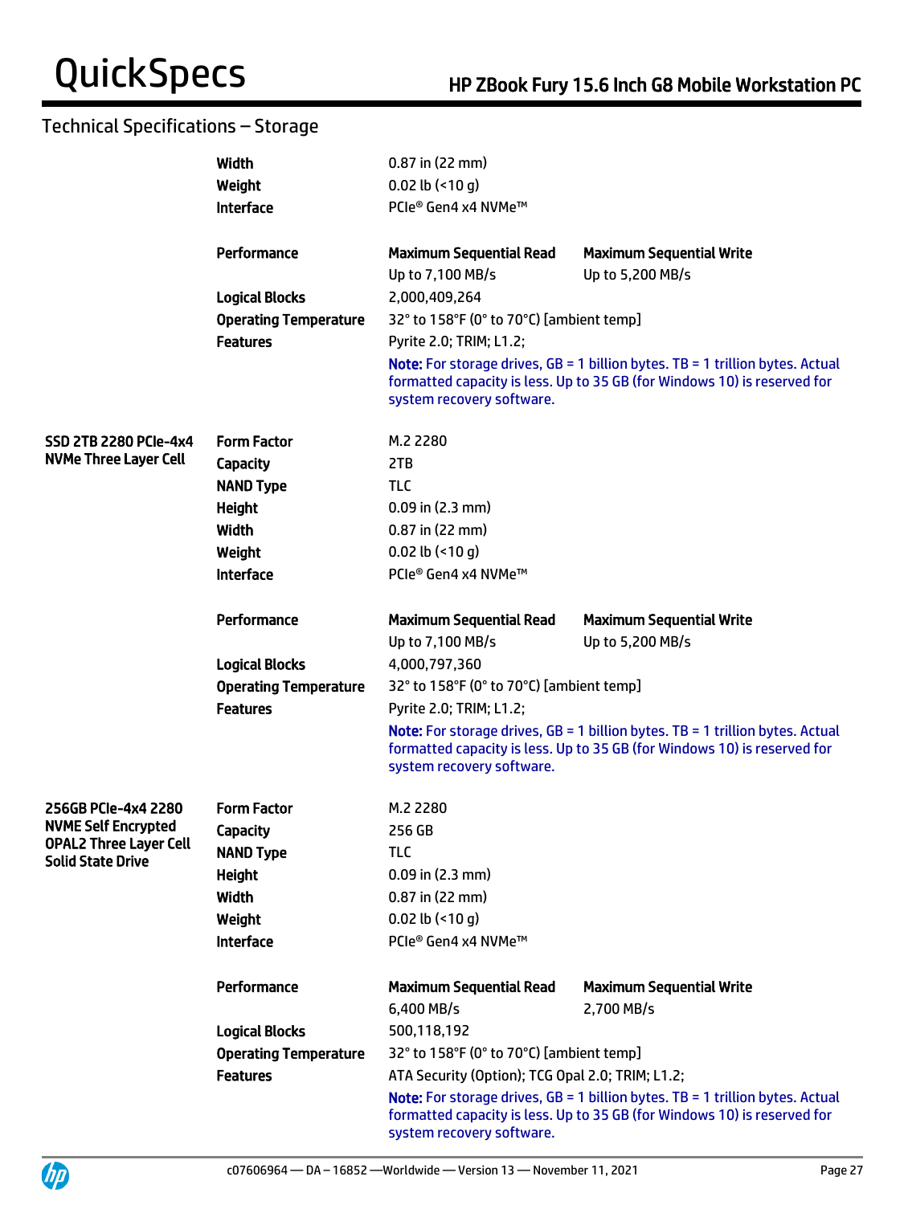## Technical Specifications – Storage

| | | | |
|---|---|---|---|
| | **Width** | 0.87 in (22 mm) | |
| | **Weight** | 0.02 lb (<10 g) | |
| | **Interface** | PCIe® Gen4 x4 NVMe™ | |
| | **Performance** | **Maximum Sequential Read** | **Maximum Sequential Write** |
| | | Up to 7,100 MB/s | Up to 5,200 MB/s |
| | **Logical Blocks** | 2,000,409,264 | |
| | **Operating Temperature** | 32° to 158°F (0° to 70°C) [ambient temp] | |
| | **Features** | Pyrite 2.0; TRIM; L1.2; | |
| | | **Note:** For storage drives, GB = 1 billion bytes. TB = 1 trillion bytes. Actual formatted capacity is less. Up to 35 GB (for Windows 10) is reserved for system recovery software. | |
| **SSD 2TB 2280 PCIe-4x4 NVMe Three Layer Cell** | **Form Factor** | M.2 2280 | |
| | **Capacity** | 2TB | |
| | **NAND Type** | TLC | |
| | **Height** | 0.09 in (2.3 mm) | |
| | **Width** | 0.87 in (22 mm) | |
| | **Weight** | 0.02 lb (<10 g) | |
| | **Interface** | PCIe® Gen4 x4 NVMe™ | |
| | **Performance** | **Maximum Sequential Read** | **Maximum Sequential Write** |
| | | Up to 7,100 MB/s | Up to 5,200 MB/s |
| | **Logical Blocks** | 4,000,797,360 | |
| | **Operating Temperature** | 32° to 158°F (0° to 70°C) [ambient temp] | |
| | **Features** | Pyrite 2.0; TRIM; L1.2; | |
| | | **Note:** For storage drives, GB = 1 billion bytes. TB = 1 trillion bytes. Actual formatted capacity is less. Up to 35 GB (for Windows 10) is reserved for system recovery software. | |
| **256GB PCIe-4x4 2280 NVME Self Encrypted OPAL2 Three Layer Cell Solid State Drive** | **Form Factor** | M.2 2280 | |
| | **Capacity** | 256 GB | |
| | **NAND Type** | TLC | |
| | **Height** | 0.09 in (2.3 mm) | |
| | **Width** | 0.87 in (22 mm) | |
| | **Weight** | 0.02 lb (<10 g) | |
| | **Interface** | PCIe® Gen4 x4 NVMe™ | |
| | **Performance** | **Maximum Sequential Read** | **Maximum Sequential Write** |
| | | 6,400 MB/s | 2,700 MB/s |
| | **Logical Blocks** | 500,118,192 | |
| | **Operating Temperature** | 32° to 158°F (0° to 70°C) [ambient temp] | |
| | **Features** | ATA Security (Option); TCG Opal 2.0; TRIM; L1.2; | |
| | | **Note:** For storage drives, GB = 1 billion bytes. TB = 1 trillion bytes. Actual formatted capacity is less. Up to 35 GB (for Windows 10) is reserved for system recovery software. | |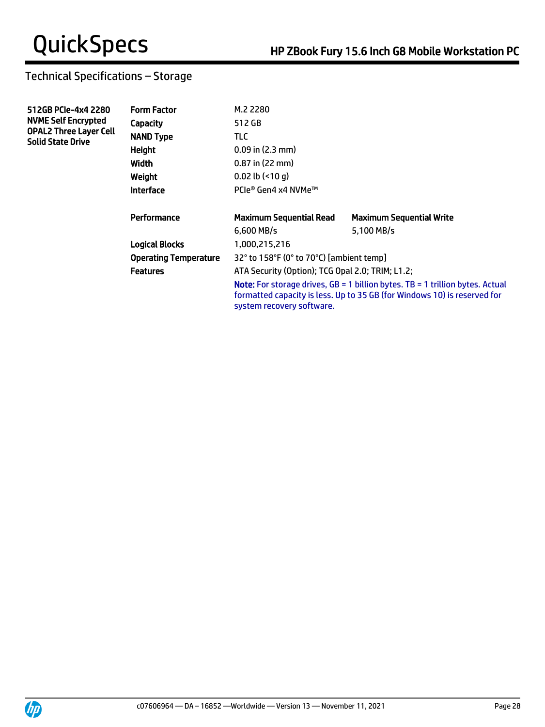## Technical Specifications – Storage

| 512GB PCIe-4x4 2280 NVME Self Encrypted OPAL2 Three Layer Cell Solid State Drive | | | |
|---|---|---|---|
| | **Form Factor** | M.2 2280 | |
| | **Capacity** | 512 GB | |
| | **NAND Type** | TLC | |
| | **Height** | 0.09 in (2.3 mm) | |
| | **Width** | 0.87 in (22 mm) | |
| | **Weight** | 0.02 lb (<10 g) | |
| | **Interface** | PCIe® Gen4 x4 NVMe™ | |
| | **Performance** | **Maximum Sequential Read** | **Maximum Sequential Write** |
| | | 6,600 MB/s | 5,100 MB/s |
| | **Logical Blocks** | 1,000,215,216 | |
| | **Operating Temperature** | 32° to 158°F (0° to 70°C) [ambient temp] | |
| | **Features** | ATA Security (Option); TCG Opal 2.0; TRIM; L1.2; | |

**Note:** For storage drives, GB = 1 billion bytes. TB = 1 trillion bytes. Actual formatted capacity is less. Up to 35 GB (for Windows 10) is reserved for system recovery software.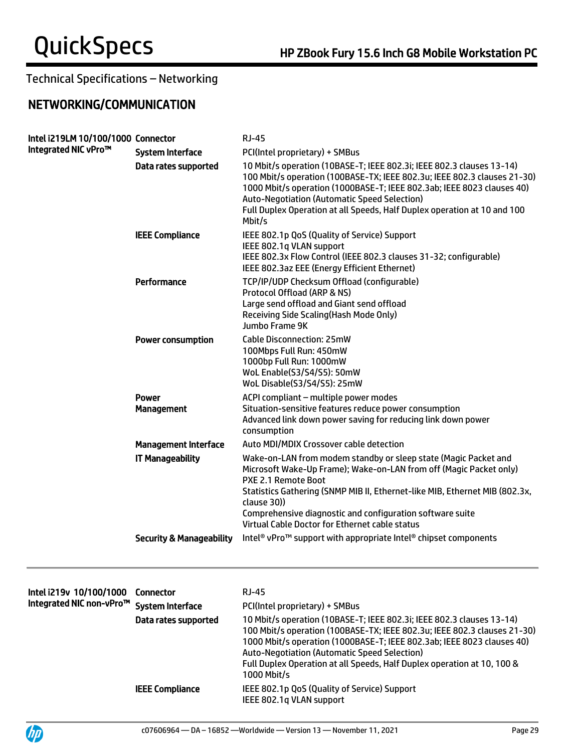## Technical Specifications – Networking

## NETWORKING/COMMUNICATION

| | | |
|---|---|---|
| **Intel i219LM 10/100/1000 Integrated NIC vPro™** | **Connector** | RJ-45 |
| | **System Interface** | PCI(Intel proprietary) + SMBus |
| | **Data rates supported** | 10 Mbit/s operation (10BASE-T; IEEE 802.3i; IEEE 802.3 clauses 13-14)<br>100 Mbit/s operation (100BASE-TX; IEEE 802.3u; IEEE 802.3 clauses 21-30)<br>1000 Mbit/s operation (1000BASE-T; IEEE 802.3ab; IEEE 8023 clauses 40)<br>Auto-Negotiation (Automatic Speed Selection)<br>Full Duplex Operation at all Speeds, Half Duplex operation at 10 and 100 Mbit/s |
| | **IEEE Compliance** | IEEE 802.1p QoS (Quality of Service) Support<br>IEEE 802.1q VLAN support<br>IEEE 802.3x Flow Control (IEEE 802.3 clauses 31-32; configurable)<br>IEEE 802.3az EEE (Energy Efficient Ethernet) |
| | **Performance** | TCP/IP/UDP Checksum Offload (configurable)<br>Protocol Offload (ARP & NS)<br>Large send offload and Giant send offload<br>Receiving Side Scaling(Hash Mode Only)<br>Jumbo Frame 9K |
| | **Power consumption** | Cable Disconnection: 25mW<br>100Mbps Full Run: 450mW<br>1000bp Full Run: 1000mW<br>WoL Enable(S3/S4/S5): 50mW<br>WoL Disable(S3/S4/S5): 25mW |
| | **Power Management** | ACPI compliant – multiple power modes<br>Situation-sensitive features reduce power consumption<br>Advanced link down power saving for reducing link down power consumption |
| | **Management Interface** | Auto MDI/MDIX Crossover cable detection |
| | **IT Manageability** | Wake-on-LAN from modem standby or sleep state (Magic Packet and Microsoft Wake-Up Frame); Wake-on-LAN from off (Magic Packet only)<br>PXE 2.1 Remote Boot<br>Statistics Gathering (SNMP MIB II, Ethernet-like MIB, Ethernet MIB (802.3x, clause 30))<br>Comprehensive diagnostic and configuration software suite<br>Virtual Cable Doctor for Ethernet cable status |
| | **Security & Manageability** | Intel® vPro™ support with appropriate Intel® chipset components |

| | | |
|---|---|---|
| **Intel i219v 10/100/1000 Integrated NIC non-vPro™** | **Connector** | RJ-45 |
| | **System Interface** | PCI(Intel proprietary) + SMBus |
| | **Data rates supported** | 10 Mbit/s operation (10BASE-T; IEEE 802.3i; IEEE 802.3 clauses 13-14)<br>100 Mbit/s operation (100BASE-TX; IEEE 802.3u; IEEE 802.3 clauses 21-30)<br>1000 Mbit/s operation (1000BASE-T; IEEE 802.3ab; IEEE 8023 clauses 40)<br>Auto-Negotiation (Automatic Speed Selection)<br>Full Duplex Operation at all Speeds, Half Duplex operation at 10, 100 & 1000 Mbit/s |
| | **IEEE Compliance** | IEEE 802.1p QoS (Quality of Service) Support<br>IEEE 802.1q VLAN support |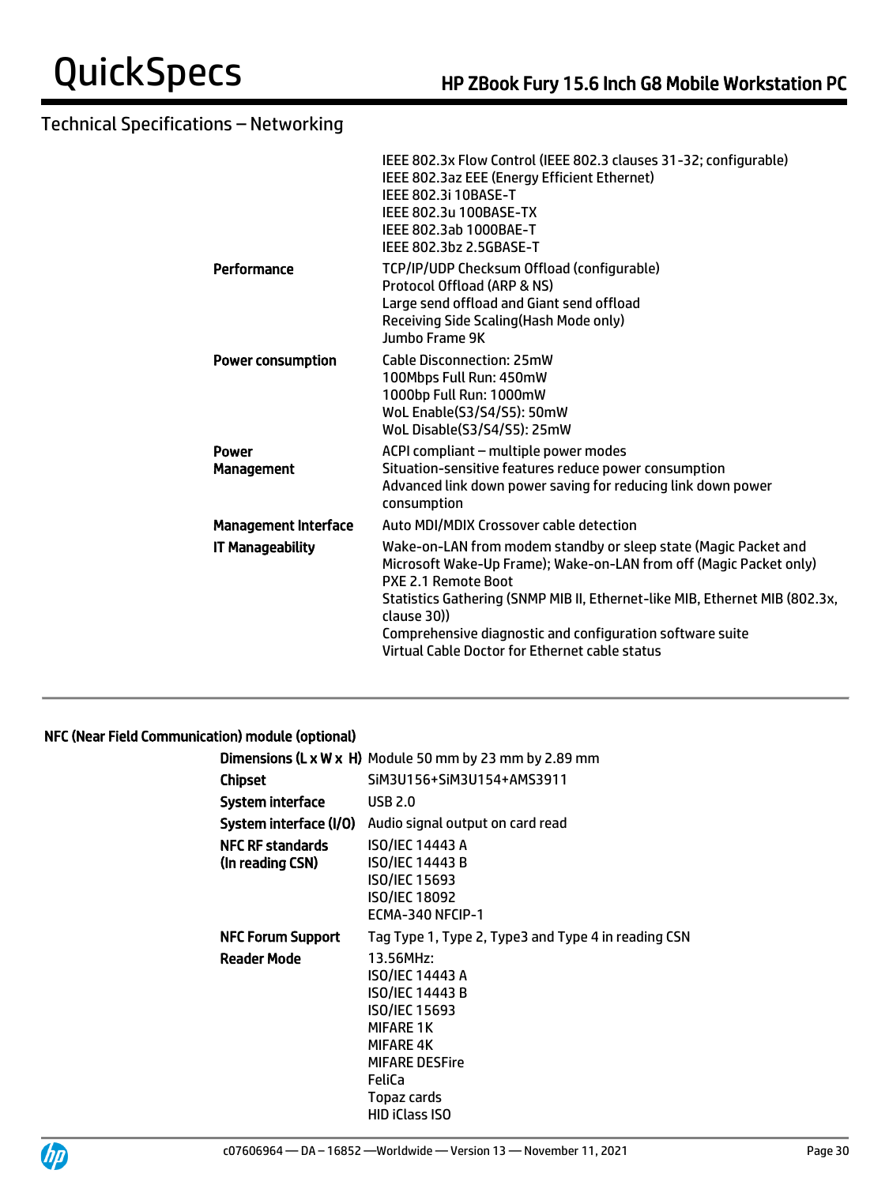## Technical Specifications – Networking

| | |
|---|---|
| | IEEE 802.3x Flow Control (IEEE 802.3 clauses 31-32; configurable)<br>IEEE 802.3az EEE (Energy Efficient Ethernet)<br>IEEE 802.3i 10BASE-T<br>IEEE 802.3u 100BASE-TX<br>IEEE 802.3ab 1000BAE-T<br>IEEE 802.3bz 2.5GBASE-T |
| **Performance** | TCP/IP/UDP Checksum Offload (configurable)<br>Protocol Offload (ARP & NS)<br>Large send offload and Giant send offload<br>Receiving Side Scaling(Hash Mode only)<br>Jumbo Frame 9K |
| **Power consumption** | Cable Disconnection: 25mW<br>100Mbps Full Run: 450mW<br>1000bp Full Run: 1000mW<br>WoL Enable(S3/S4/S5): 50mW<br>WoL Disable(S3/S4/S5): 25mW |
| **Power Management** | ACPI compliant – multiple power modes<br>Situation-sensitive features reduce power consumption<br>Advanced link down power saving for reducing link down power consumption |
| **Management Interface** | Auto MDI/MDIX Crossover cable detection |
| **IT Manageability** | Wake-on-LAN from modem standby or sleep state (Magic Packet and Microsoft Wake-Up Frame); Wake-on-LAN from off (Magic Packet only)<br>PXE 2.1 Remote Boot<br>Statistics Gathering (SNMP MIB II, Ethernet-like MIB, Ethernet MIB (802.3x, clause 30))<br>Comprehensive diagnostic and configuration software suite<br>Virtual Cable Doctor for Ethernet cable status |

### NFC (Near Field Communication) module (optional)

| | |
|---|---|
| **Dimensions (L x W x H)** | Module 50 mm by 23 mm by 2.89 mm |
| **Chipset** | SiM3U156+SiM3U154+AMS3911 |
| **System interface** | USB 2.0 |
| **System interface (I/O)** | Audio signal output on card read |
| **NFC RF standards (In reading CSN)** | ISO/IEC 14443 A<br>ISO/IEC 14443 B<br>ISO/IEC 15693<br>ISO/IEC 18092<br>ECMA-340 NFCIP-1 |
| **NFC Forum Support** | Tag Type 1, Type 2, Type3 and Type 4 in reading CSN |
| **Reader Mode** | 13.56MHz:<br>ISO/IEC 14443 A<br>ISO/IEC 14443 B<br>ISO/IEC 15693<br>MIFARE 1K<br>MIFARE 4K<br>MIFARE DESFire<br>FeliCa<br>Topaz cards<br>HID iClass ISO |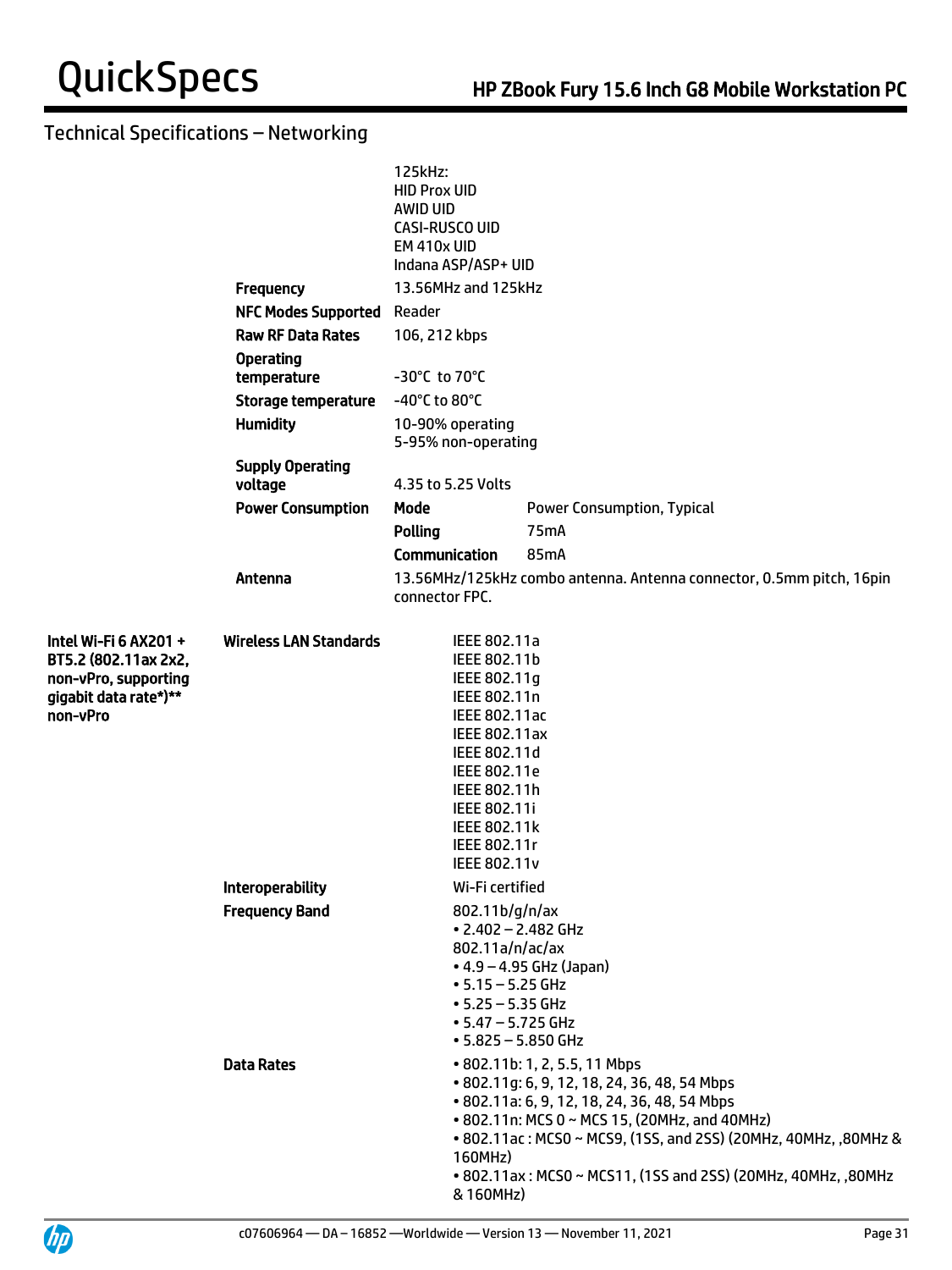## Technical Specifications – Networking

| | | | |
|---|---|---|---|
| | | 125kHz:<br>HID Prox UID<br>AWID UID<br>CASI-RUSCO UID<br>EM 410x UID<br>Indana ASP/ASP+ UID | |
| | **Frequency** | 13.56MHz and 125kHz | |
| | **NFC Modes Supported** | Reader | |
| | **Raw RF Data Rates** | 106, 212 kbps | |
| | **Operating temperature** | -30°C to 70°C | |
| | **Storage temperature** | -40°C to 80°C | |
| | **Humidity** | 10-90% operating<br>5-95% non-operating | |
| | **Supply Operating voltage** | 4.35 to 5.25 Volts | |
| | **Power Consumption** | **Mode** | Power Consumption, Typical |
| | | **Polling** | 75mA |
| | | **Communication** | 85mA |
| | **Antenna** | 13.56MHz/125kHz combo antenna. Antenna connector, 0.5mm pitch, 16pin connector FPC. | |

| | | |
|---|---|---|
| **Intel Wi-Fi 6 AX201 + BT5.2 (802.11ax 2x2, non-vPro, supporting gigabit data rate*)** non-vPro** | **Wireless LAN Standards** | IEEE 802.11a<br>IEEE 802.11b<br>IEEE 802.11g<br>IEEE 802.11n<br>IEEE 802.11ac<br>IEEE 802.11ax<br>IEEE 802.11d<br>IEEE 802.11e<br>IEEE 802.11h<br>IEEE 802.11i<br>IEEE 802.11k<br>IEEE 802.11r<br>IEEE 802.11v |
| | **Interoperability** | Wi-Fi certified |
| | **Frequency Band** | 802.11b/g/n/ax<br>• 2.402 – 2.482 GHz<br>802.11a/n/ac/ax<br>• 4.9 – 4.95 GHz (Japan)<br>• 5.15 – 5.25 GHz<br>• 5.25 – 5.35 GHz<br>• 5.47 – 5.725 GHz<br>• 5.825 – 5.850 GHz |
| | **Data Rates** | • 802.11b: 1, 2, 5.5, 11 Mbps<br>• 802.11g: 6, 9, 12, 18, 24, 36, 48, 54 Mbps<br>• 802.11a: 6, 9, 12, 18, 24, 36, 48, 54 Mbps<br>• 802.11n: MCS 0 ~ MCS 15, (20MHz, and 40MHz)<br>• 802.11ac : MCS0 ~ MCS9, (1SS, and 2SS) (20MHz, 40MHz, ,80MHz & 160MHz)<br>• 802.11ax : MCS0 ~ MCS11, (1SS and 2SS) (20MHz, 40MHz, ,80MHz & 160MHz) |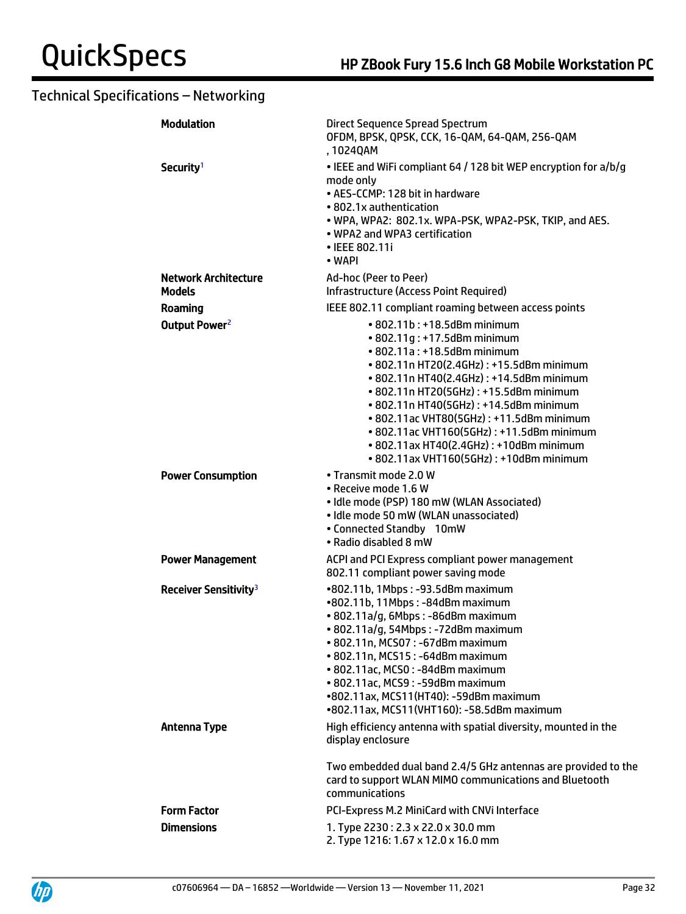## Technical Specifications – Networking

| | |
|---|---|
| **Modulation** | Direct Sequence Spread Spectrum<br>OFDM, BPSK, QPSK, CCK, 16-QAM, 64-QAM, 256-QAM<br>, 1024QAM |
| **Security**[1] | • IEEE and WiFi compliant 64 / 128 bit WEP encryption for a/b/g mode only<br>• AES-CCMP: 128 bit in hardware<br>• 802.1x authentication<br>• WPA, WPA2: 802.1x. WPA-PSK, WPA2-PSK, TKIP, and AES.<br>• WPA2 and WPA3 certification<br>• IEEE 802.11i<br>• WAPI |
| **Network Architecture Models** | Ad-hoc (Peer to Peer)<br>Infrastructure (Access Point Required) |
| **Roaming** | IEEE 802.11 compliant roaming between access points |
| **Output Power**[2] | • 802.11b : +18.5dBm minimum<br>• 802.11g : +17.5dBm minimum<br>• 802.11a : +18.5dBm minimum<br>• 802.11n HT20(2.4GHz) : +15.5dBm minimum<br>• 802.11n HT40(2.4GHz) : +14.5dBm minimum<br>• 802.11n HT20(5GHz) : +15.5dBm minimum<br>• 802.11n HT40(5GHz) : +14.5dBm minimum<br>• 802.11ac VHT80(5GHz) : +11.5dBm minimum<br>• 802.11ac VHT160(5GHz) : +11.5dBm minimum<br>• 802.11ax HT40(2.4GHz) : +10dBm minimum<br>• 802.11ax VHT160(5GHz) : +10dBm minimum |
| **Power Consumption** | • Transmit mode 2.0 W<br>• Receive mode 1.6 W<br>• Idle mode (PSP) 180 mW (WLAN Associated)<br>• Idle mode 50 mW (WLAN unassociated)<br>• Connected Standby 10mW<br>• Radio disabled 8 mW |
| **Power Management** | ACPI and PCI Express compliant power management<br>802.11 compliant power saving mode |
| **Receiver Sensitivity**[3] | •802.11b, 1Mbps : -93.5dBm maximum<br>•802.11b, 11Mbps : -84dBm maximum<br>• 802.11a/g, 6Mbps : -86dBm maximum<br>• 802.11a/g, 54Mbps : -72dBm maximum<br>• 802.11n, MCS07 : -67dBm maximum<br>• 802.11n, MCS15 : -64dBm maximum<br>• 802.11ac, MCS0 : -84dBm maximum<br>• 802.11ac, MCS9 : -59dBm maximum<br>•802.11ax, MCS11(HT40): -59dBm maximum<br>•802.11ax, MCS11(VHT160): -58.5dBm maximum |
| **Antenna Type** | High efficiency antenna with spatial diversity, mounted in the display enclosure<br><br>Two embedded dual band 2.4/5 GHz antennas are provided to the card to support WLAN MIMO communications and Bluetooth communications |
| **Form Factor** | PCI-Express M.2 MiniCard with CNVi Interface |
| **Dimensions** | 1. Type 2230 : 2.3 x 22.0 x 30.0 mm<br>2. Type 1216: 1.67 x 12.0 x 16.0 mm |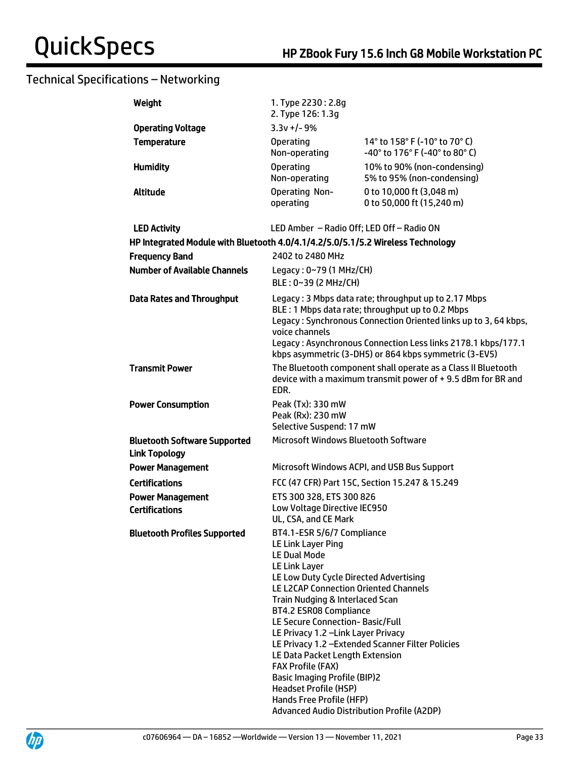## Technical Specifications – Networking

| | | |
|---|---|---|
| **Weight** | 1. Type 2230 : 2.8g<br>2. Type 126: 1.3g | |
| **Operating Voltage** | 3.3v +/- 9% | |
| **Temperature** | Operating<br>Non-operating | 14° to 158° F (-10° to 70° C)<br>-40° to 176° F (-40° to 80° C) |
| **Humidity** | Operating<br>Non-operating | 10% to 90% (non-condensing)<br>5% to 95% (non-condensing) |
| **Altitude** | Operating Non-operating | 0 to 10,000 ft (3,048 m)<br>0 to 50,000 ft (15,240 m) |
| **LED Activity** | LED Amber – Radio Off; LED Off – Radio ON | |

**HP Integrated Module with Bluetooth 4.0/4.1/4.2/5.0/5.1/5.2 Wireless Technology**

| | |
|---|---|
| **Frequency Band** | 2402 to 2480 MHz |
| **Number of Available Channels** | Legacy : 0~79 (1 MHz/CH)<br>BLE : 0~39 (2 MHz/CH) |
| **Data Rates and Throughput** | Legacy : 3 Mbps data rate; throughput up to 2.17 Mbps<br>BLE : 1 Mbps data rate; throughput up to 0.2 Mbps<br>Legacy : Synchronous Connection Oriented links up to 3, 64 kbps, voice channels<br>Legacy : Asynchronous Connection Less links 2178.1 kbps/177.1 kbps asymmetric (3-DH5) or 864 kbps symmetric (3-EV5) |
| **Transmit Power** | The Bluetooth component shall operate as a Class II Bluetooth device with a maximum transmit power of + 9.5 dBm for BR and EDR. |
| **Power Consumption** | Peak (Tx): 330 mW<br>Peak (Rx): 230 mW<br>Selective Suspend: 17 mW |
| **Bluetooth Software Supported** | Microsoft Windows Bluetooth Software |
| **Link Topology** | |
| **Power Management** | Microsoft Windows ACPI, and USB Bus Support |
| **Certifications** | FCC (47 CFR) Part 15C, Section 15.247 & 15.249 |
| **Power Management Certifications** | ETS 300 328, ETS 300 826<br>Low Voltage Directive IEC950<br>UL, CSA, and CE Mark |
| **Bluetooth Profiles Supported** | BT4.1-ESR 5/6/7 Compliance<br>LE Link Layer Ping<br>LE Dual Mode<br>LE Link Layer<br>LE Low Duty Cycle Directed Advertising<br>LE L2CAP Connection Oriented Channels<br>Train Nudging & Interlaced Scan<br>BT4.2 ESR08 Compliance<br>LE Secure Connection- Basic/Full<br>LE Privacy 1.2 –Link Layer Privacy<br>LE Privacy 1.2 –Extended Scanner Filter Policies<br>LE Data Packet Length Extension<br>FAX Profile (FAX)<br>Basic Imaging Profile (BIP)2<br>Headset Profile (HSP)<br>Hands Free Profile (HFP)<br>Advanced Audio Distribution Profile (A2DP) |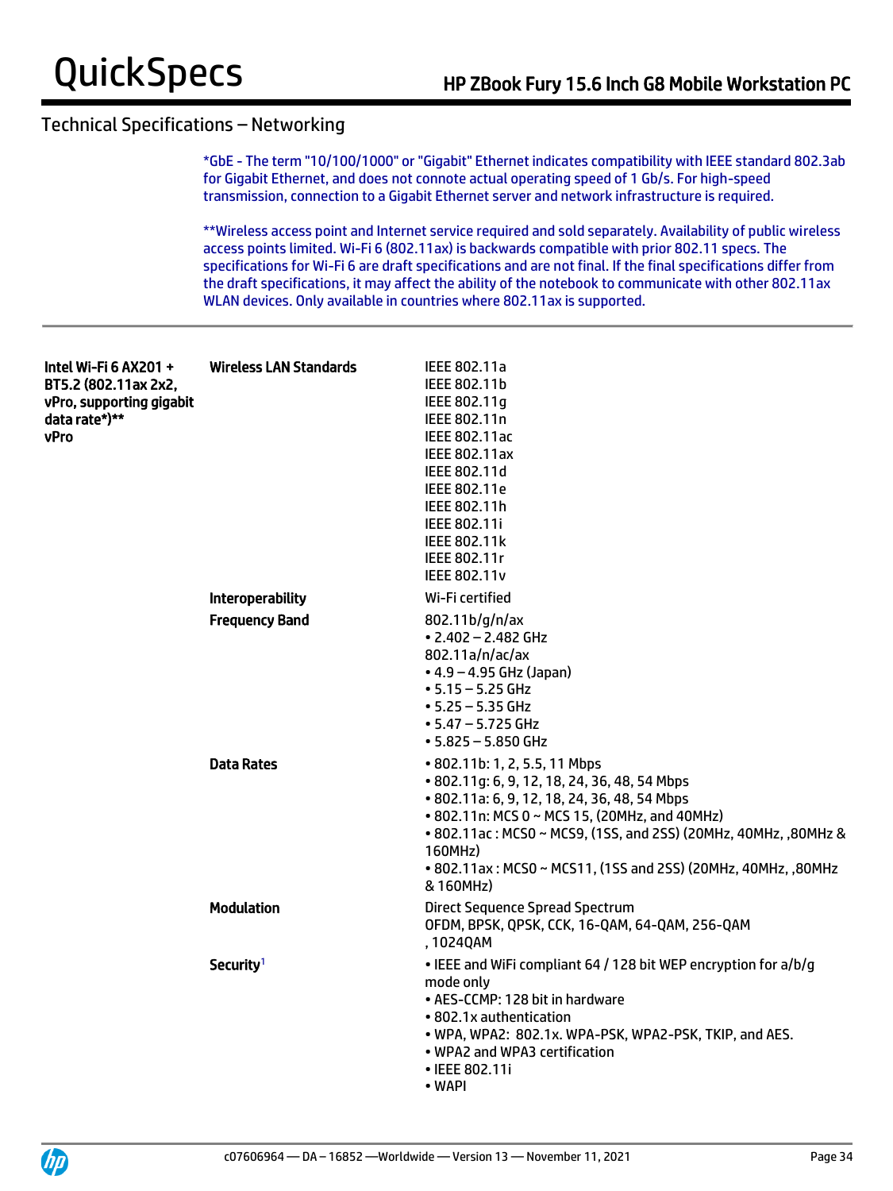## Technical Specifications – Networking

*GbE - The term "10/100/1000" or "Gigabit" Ethernet indicates compatibility with IEEE standard 802.3ab for Gigabit Ethernet, and does not connote actual operating speed of 1 Gb/s. For high-speed transmission, connection to a Gigabit Ethernet server and network infrastructure is required.

**Wireless access point and Internet service required and sold separately. Availability of public wireless access points limited. Wi-Fi 6 (802.11ax) is backwards compatible with prior 802.11 specs. The specifications for Wi-Fi 6 are draft specifications and are not final. If the final specifications differ from the draft specifications, it may affect the ability of the notebook to communicate with other 802.11ax WLAN devices. Only available in countries where 802.11ax is supported.

---

| | | |
|---|---|---|
| **Intel Wi-Fi 6 AX201 + BT5.2 (802.11ax 2x2, vPro, supporting gigabit data rate*)\*\* vPro** | **Wireless LAN Standards** | IEEE 802.11a<br>IEEE 802.11b<br>IEEE 802.11g<br>IEEE 802.11n<br>IEEE 802.11ac<br>IEEE 802.11ax<br>IEEE 802.11d<br>IEEE 802.11e<br>IEEE 802.11h<br>IEEE 802.11i<br>IEEE 802.11k<br>IEEE 802.11r<br>IEEE 802.11v |
| | **Interoperability** | Wi-Fi certified |
| | **Frequency Band** | 802.11b/g/n/ax<br>• 2.402 – 2.482 GHz<br>802.11a/n/ac/ax<br>• 4.9 – 4.95 GHz (Japan)<br>• 5.15 – 5.25 GHz<br>• 5.25 – 5.35 GHz<br>• 5.47 – 5.725 GHz<br>• 5.825 – 5.850 GHz |
| | **Data Rates** | • 802.11b: 1, 2, 5.5, 11 Mbps<br>• 802.11g: 6, 9, 12, 18, 24, 36, 48, 54 Mbps<br>• 802.11a: 6, 9, 12, 18, 24, 36, 48, 54 Mbps<br>• 802.11n: MCS 0 ~ MCS 15, (20MHz, and 40MHz)<br>• 802.11ac : MCS0 ~ MCS9, (1SS, and 2SS) (20MHz, 40MHz, ,80MHz & 160MHz)<br>• 802.11ax : MCS0 ~ MCS11, (1SS and 2SS) (20MHz, 40MHz, ,80MHz & 160MHz) |
| | **Modulation** | Direct Sequence Spread Spectrum<br>OFDM, BPSK, QPSK, CCK, 16-QAM, 64-QAM, 256-QAM , 1024QAM |
| | **Security**[1] | • IEEE and WiFi compliant 64 / 128 bit WEP encryption for a/b/g mode only<br>• AES-CCMP: 128 bit in hardware<br>• 802.1x authentication<br>• WPA, WPA2: 802.1x. WPA-PSK, WPA2-PSK, TKIP, and AES.<br>• WPA2 and WPA3 certification<br>• IEEE 802.11i<br>• WAPI |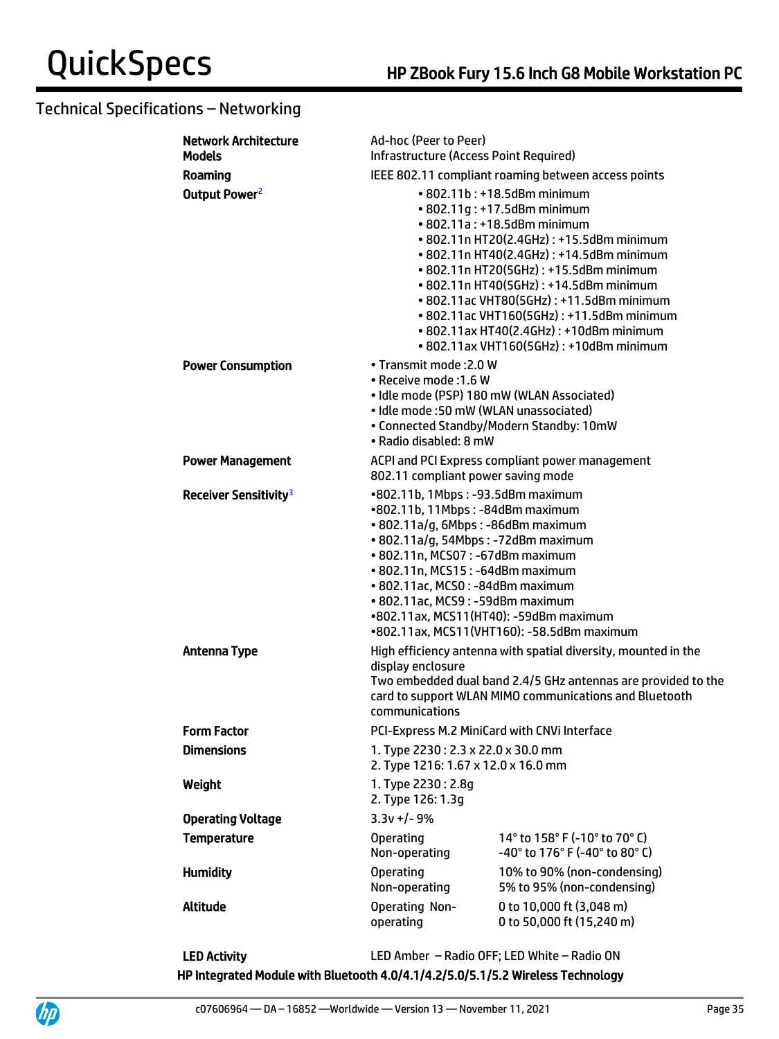## Technical Specifications – Networking

| | |
|---|---|
| **Network Architecture Models** | Ad-hoc (Peer to Peer)<br>Infrastructure (Access Point Required) |
| **Roaming** | IEEE 802.11 compliant roaming between access points |
| **Output Power**[2] | • 802.11b : +18.5dBm minimum<br>• 802.11g : +17.5dBm minimum<br>• 802.11a : +18.5dBm minimum<br>• 802.11n HT20(2.4GHz) : +15.5dBm minimum<br>• 802.11n HT40(2.4GHz) : +14.5dBm minimum<br>• 802.11n HT20(5GHz) : +15.5dBm minimum<br>• 802.11n HT40(5GHz) : +14.5dBm minimum<br>• 802.11ac VHT80(5GHz) : +11.5dBm minimum<br>• 802.11ac VHT160(5GHz) : +11.5dBm minimum<br>• 802.11ax HT40(2.4GHz) : +10dBm minimum<br>• 802.11ax VHT160(5GHz) : +10dBm minimum |
| **Power Consumption** | • Transmit mode :2.0 W<br>• Receive mode :1.6 W<br>• Idle mode (PSP) 180 mW (WLAN Associated)<br>• Idle mode :50 mW (WLAN unassociated)<br>• Connected Standby/Modern Standby: 10mW<br>• Radio disabled: 8 mW |
| **Power Management** | ACPI and PCI Express compliant power management<br>802.11 compliant power saving mode |
| **Receiver Sensitivity**[3] | •802.11b, 1Mbps : -93.5dBm maximum<br>•802.11b, 11Mbps : -84dBm maximum<br>• 802.11a/g, 6Mbps : -86dBm maximum<br>• 802.11a/g, 54Mbps : -72dBm maximum<br>• 802.11n, MCS07 : -67dBm maximum<br>• 802.11n, MCS15 : -64dBm maximum<br>• 802.11ac, MCS0 : -84dBm maximum<br>• 802.11ac, MCS9 : -59dBm maximum<br>•802.11ax, MCS11(HT40): -59dBm maximum<br>•802.11ax, MCS11(VHT160): -58.5dBm maximum |
| **Antenna Type** | High efficiency antenna with spatial diversity, mounted in the display enclosure<br>Two embedded dual band 2.4/5 GHz antennas are provided to the card to support WLAN MIMO communications and Bluetooth communications |
| **Form Factor** | PCI-Express M.2 MiniCard with CNVi Interface |
| **Dimensions** | 1. Type 2230 : 2.3 x 22.0 x 30.0 mm<br>2. Type 1216: 1.67 x 12.0 x 16.0 mm |
| **Weight** | 1. Type 2230 : 2.8g<br>2. Type 126: 1.3g |
| **Operating Voltage** | 3.3v +/- 9% |

| | | |
|---|---|---|
| **Temperature** | Operating<br>Non-operating | 14° to 158° F (-10° to 70° C)<br>-40° to 176° F (-40° to 80° C) |
| **Humidity** | Operating<br>Non-operating | 10% to 90% (non-condensing)<br>5% to 95% (non-condensing) |
| **Altitude** | Operating Non-operating | 0 to 10,000 ft (3,048 m)<br>0 to 50,000 ft (15,240 m) |

| | |
|---|---|
| **LED Activity** | LED Amber – Radio OFF; LED White – Radio ON |

**HP Integrated Module with Bluetooth 4.0/4.1/4.2/5.0/5.1/5.2 Wireless Technology**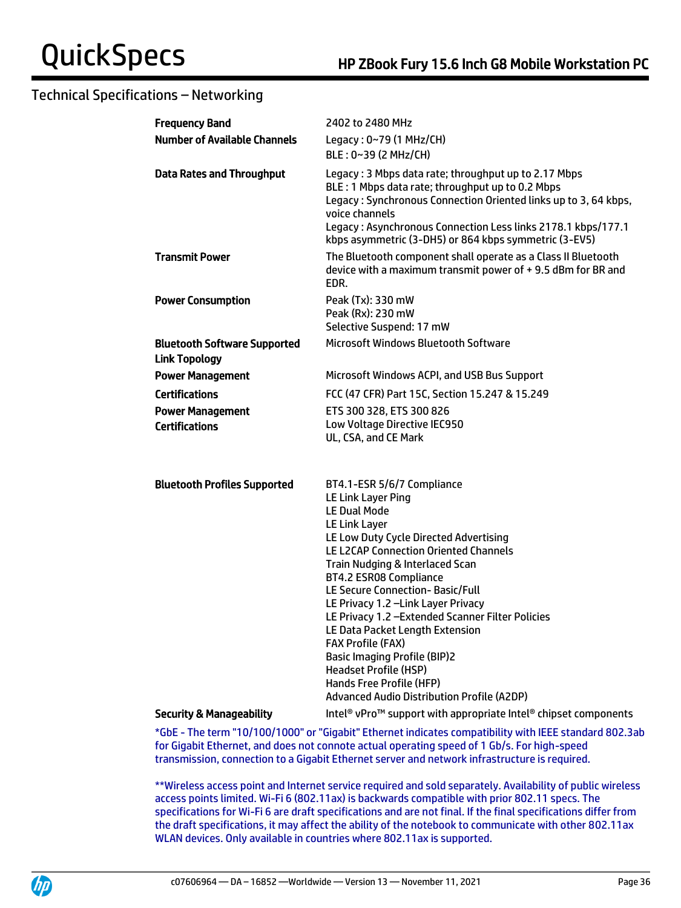## Technical Specifications – Networking

| | |
|---|---|
| **Frequency Band** | 2402 to 2480 MHz |
| **Number of Available Channels** | Legacy : 0~79 (1 MHz/CH)<br>BLE : 0~39 (2 MHz/CH) |
| **Data Rates and Throughput** | Legacy : 3 Mbps data rate; throughput up to 2.17 Mbps<br>BLE : 1 Mbps data rate; throughput up to 0.2 Mbps<br>Legacy : Synchronous Connection Oriented links up to 3, 64 kbps, voice channels<br>Legacy : Asynchronous Connection Less links 2178.1 kbps/177.1 kbps asymmetric (3-DH5) or 864 kbps symmetric (3-EV5) |
| **Transmit Power** | The Bluetooth component shall operate as a Class II Bluetooth device with a maximum transmit power of + 9.5 dBm for BR and EDR. |
| **Power Consumption** | Peak (Tx): 330 mW<br>Peak (Rx): 230 mW<br>Selective Suspend: 17 mW |
| **Bluetooth Software Supported Link Topology** | Microsoft Windows Bluetooth Software |
| **Power Management** | Microsoft Windows ACPI, and USB Bus Support |
| **Certifications** | FCC (47 CFR) Part 15C, Section 15.247 & 15.249 |
| **Power Management Certifications** | ETS 300 328, ETS 300 826<br>Low Voltage Directive IEC950<br>UL, CSA, and CE Mark |
| **Bluetooth Profiles Supported** | BT4.1-ESR 5/6/7 Compliance<br>LE Link Layer Ping<br>LE Dual Mode<br>LE Link Layer<br>LE Low Duty Cycle Directed Advertising<br>LE L2CAP Connection Oriented Channels<br>Train Nudging & Interlaced Scan<br>BT4.2 ESR08 Compliance<br>LE Secure Connection- Basic/Full<br>LE Privacy 1.2 –Link Layer Privacy<br>LE Privacy 1.2 –Extended Scanner Filter Policies<br>LE Data Packet Length Extension<br>FAX Profile (FAX)<br>Basic Imaging Profile (BIP)2<br>Headset Profile (HSP)<br>Hands Free Profile (HFP)<br>Advanced Audio Distribution Profile (A2DP) |
| **Security & Manageability** | Intel® vPro™ support with appropriate Intel® chipset components |

*GbE - The term "10/100/1000" or "Gigabit" Ethernet indicates compatibility with IEEE standard 802.3ab for Gigabit Ethernet, and does not connote actual operating speed of 1 Gb/s. For high-speed transmission, connection to a Gigabit Ethernet server and network infrastructure is required.

**Wireless access point and Internet service required and sold separately. Availability of public wireless access points limited. Wi-Fi 6 (802.11ax) is backwards compatible with prior 802.11 specs. The specifications for Wi-Fi 6 are draft specifications and are not final. If the final specifications differ from the draft specifications, it may affect the ability of the notebook to communicate with other 802.11ax WLAN devices. Only available in countries where 802.11ax is supported.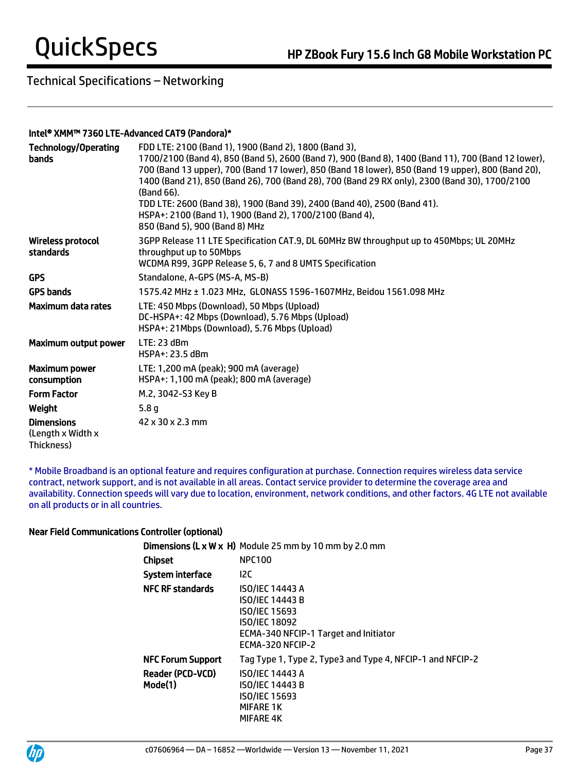## Technical Specifications – Networking

### Intel® XMM™ 7360 LTE-Advanced CAT9 (Pandora)*

| | |
|---|---|
| **Technology/Operating bands** | FDD LTE: 2100 (Band 1), 1900 (Band 2), 1800 (Band 3), 1700/2100 (Band 4), 850 (Band 5), 2600 (Band 7), 900 (Band 8), 1400 (Band 11), 700 (Band 12 lower), 700 (Band 13 upper), 700 (Band 17 lower), 850 (Band 18 lower), 850 (Band 19 upper), 800 (Band 20), 1400 (Band 21), 850 (Band 26), 700 (Band 28), 700 (Band 29 RX only), 2300 (Band 30), 1700/2100 (Band 66).<br>TDD LTE: 2600 (Band 38), 1900 (Band 39), 2400 (Band 40), 2500 (Band 41).<br>HSPA+: 2100 (Band 1), 1900 (Band 2), 1700/2100 (Band 4), 850 (Band 5), 900 (Band 8) MHz |
| **Wireless protocol standards** | 3GPP Release 11 LTE Specification CAT.9, DL 60MHz BW throughput up to 450Mbps; UL 20MHz throughput up to 50Mbps<br>WCDMA R99, 3GPP Release 5, 6, 7 and 8 UMTS Specification |
| **GPS** | Standalone, A-GPS (MS-A, MS-B) |
| **GPS bands** | 1575.42 MHz ± 1.023 MHz, GLONASS 1596-1607MHz, Beidou 1561.098 MHz |
| **Maximum data rates** | LTE: 450 Mbps (Download), 50 Mbps (Upload)<br>DC-HSPA+: 42 Mbps (Download), 5.76 Mbps (Upload)<br>HSPA+: 21Mbps (Download), 5.76 Mbps (Upload) |
| **Maximum output power** | LTE: 23 dBm<br>HSPA+: 23.5 dBm |
| **Maximum power consumption** | LTE: 1,200 mA (peak); 900 mA (average)<br>HSPA+: 1,100 mA (peak); 800 mA (average) |
| **Form Factor** | M.2, 3042-S3 Key B |
| **Weight** | 5.8 g |
| **Dimensions** (Length x Width x Thickness) | 42 x 30 x 2.3 mm |

* Mobile Broadband is an optional feature and requires configuration at purchase. Connection requires wireless data service contract, network support, and is not available in all areas. Contact service provider to determine the coverage area and availability. Connection speeds will vary due to location, environment, network conditions, and other factors. 4G LTE not available on all products or in all countries.

### Near Field Communications Controller (optional)

| | |
|---|---|
| **Dimensions (L x W x H)** | Module 25 mm by 10 mm by 2.0 mm |
| **Chipset** | NPC100 |
| **System interface** | I2C |
| **NFC RF standards** | ISO/IEC 14443 A<br>ISO/IEC 14443 B<br>ISO/IEC 15693<br>ISO/IEC 18092<br>ECMA-340 NFCIP-1 Target and Initiator<br>ECMA-320 NFCIP-2 |
| **NFC Forum Support** | Tag Type 1, Type 2, Type3 and Type 4, NFCIP-1 and NFCIP-2 |
| **Reader (PCD-VCD) Mode(1)** | ISO/IEC 14443 A<br>ISO/IEC 14443 B<br>ISO/IEC 15693<br>MIFARE 1K<br>MIFARE 4K |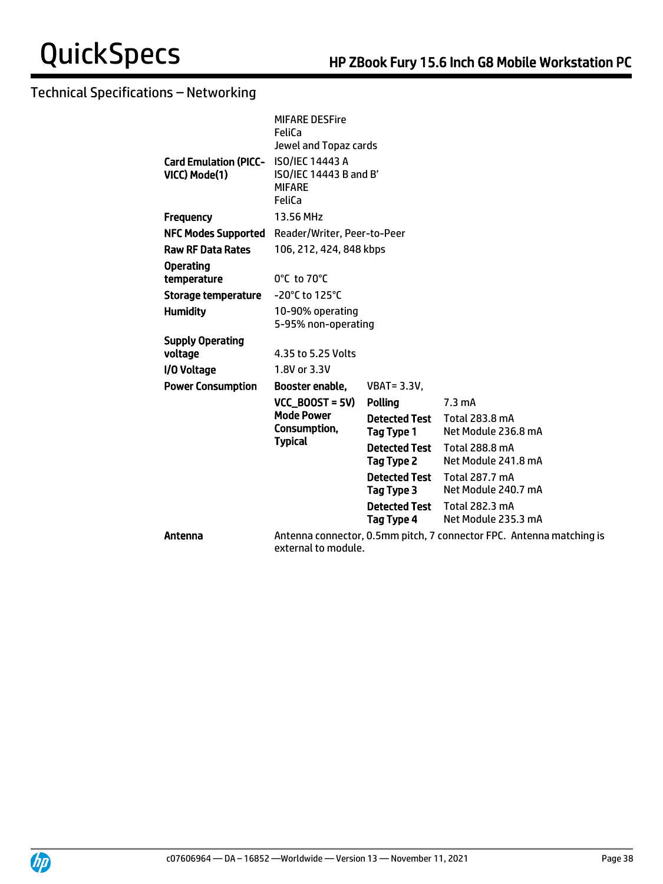## Technical Specifications – Networking

| | | | |
|---|---|---|---|
| | MIFARE DESFire<br>FeliCa<br>Jewel and Topaz cards | | |
| **Card Emulation (PICC-VICC) Mode(1)** | ISO/IEC 14443 A<br>ISO/IEC 14443 B and B'<br>MIFARE<br>FeliCa | | |
| **Frequency** | 13.56 MHz | | |
| **NFC Modes Supported** | Reader/Writer, Peer-to-Peer | | |
| **Raw RF Data Rates** | 106, 212, 424, 848 kbps | | |
| **Operating temperature** | 0°C to 70°C | | |
| **Storage temperature** | -20°C to 125°C | | |
| **Humidity** | 10-90% operating<br>5-95% non-operating | | |
| **Supply Operating voltage** | 4.35 to 5.25 Volts | | |
| **I/O Voltage** | 1.8V or 3.3V | | |
| **Power Consumption** | **Booster enable,** | VBAT= 3.3V, | |
| | **VCC_BOOST = 5V) Mode Power Consumption, Typical** | **Polling** | 7.3 mA |
| | | **Detected Test Tag Type 1** | Total 283.8 mA<br>Net Module 236.8 mA |
| | | **Detected Test Tag Type 2** | Total 288.8 mA<br>Net Module 241.8 mA |
| | | **Detected Test Tag Type 3** | Total 287.7 mA<br>Net Module 240.7 mA |
| | | **Detected Test Tag Type 4** | Total 282.3 mA<br>Net Module 235.3 mA |
| **Antenna** | Antenna connector, 0.5mm pitch, 7 connector FPC. Antenna matching is external to module. | | |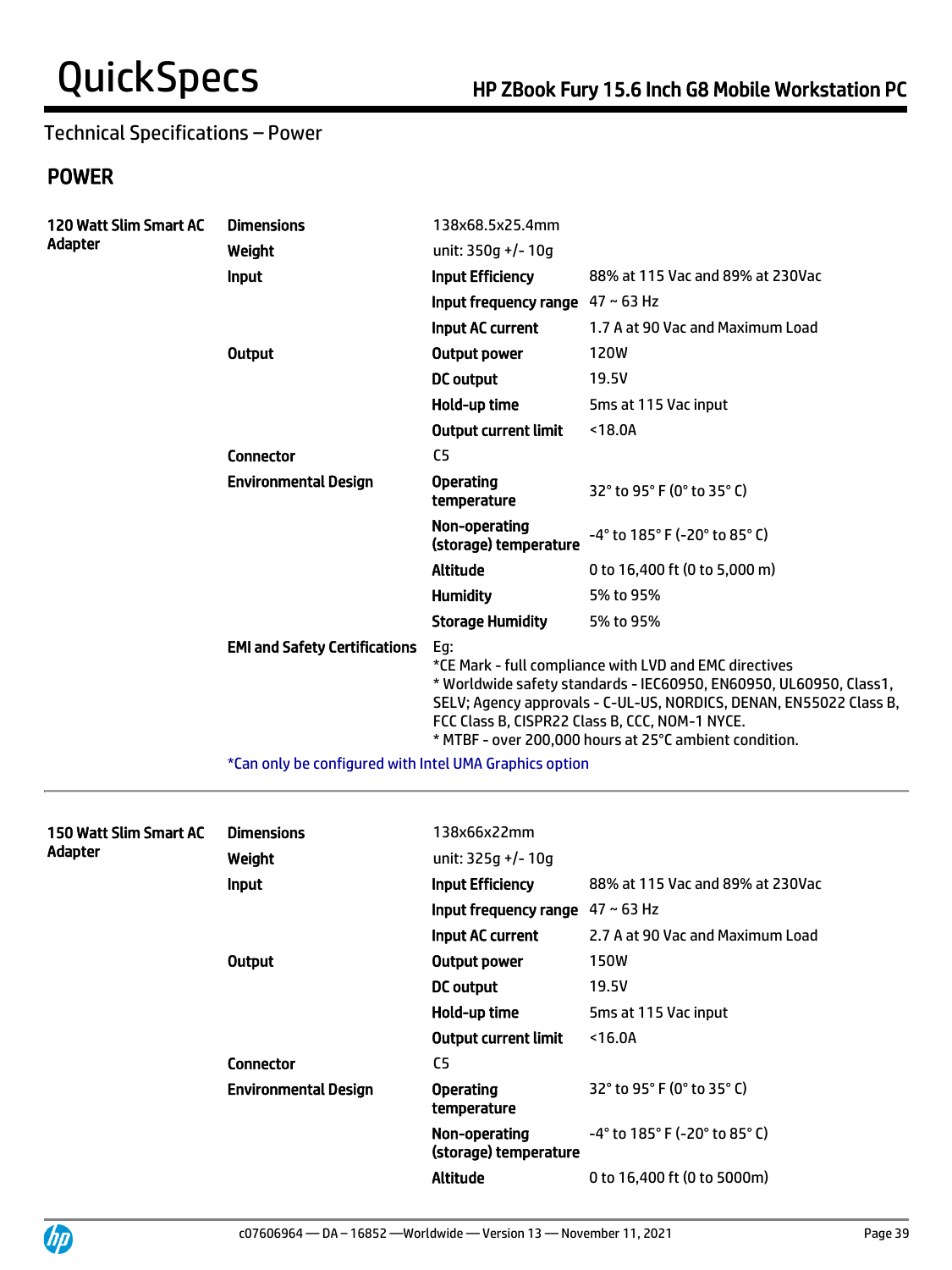Technical Specifications – Power

## POWER

| | | | |
|---|---|---|---|
| **120 Watt Slim Smart AC Adapter** | **Dimensions** | 138x68.5x25.4mm | |
| | **Weight** | unit: 350g +/- 10g | |
| | **Input** | **Input Efficiency** | 88% at 115 Vac and 89% at 230Vac |
| | | **Input frequency range** | 47 ~ 63 Hz |
| | | **Input AC current** | 1.7 A at 90 Vac and Maximum Load |
| | **Output** | **Output power** | 120W |
| | | **DC output** | 19.5V |
| | | **Hold-up time** | 5ms at 115 Vac input |
| | | **Output current limit** | <18.0A |
| | **Connector** | C5 | |
| | **Environmental Design** | **Operating temperature** | 32° to 95° F (0° to 35° C) |
| | | **Non-operating (storage) temperature** | -4° to 185° F (-20° to 85° C) |
| | | **Altitude** | 0 to 16,400 ft (0 to 5,000 m) |
| | | **Humidity** | 5% to 95% |
| | | **Storage Humidity** | 5% to 95% |
| | **EMI and Safety Certifications** | Eg:<br>*CE Mark - full compliance with LVD and EMC directives<br>* Worldwide safety standards - IEC60950, EN60950, UL60950, Class1, SELV; Agency approvals - C-UL-US, NORDICS, DENAN, EN55022 Class B, FCC Class B, CISPR22 Class B, CCC, NOM-1 NYCE.<br>* MTBF - over 200,000 hours at 25°C ambient condition. | |

*Can only be configured with Intel UMA Graphics option

| | | | |
|---|---|---|---|
| **150 Watt Slim Smart AC Adapter** | **Dimensions** | 138x66x22mm | |
| | **Weight** | unit: 325g +/- 10g | |
| | **Input** | **Input Efficiency** | 88% at 115 Vac and 89% at 230Vac |
| | | **Input frequency range** | 47 ~ 63 Hz |
| | | **Input AC current** | 2.7 A at 90 Vac and Maximum Load |
| | **Output** | **Output power** | 150W |
| | | **DC output** | 19.5V |
| | | **Hold-up time** | 5ms at 115 Vac input |
| | | **Output current limit** | <16.0A |
| | **Connector** | C5 | |
| | **Environmental Design** | **Operating temperature** | 32° to 95° F (0° to 35° C) |
| | | **Non-operating (storage) temperature** | -4° to 185° F (-20° to 85° C) |
| | | **Altitude** | 0 to 16,400 ft (0 to 5000m) |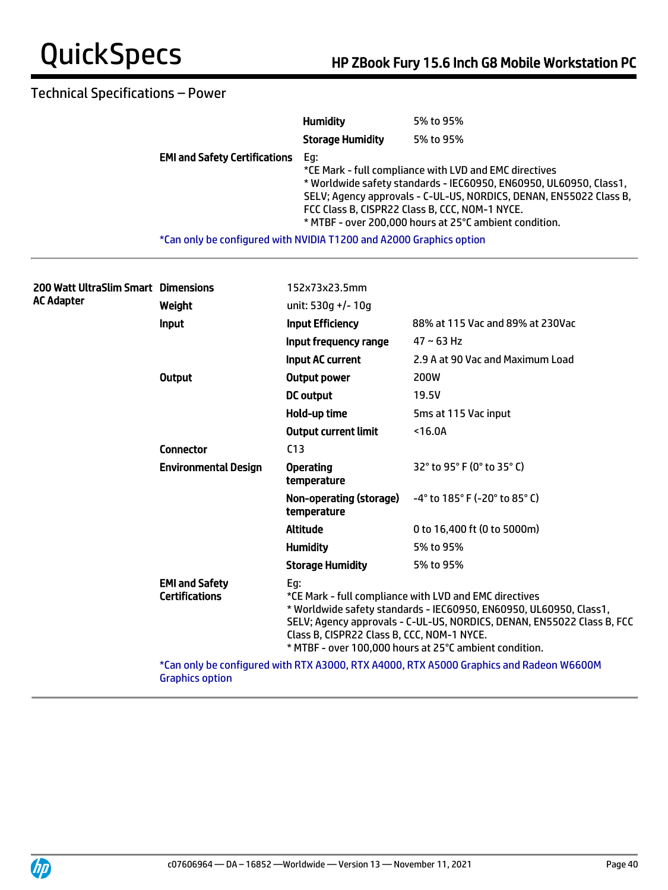## Technical Specifications – Power

| | | | |
|---|---|---|---|
| | | Humidity | 5% to 95% |
| | | Storage Humidity | 5% to 95% |
| | EMI and Safety Certifications | Eg:<br>*CE Mark - full compliance with LVD and EMC directives<br>* Worldwide safety standards - IEC60950, EN60950, UL60950, Class1, SELV; Agency approvals - C-UL-US, NORDICS, DENAN, EN55022 Class B, FCC Class B, CISPR22 Class B, CCC, NOM-1 NYCE.<br>* MTBF - over 200,000 hours at 25°C ambient condition. | |

*Can only be configured with NVIDIA T1200 and A2000 Graphics option

| | | | |
|---|---|---|---|
| **200 Watt UltraSlim Smart AC Adapter** | **Dimensions** | 152x73x23.5mm | |
| | **Weight** | unit: 530g +/- 10g | |
| | **Input** | **Input Efficiency** | 88% at 115 Vac and 89% at 230Vac |
| | | **Input frequency range** | 47 ~ 63 Hz |
| | | **Input AC current** | 2.9 A at 90 Vac and Maximum Load |
| | **Output** | **Output power** | 200W |
| | | **DC output** | 19.5V |
| | | **Hold-up time** | 5ms at 115 Vac input |
| | | **Output current limit** | <16.0A |
| | **Connector** | C13 | |
| | **Environmental Design** | **Operating temperature** | 32° to 95° F (0° to 35° C) |
| | | **Non-operating (storage) temperature** | -4° to 185° F (-20° to 85° C) |
| | | **Altitude** | 0 to 16,400 ft (0 to 5000m) |
| | | **Humidity** | 5% to 95% |
| | | **Storage Humidity** | 5% to 95% |
| | **EMI and Safety Certifications** | Eg:<br>*CE Mark - full compliance with LVD and EMC directives<br>* Worldwide safety standards - IEC60950, EN60950, UL60950, Class1, SELV; Agency approvals - C-UL-US, NORDICS, DENAN, EN55022 Class B, FCC Class B, CISPR22 Class B, CCC, NOM-1 NYCE.<br>* MTBF - over 100,000 hours at 25°C ambient condition. | |

*Can only be configured with RTX A3000, RTX A4000, RTX A5000 Graphics and Radeon W6600M Graphics option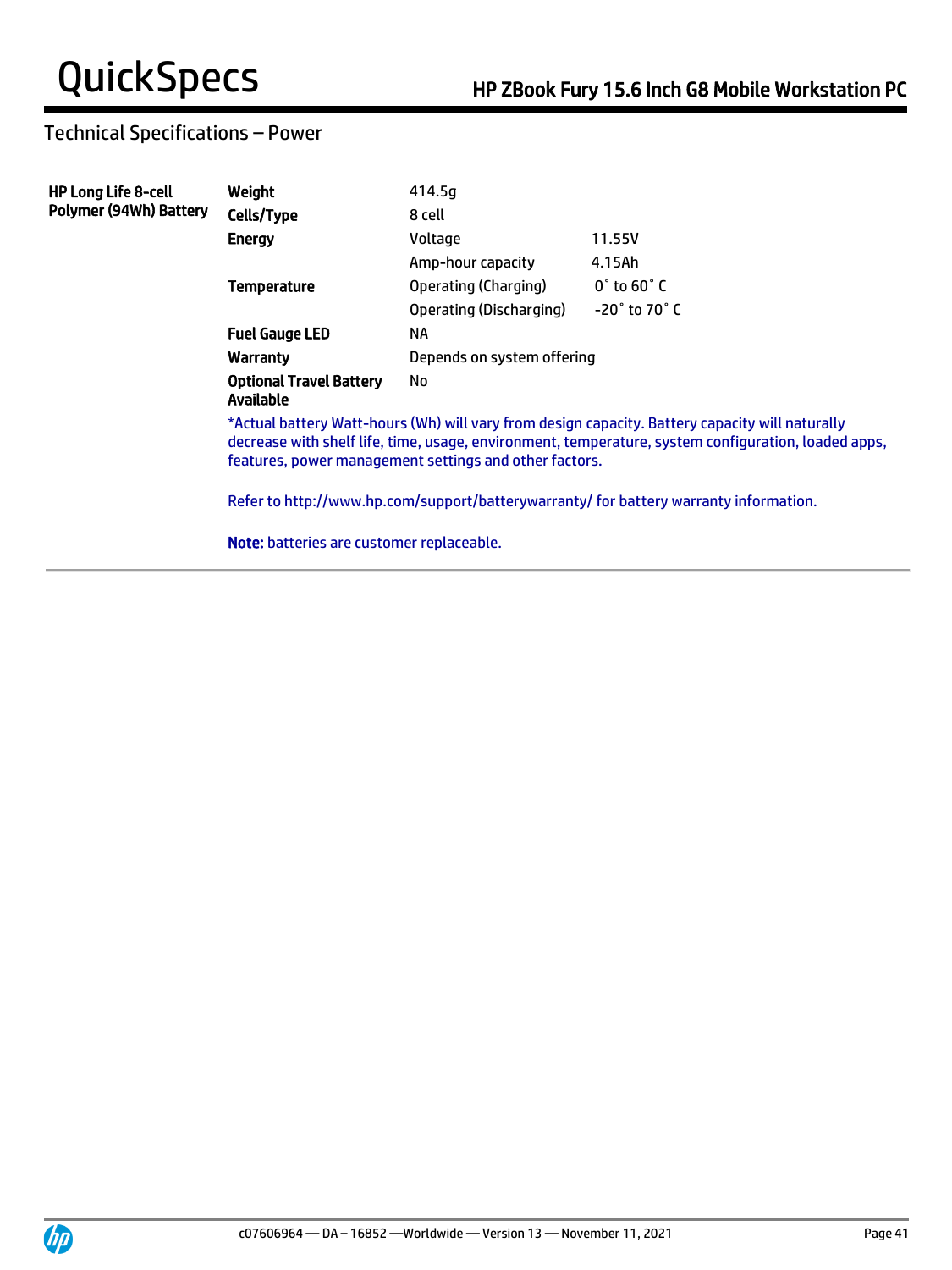## Technical Specifications – Power

| HP Long Life 8-cell Polymer (94Wh) Battery | | | |
|---|---|---|---|
| | **Weight** | 414.5g | |
| | **Cells/Type** | 8 cell | |
| | **Energy** | Voltage | 11.55V |
| | | Amp-hour capacity | 4.15Ah |
| | **Temperature** | Operating (Charging) | 0˚ to 60˚ C |
| | | Operating (Discharging) | -20˚ to 70˚ C |
| | **Fuel Gauge LED** | NA | |
| | **Warranty** | Depends on system offering | |
| | **Optional Travel Battery Available** | No | |

*Actual battery Watt-hours (Wh) will vary from design capacity. Battery capacity will naturally decrease with shelf life, time, usage, environment, temperature, system configuration, loaded apps, features, power management settings and other factors.

Refer to http://www.hp.com/support/batterywarranty/ for battery warranty information.

**Note:** batteries are customer replaceable.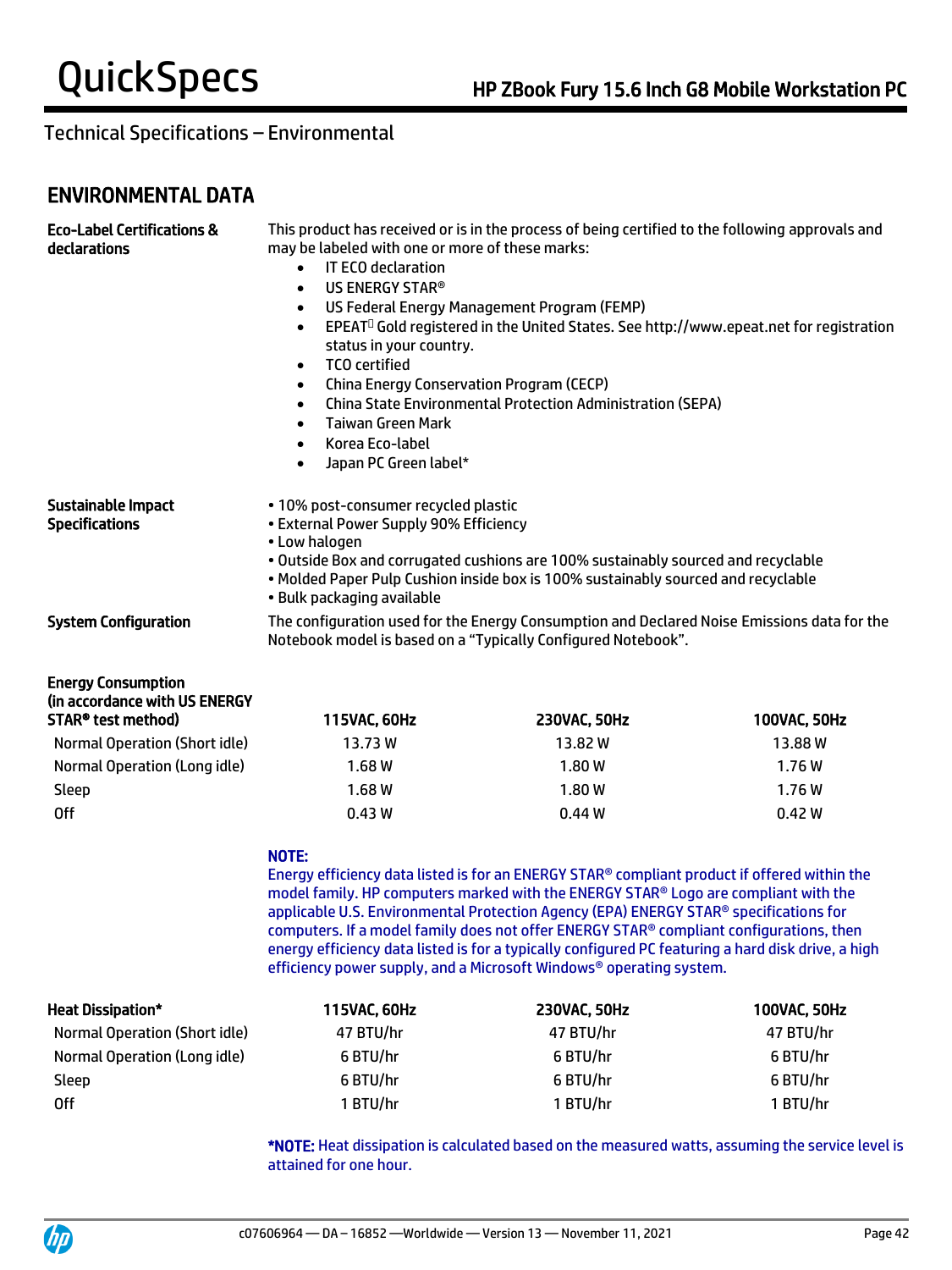## Technical Specifications – Environmental

## ENVIRONMENTAL DATA

**Eco-Label Certifications & declarations**

This product has received or is in the process of being certified to the following approvals and may be labeled with one or more of these marks:

- IT ECO declaration
- US ENERGY STAR®
- US Federal Energy Management Program (FEMP)
- EPEAT Gold registered in the United States. See http://www.epeat.net for registration status in your country.
- TCO certified
- China Energy Conservation Program (CECP)
- China State Environmental Protection Administration (SEPA)
- Taiwan Green Mark
- Korea Eco-label
- Japan PC Green label*

**Sustainable Impact Specifications**

- 10% post-consumer recycled plastic
- External Power Supply 90% Efficiency
- Low halogen
- Outside Box and corrugated cushions are 100% sustainably sourced and recyclable
- Molded Paper Pulp Cushion inside box is 100% sustainably sourced and recyclable
- Bulk packaging available

**System Configuration**

The configuration used for the Energy Consumption and Declared Noise Emissions data for the Notebook model is based on a "Typically Configured Notebook".

| Energy Consumption (in accordance with US ENERGY STAR® test method) | 115VAC, 60Hz | 230VAC, 50Hz | 100VAC, 50Hz |
|---|---|---|---|
| Normal Operation (Short idle) | 13.73 W | 13.82 W | 13.88 W |
| Normal Operation (Long idle) | 1.68 W | 1.80 W | 1.76 W |
| Sleep | 1.68 W | 1.80 W | 1.76 W |
| Off | 0.43 W | 0.44 W | 0.42 W |

**NOTE:**
Energy efficiency data listed is for an ENERGY STAR® compliant product if offered within the model family. HP computers marked with the ENERGY STAR® Logo are compliant with the applicable U.S. Environmental Protection Agency (EPA) ENERGY STAR® specifications for computers. If a model family does not offer ENERGY STAR® compliant configurations, then energy efficiency data listed is for a typically configured PC featuring a hard disk drive, a high efficiency power supply, and a Microsoft Windows® operating system.

| Heat Dissipation* | 115VAC, 60Hz | 230VAC, 50Hz | 100VAC, 50Hz |
|---|---|---|---|
| Normal Operation (Short idle) | 47 BTU/hr | 47 BTU/hr | 47 BTU/hr |
| Normal Operation (Long idle) | 6 BTU/hr | 6 BTU/hr | 6 BTU/hr |
| Sleep | 6 BTU/hr | 6 BTU/hr | 6 BTU/hr |
| Off | 1 BTU/hr | 1 BTU/hr | 1 BTU/hr |

***NOTE:** Heat dissipation is calculated based on the measured watts, assuming the service level is attained for one hour.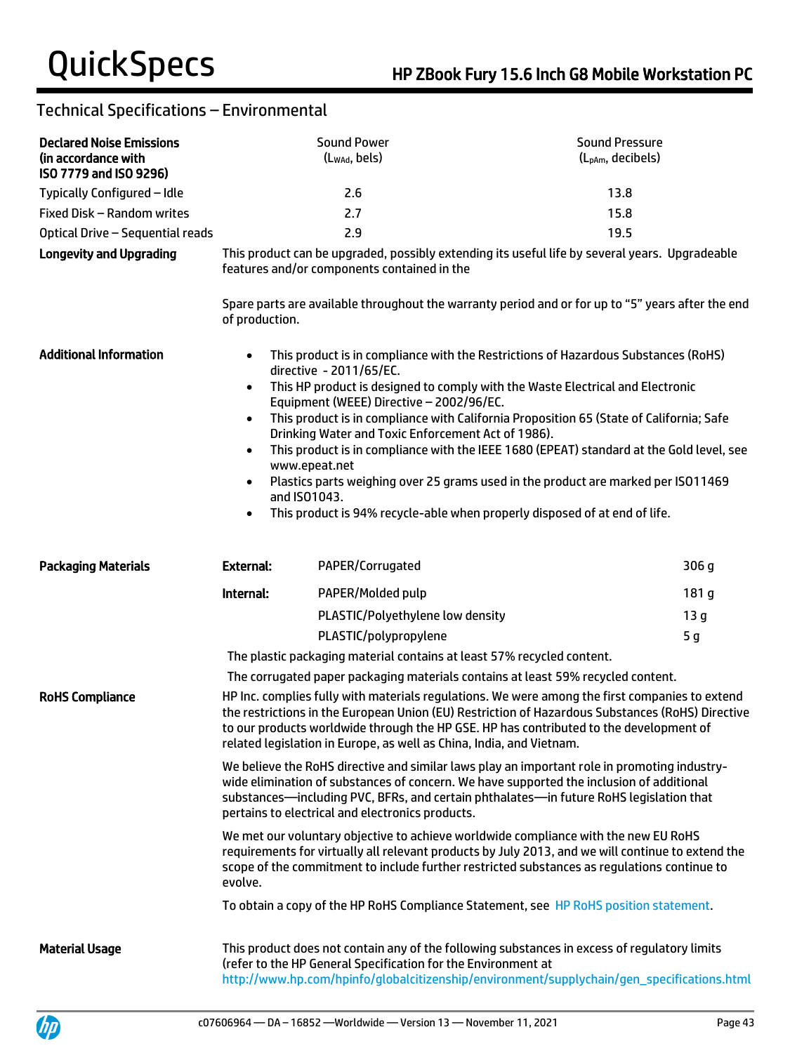## Technical Specifications – Environmental

| **Declared Noise Emissions (in accordance with ISO 7779 and ISO 9296)** | Sound Power ($L_{WAd}$, bels) | Sound Pressure ($L_{pAm}$, decibels) |
|---|---|---|
| Typically Configured – Idle | 2.6 | 13.8 |
| Fixed Disk – Random writes | 2.7 | 15.8 |
| Optical Drive – Sequential reads | 2.9 | 19.5 |

**Longevity and Upgrading**

This product can be upgraded, possibly extending its useful life by several years. Upgradeable features and/or components contained in the

Spare parts are available throughout the warranty period and or for up to "5" years after the end of production.

**Additional Information**

- This product is in compliance with the Restrictions of Hazardous Substances (RoHS) directive - 2011/65/EC.
- This HP product is designed to comply with the Waste Electrical and Electronic Equipment (WEEE) Directive – 2002/96/EC.
- This product is in compliance with California Proposition 65 (State of California; Safe Drinking Water and Toxic Enforcement Act of 1986).
- This product is in compliance with the IEEE 1680 (EPEAT) standard at the Gold level, see www.epeat.net
- Plastics parts weighing over 25 grams used in the product are marked per ISO11469 and ISO1043.
- This product is 94% recycle-able when properly disposed of at end of life.

**Packaging Materials**

| | | |
|---|---|---|
| **External:** | PAPER/Corrugated | 306 g |
| **Internal:** | PAPER/Molded pulp | 181 g |
| | PLASTIC/Polyethylene low density | 13 g |
| | PLASTIC/polypropylene | 5 g |

The plastic packaging material contains at least 57% recycled content.

The corrugated paper packaging materials contains at least 59% recycled content.

**RoHS Compliance**

HP Inc. complies fully with materials regulations. We were among the first companies to extend the restrictions in the European Union (EU) Restriction of Hazardous Substances (RoHS) Directive to our products worldwide through the HP GSE. HP has contributed to the development of related legislation in Europe, as well as China, India, and Vietnam.

We believe the RoHS directive and similar laws play an important role in promoting industry-wide elimination of substances of concern. We have supported the inclusion of additional substances—including PVC, BFRs, and certain phthalates—in future RoHS legislation that pertains to electrical and electronics products.

We met our voluntary objective to achieve worldwide compliance with the new EU RoHS requirements for virtually all relevant products by July 2013, and we will continue to extend the scope of the commitment to include further restricted substances as regulations continue to evolve.

To obtain a copy of the HP RoHS Compliance Statement, see HP RoHS position statement.

**Material Usage**

This product does not contain any of the following substances in excess of regulatory limits (refer to the HP General Specification for the Environment at http://www.hp.com/hpinfo/globalcitizenship/environment/supplychain/gen_specifications.html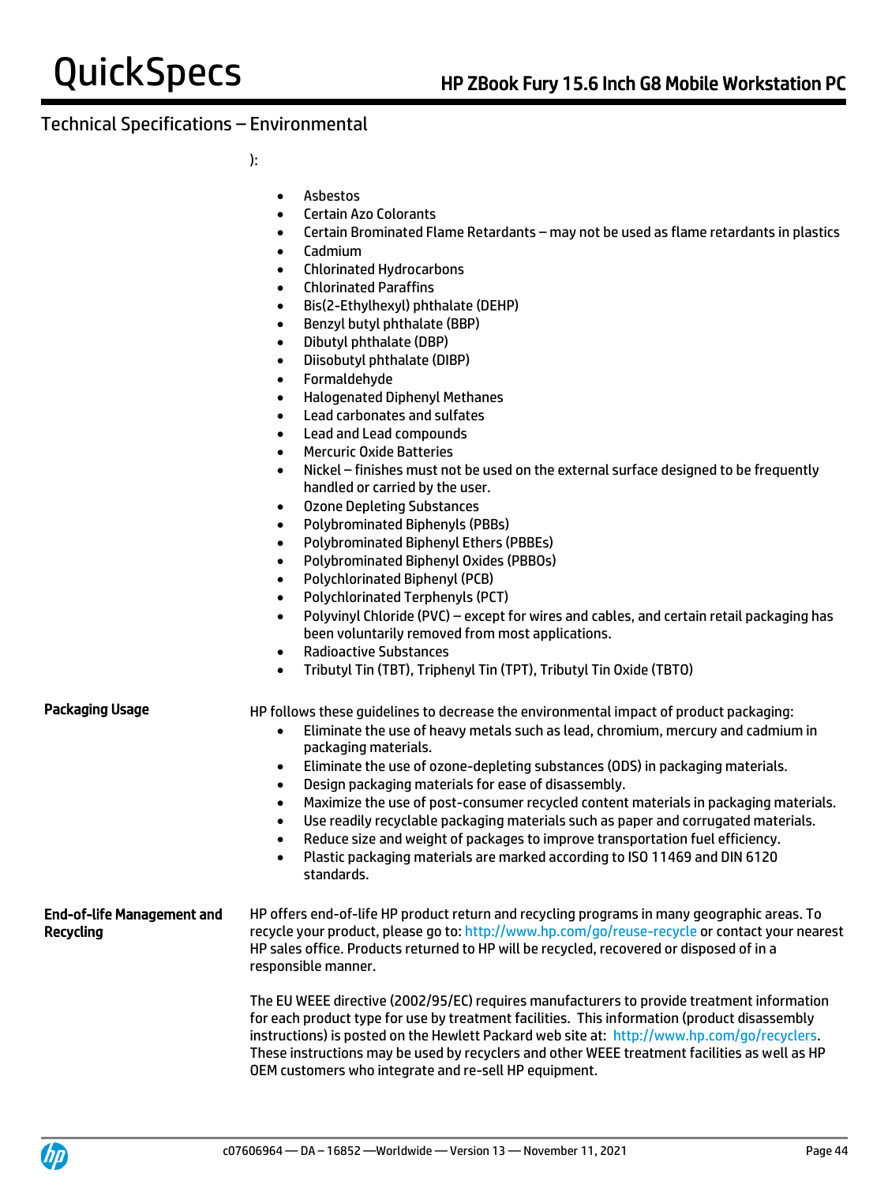## Technical Specifications – Environmental

):

- Asbestos
- Certain Azo Colorants
- Certain Brominated Flame Retardants – may not be used as flame retardants in plastics
- Cadmium
- Chlorinated Hydrocarbons
- Chlorinated Paraffins
- Bis(2-Ethylhexyl) phthalate (DEHP)
- Benzyl butyl phthalate (BBP)
- Dibutyl phthalate (DBP)
- Diisobutyl phthalate (DIBP)
- Formaldehyde
- Halogenated Diphenyl Methanes
- Lead carbonates and sulfates
- Lead and Lead compounds
- Mercuric Oxide Batteries
- Nickel – finishes must not be used on the external surface designed to be frequently handled or carried by the user.
- Ozone Depleting Substances
- Polybrominated Biphenyls (PBBs)
- Polybrominated Biphenyl Ethers (PBBEs)
- Polybrominated Biphenyl Oxides (PBBOs)
- Polychlorinated Biphenyl (PCB)
- Polychlorinated Terphenyls (PCT)
- Polyvinyl Chloride (PVC) – except for wires and cables, and certain retail packaging has been voluntarily removed from most applications.
- Radioactive Substances
- Tributyl Tin (TBT), Triphenyl Tin (TPT), Tributyl Tin Oxide (TBTO)

**Packaging Usage**

HP follows these guidelines to decrease the environmental impact of product packaging:

- Eliminate the use of heavy metals such as lead, chromium, mercury and cadmium in packaging materials.
- Eliminate the use of ozone-depleting substances (ODS) in packaging materials.
- Design packaging materials for ease of disassembly.
- Maximize the use of post-consumer recycled content materials in packaging materials.
- Use readily recyclable packaging materials such as paper and corrugated materials.
- Reduce size and weight of packages to improve transportation fuel efficiency.
- Plastic packaging materials are marked according to ISO 11469 and DIN 6120 standards.

**End-of-life Management and Recycling**

HP offers end-of-life HP product return and recycling programs in many geographic areas. To recycle your product, please go to: http://www.hp.com/go/reuse-recycle or contact your nearest HP sales office. Products returned to HP will be recycled, recovered or disposed of in a responsible manner.

The EU WEEE directive (2002/95/EC) requires manufacturers to provide treatment information for each product type for use by treatment facilities. This information (product disassembly instructions) is posted on the Hewlett Packard web site at: http://www.hp.com/go/recyclers. These instructions may be used by recyclers and other WEEE treatment facilities as well as HP OEM customers who integrate and re-sell HP equipment.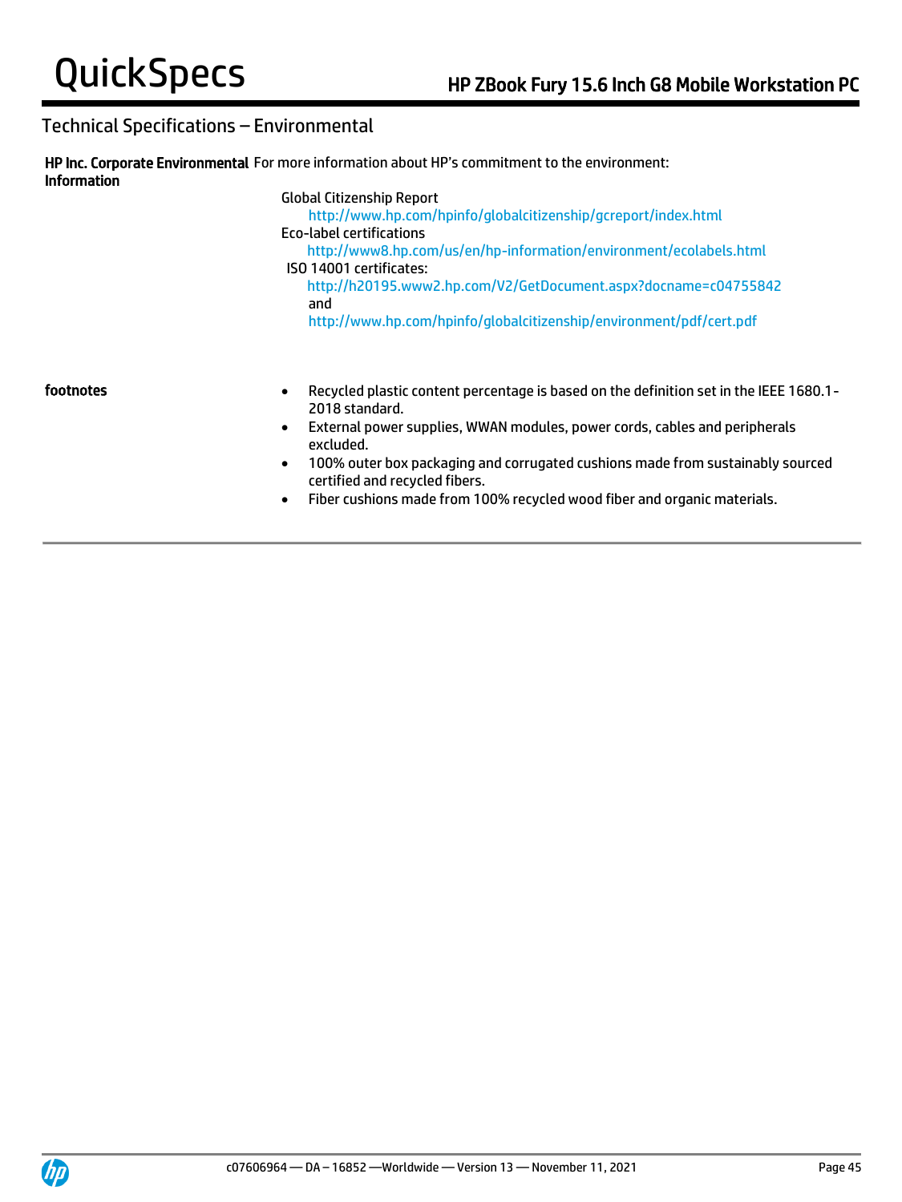## Technical Specifications – Environmental

| | |
|---|---|
| **HP Inc. Corporate Environmental Information** | For more information about HP's commitment to the environment:<br><br>Global Citizenship Report<br>http://www.hp.com/hpinfo/globalcitizenship/gcreport/index.html<br>Eco-label certifications<br>http://www8.hp.com/us/en/hp-information/environment/ecolabels.html<br>ISO 14001 certificates:<br>http://h20195.www2.hp.com/V2/GetDocument.aspx?docname=c04755842<br>and<br>http://www.hp.com/hpinfo/globalcitizenship/environment/pdf/cert.pdf |
| **footnotes** | • Recycled plastic content percentage is based on the definition set in the IEEE 1680.1-2018 standard.<br>• External power supplies, WWAN modules, power cords, cables and peripherals excluded.<br>• 100% outer box packaging and corrugated cushions made from sustainably sourced certified and recycled fibers.<br>• Fiber cushions made from 100% recycled wood fiber and organic materials. |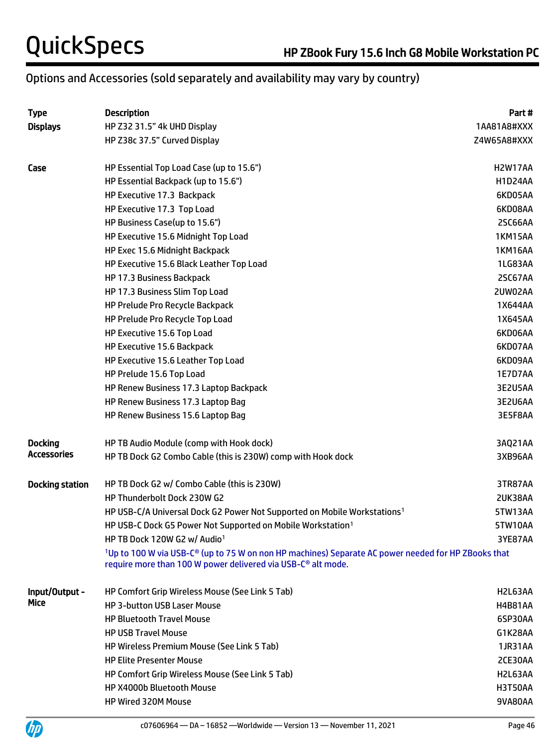## Options and Accessories (sold separately and availability may vary by country)

| Type | Description | Part # |
|---|---|---|
| **Displays** | HP Z32 31.5" 4k UHD Display | 1AA81A8#XXX |
| | HP Z38c 37.5" Curved Display | Z4W65A8#XXX |
| **Case** | HP Essential Top Load Case (up to 15.6") | H2W17AA |
| | HP Essential Backpack (up to 15.6") | H1D24AA |
| | HP Executive 17.3 Backpack | 6KD05AA |
| | HP Executive 17.3 Top Load | 6KD08AA |
| | HP Business Case(up to 15.6") | 2SC66AA |
| | HP Executive 15.6 Midnight Top Load | 1KM15AA |
| | HP Exec 15.6 Midnight Backpack | 1KM16AA |
| | HP Executive 15.6 Black Leather Top Load | 1LG83AA |
| | HP 17.3 Business Backpack | 2SC67AA |
| | HP 17.3 Business Slim Top Load | 2UW02AA |
| | HP Prelude Pro Recycle Backpack | 1X644AA |
| | HP Prelude Pro Recycle Top Load | 1X645AA |
| | HP Executive 15.6 Top Load | 6KD06AA |
| | HP Executive 15.6 Backpack | 6KD07AA |
| | HP Executive 15.6 Leather Top Load | 6KD09AA |
| | HP Prelude 15.6 Top Load | 1E7D7AA |
| | HP Renew Business 17.3 Laptop Backpack | 3E2U5AA |
| | HP Renew Business 17.3 Laptop Bag | 3E2U6AA |
| | HP Renew Business 15.6 Laptop Bag | 3E5F8AA |
| **Docking Accessories** | HP TB Audio Module (comp with Hook dock) | 3AQ21AA |
| | HP TB Dock G2 Combo Cable (this is 230W) comp with Hook dock | 3XB96AA |
| **Docking station** | HP TB Dock G2 w/ Combo Cable (this is 230W) | 3TR87AA |
| | HP Thunderbolt Dock 230W G2 | 2UK38AA |
| | HP USB-C/A Universal Dock G2 Power Not Supported on Mobile Workstations[1] | 5TW13AA |
| | HP USB-C Dock G5 Power Not Supported on Mobile Workstation[1] | 5TW10AA |
| | HP TB Dock 120W G2 w/ Audio[1] | 3YE87AA |
| | [1]Up to 100 W via USB-C® (up to 75 W on non HP machines) Separate AC power needed for HP ZBooks that require more than 100 W power delivered via USB-C® alt mode. | |
| **Input/Output - Mice** | HP Comfort Grip Wireless Mouse (See Link 5 Tab) | H2L63AA |
| | HP 3-button USB Laser Mouse | H4B81AA |
| | HP Bluetooth Travel Mouse | 6SP30AA |
| | HP USB Travel Mouse | G1K28AA |
| | HP Wireless Premium Mouse (See Link 5 Tab) | 1JR31AA |
| | HP Elite Presenter Mouse | 2CE30AA |
| | HP Comfort Grip Wireless Mouse (See Link 5 Tab) | H2L63AA |
| | HP X4000b Bluetooth Mouse | H3T50AA |
| | HP Wired 320M Mouse | 9VA80AA |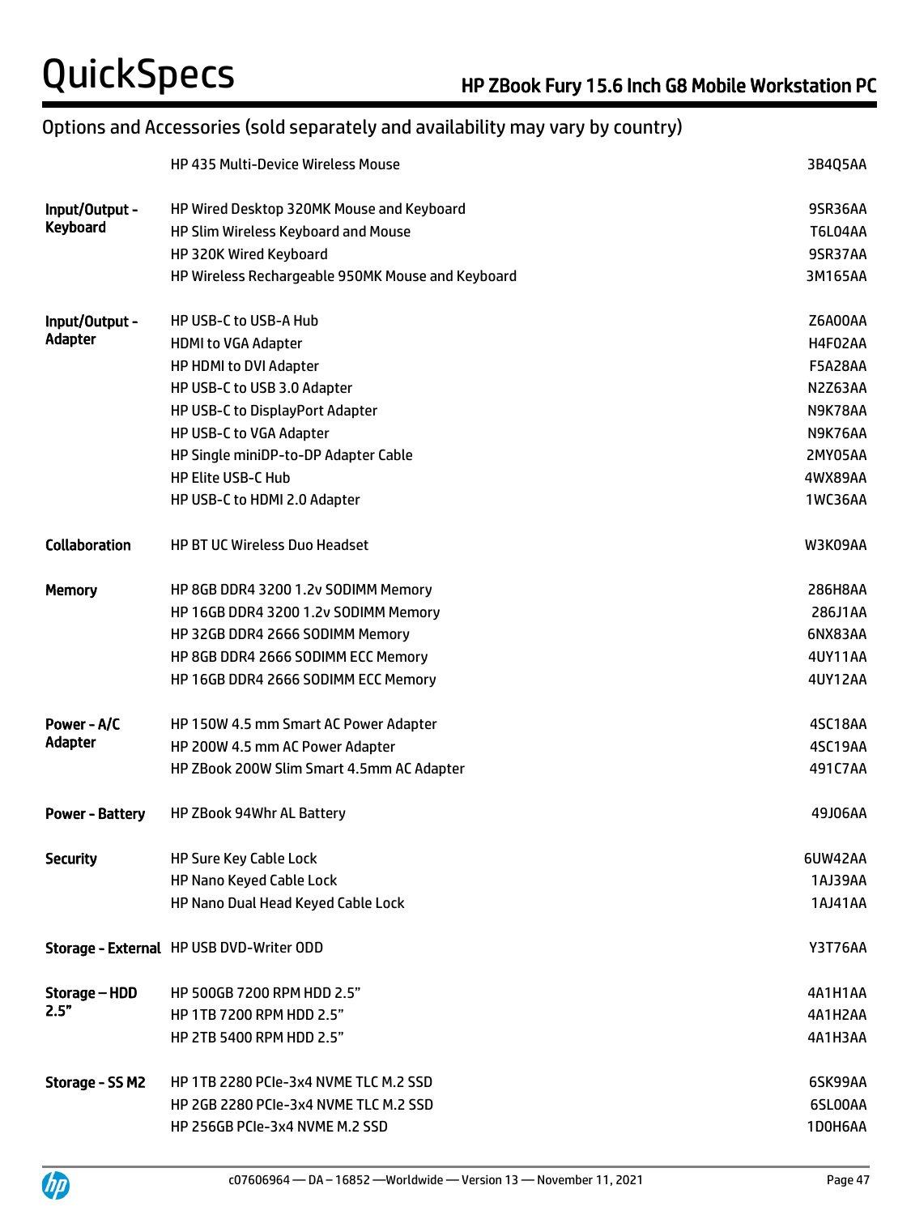## Options and Accessories (sold separately and availability may vary by country)

| Category | Description | Part Number |
|---|---|---|
| | HP 435 Multi-Device Wireless Mouse | 3B4Q5AA |
| **Input/Output - Keyboard** | HP Wired Desktop 320MK Mouse and Keyboard | 9SR36AA |
| | HP Slim Wireless Keyboard and Mouse | T6L04AA |
| | HP 320K Wired Keyboard | 9SR37AA |
| | HP Wireless Rechargeable 950MK Mouse and Keyboard | 3M165AA |
| **Input/Output - Adapter** | HP USB-C to USB-A Hub | Z6A00AA |
| | HDMI to VGA Adapter | H4F02AA |
| | HP HDMI to DVI Adapter | F5A28AA |
| | HP USB-C to USB 3.0 Adapter | N2Z63AA |
| | HP USB-C to DisplayPort Adapter | N9K78AA |
| | HP USB-C to VGA Adapter | N9K76AA |
| | HP Single miniDP-to-DP Adapter Cable | 2MY05AA |
| | HP Elite USB-C Hub | 4WX89AA |
| | HP USB-C to HDMI 2.0 Adapter | 1WC36AA |
| **Collaboration** | HP BT UC Wireless Duo Headset | W3K09AA |
| **Memory** | HP 8GB DDR4 3200 1.2v SODIMM Memory | 286H8AA |
| | HP 16GB DDR4 3200 1.2v SODIMM Memory | 286J1AA |
| | HP 32GB DDR4 2666 SODIMM Memory | 6NX83AA |
| | HP 8GB DDR4 2666 SODIMM ECC Memory | 4UY11AA |
| | HP 16GB DDR4 2666 SODIMM ECC Memory | 4UY12AA |
| **Power - A/C Adapter** | HP 150W 4.5 mm Smart AC Power Adapter | 4SC18AA |
| | HP 200W 4.5 mm AC Power Adapter | 4SC19AA |
| | HP ZBook 200W Slim Smart 4.5mm AC Adapter | 491C7AA |
| **Power - Battery** | HP ZBook 94Whr AL Battery | 49J06AA |
| **Security** | HP Sure Key Cable Lock | 6UW42AA |
| | HP Nano Keyed Cable Lock | 1AJ39AA |
| | HP Nano Dual Head Keyed Cable Lock | 1AJ41AA |
| **Storage - External** | HP USB DVD-Writer ODD | Y3T76AA |
| **Storage – HDD 2.5"** | HP 500GB 7200 RPM HDD 2.5" | 4A1H1AA |
| | HP 1TB 7200 RPM HDD 2.5" | 4A1H2AA |
| | HP 2TB 5400 RPM HDD 2.5" | 4A1H3AA |
| **Storage - SS M2** | HP 1TB 2280 PCIe-3x4 NVME TLC M.2 SSD | 6SK99AA |
| | HP 2GB 2280 PCIe-3x4 NVME TLC M.2 SSD | 6SL00AA |
| | HP 256GB PCIe-3x4 NVME M.2 SSD | 1D0H6AA |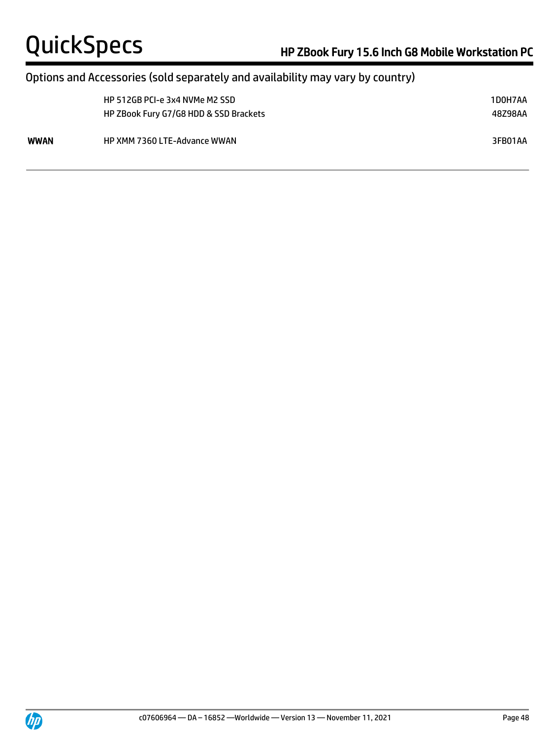## Options and Accessories (sold separately and availability may vary by country)

| | | |
|---|---|---|
| | HP 512GB PCI-e 3x4 NVMe M2 SSD | 1D0H7AA |
| | HP ZBook Fury G7/G8 HDD & SSD Brackets | 48Z98AA |
| **WWAN** | HP XMM 7360 LTE-Advance WWAN | 3FB01AA |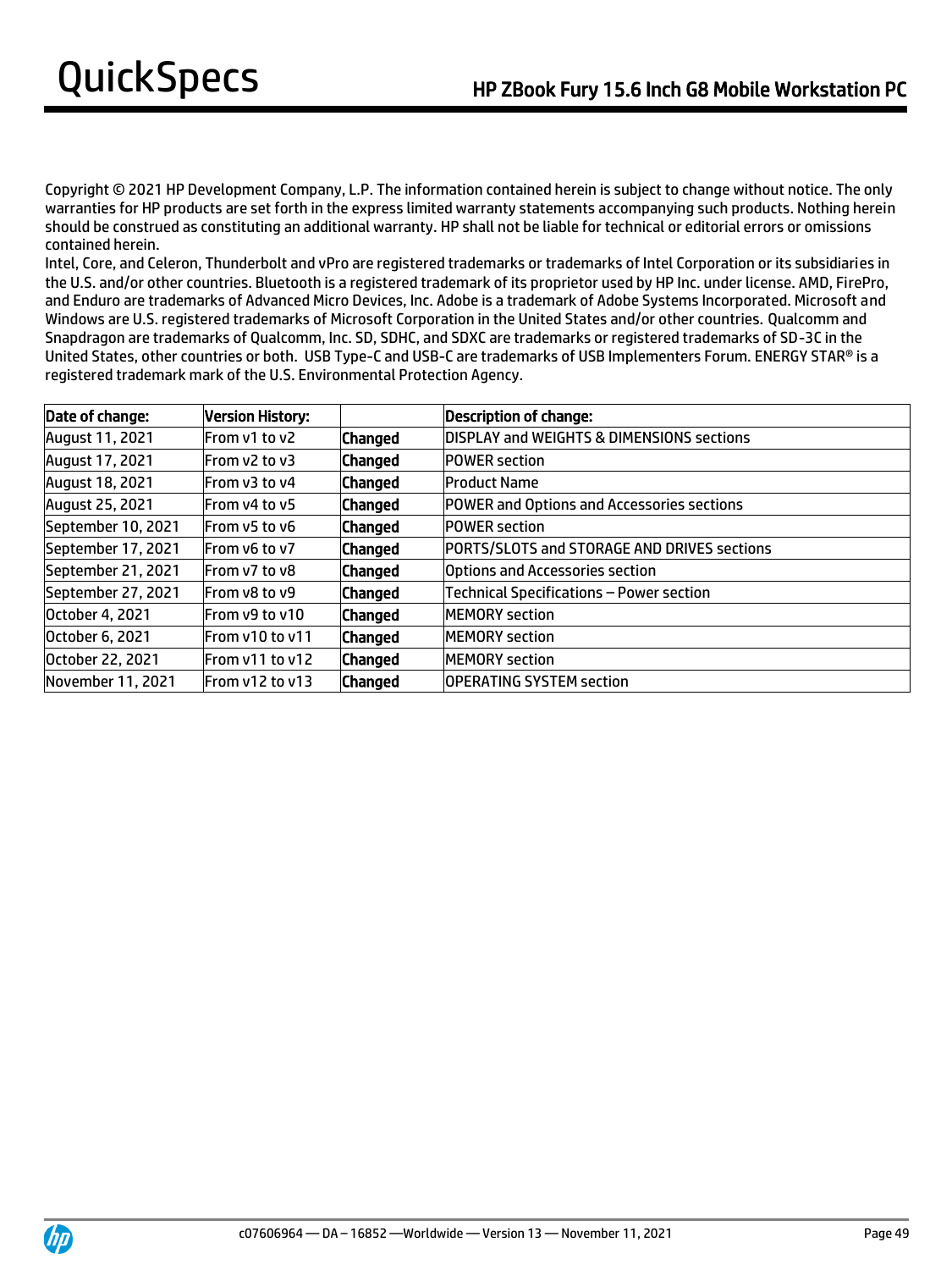Copyright © 2021 HP Development Company, L.P. The information contained herein is subject to change without notice. The only warranties for HP products are set forth in the express limited warranty statements accompanying such products. Nothing herein should be construed as constituting an additional warranty. HP shall not be liable for technical or editorial errors or omissions contained herein.

Intel, Core, and Celeron, Thunderbolt and vPro are registered trademarks or trademarks of Intel Corporation or its subsidiaries in the U.S. and/or other countries. Bluetooth is a registered trademark of its proprietor used by HP Inc. under license. AMD, FirePro, and Enduro are trademarks of Advanced Micro Devices, Inc. Adobe is a trademark of Adobe Systems Incorporated. Microsoft and Windows are U.S. registered trademarks of Microsoft Corporation in the United States and/or other countries. Qualcomm and Snapdragon are trademarks of Qualcomm, Inc. SD, SDHC, and SDXC are trademarks or registered trademarks of SD-3C in the United States, other countries or both. USB Type-C and USB-C are trademarks of USB Implementers Forum. ENERGY STAR® is a registered trademark mark of the U.S. Environmental Protection Agency.

| Date of change: | Version History: | | Description of change: |
|---|---|---|---|
| August 11, 2021 | From v1 to v2 | **Changed** | DISPLAY and WEIGHTS & DIMENSIONS sections |
| August 17, 2021 | From v2 to v3 | **Changed** | POWER section |
| August 18, 2021 | From v3 to v4 | **Changed** | Product Name |
| August 25, 2021 | From v4 to v5 | **Changed** | POWER and Options and Accessories sections |
| September 10, 2021 | From v5 to v6 | **Changed** | POWER section |
| September 17, 2021 | From v6 to v7 | **Changed** | PORTS/SLOTS and STORAGE AND DRIVES sections |
| September 21, 2021 | From v7 to v8 | **Changed** | Options and Accessories section |
| September 27, 2021 | From v8 to v9 | **Changed** | Technical Specifications – Power section |
| October 4, 2021 | From v9 to v10 | **Changed** | MEMORY section |
| October 6, 2021 | From v10 to v11 | **Changed** | MEMORY section |
| October 22, 2021 | From v11 to v12 | **Changed** | MEMORY section |
| November 11, 2021 | From v12 to v13 | **Changed** | OPERATING SYSTEM section |